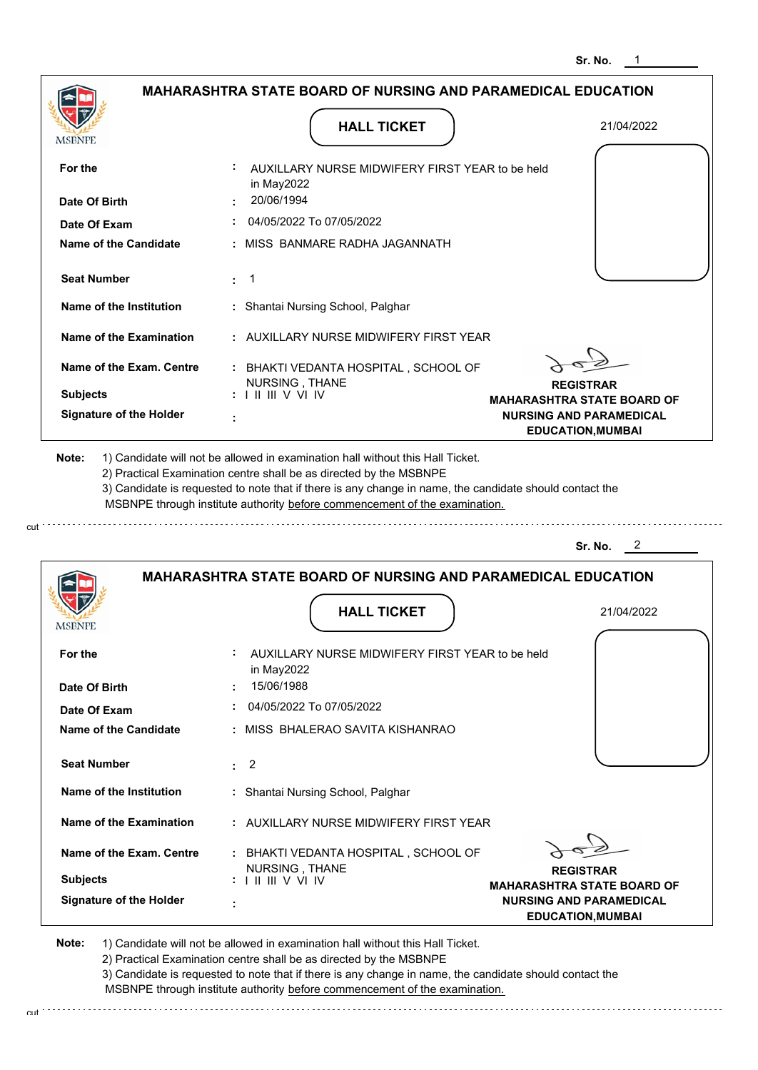Sr. No. 1

## MAHARASHTRA STATE BOARD OF NURSING AND PARAMEDICAL EDUCATION

MSBNPE

**HALL TICKET**

21/04/2022

| | | |
|---|---|---|
| **For the** | : | AUXILLARY NURSE MIDWIFERY FIRST YEAR to be held in May2022 |
| **Date Of Birth** | : | 20/06/1994 |
| **Date Of Exam** | : | 04/05/2022 To 07/05/2022 |
| **Name of the Candidate** | : | MISS BANMARE RADHA JAGANNATH |
| **Seat Number** | : | 1 |
| **Name of the Institution** | : | Shantai Nursing School, Palghar |
| **Name of the Examination** | : | AUXILLARY NURSE MIDWIFERY FIRST YEAR |
| **Name of the Exam. Centre** | : | BHAKTI VEDANTA HOSPITAL , SCHOOL OF NURSING , THANE |
| **Subjects** | : | I II III V VI IV |
| **Signature of the Holder** | : | |

**REGISTRAR**
**MAHARASHTRA STATE BOARD OF NURSING AND PARAMEDICAL EDUCATION,MUMBAI**

**Note:**
1) Candidate will not be allowed in examination hall without this Hall Ticket.
2) Practical Examination centre shall be as directed by the MSBNPE
3) Candidate is requested to note that if there is any change in name, the candidate should contact the MSBNPE through institute authority before commencement of the examination.

cut

Sr. No. 2

## MAHARASHTRA STATE BOARD OF NURSING AND PARAMEDICAL EDUCATION

MSBNPE

**HALL TICKET**

21/04/2022

| | | |
|---|---|---|
| **For the** | : | AUXILLARY NURSE MIDWIFERY FIRST YEAR to be held in May2022 |
| **Date Of Birth** | : | 15/06/1988 |
| **Date Of Exam** | : | 04/05/2022 To 07/05/2022 |
| **Name of the Candidate** | : | MISS BHALERAO SAVITA KISHANRAO |
| **Seat Number** | : | 2 |
| **Name of the Institution** | : | Shantai Nursing School, Palghar |
| **Name of the Examination** | : | AUXILLARY NURSE MIDWIFERY FIRST YEAR |
| **Name of the Exam. Centre** | : | BHAKTI VEDANTA HOSPITAL , SCHOOL OF NURSING , THANE |
| **Subjects** | : | I II III V VI IV |
| **Signature of the Holder** | : | |

**REGISTRAR**
**MAHARASHTRA STATE BOARD OF NURSING AND PARAMEDICAL EDUCATION,MUMBAI**

**Note:**
1) Candidate will not be allowed in examination hall without this Hall Ticket.
2) Practical Examination centre shall be as directed by the MSBNPE
3) Candidate is requested to note that if there is any change in name, the candidate should contact the MSBNPE through institute authority before commencement of the examination.

cut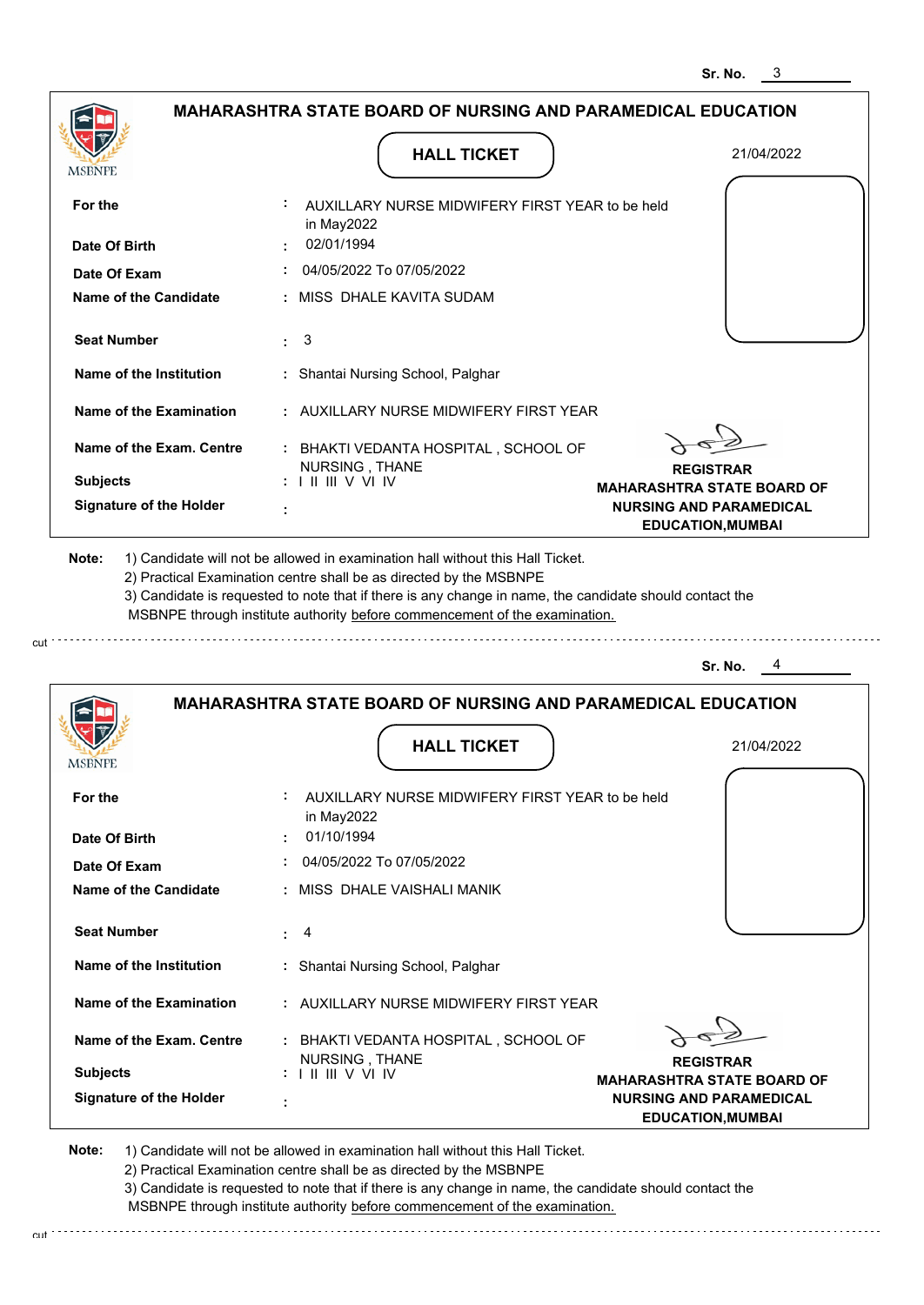Sr. No. 3

## MAHARASHTRA STATE BOARD OF NURSING AND PARAMEDICAL EDUCATION

MSBNPE

### HALL TICKET

21/04/2022

| | | |
|---|---|---|
| **For the** | : | AUXILLARY NURSE MIDWIFERY FIRST YEAR to be held in May2022 |
| **Date Of Birth** | : | 02/01/1994 |
| **Date Of Exam** | : | 04/05/2022 To 07/05/2022 |
| **Name of the Candidate** | : | MISS DHALE KAVITA SUDAM |
| **Seat Number** | : | 3 |
| **Name of the Institution** | : | Shantai Nursing School, Palghar |
| **Name of the Examination** | : | AUXILLARY NURSE MIDWIFERY FIRST YEAR |
| **Name of the Exam. Centre** | : | BHAKTI VEDANTA HOSPITAL , SCHOOL OF NURSING , THANE |
| **Subjects** | : | I II III V VI IV |
| **Signature of the Holder** | : | |

**REGISTRAR**
**MAHARASHTRA STATE BOARD OF NURSING AND PARAMEDICAL EDUCATION,MUMBAI**

**Note:** 1) Candidate will not be allowed in examination hall without this Hall Ticket.
2) Practical Examination centre shall be as directed by the MSBNPE
3) Candidate is requested to note that if there is any change in name, the candidate should contact the MSBNPE through institute authority before commencement of the examination.

cut

Sr. No. 4

## MAHARASHTRA STATE BOARD OF NURSING AND PARAMEDICAL EDUCATION

MSBNPE

### HALL TICKET

21/04/2022

| | | |
|---|---|---|
| **For the** | : | AUXILLARY NURSE MIDWIFERY FIRST YEAR to be held in May2022 |
| **Date Of Birth** | : | 01/10/1994 |
| **Date Of Exam** | : | 04/05/2022 To 07/05/2022 |
| **Name of the Candidate** | : | MISS DHALE VAISHALI MANIK |
| **Seat Number** | : | 4 |
| **Name of the Institution** | : | Shantai Nursing School, Palghar |
| **Name of the Examination** | : | AUXILLARY NURSE MIDWIFERY FIRST YEAR |
| **Name of the Exam. Centre** | : | BHAKTI VEDANTA HOSPITAL , SCHOOL OF NURSING , THANE |
| **Subjects** | : | I II III V VI IV |
| **Signature of the Holder** | : | |

**REGISTRAR**
**MAHARASHTRA STATE BOARD OF NURSING AND PARAMEDICAL EDUCATION,MUMBAI**

**Note:** 1) Candidate will not be allowed in examination hall without this Hall Ticket.
2) Practical Examination centre shall be as directed by the MSBNPE
3) Candidate is requested to note that if there is any change in name, the candidate should contact the MSBNPE through institute authority before commencement of the examination.

cut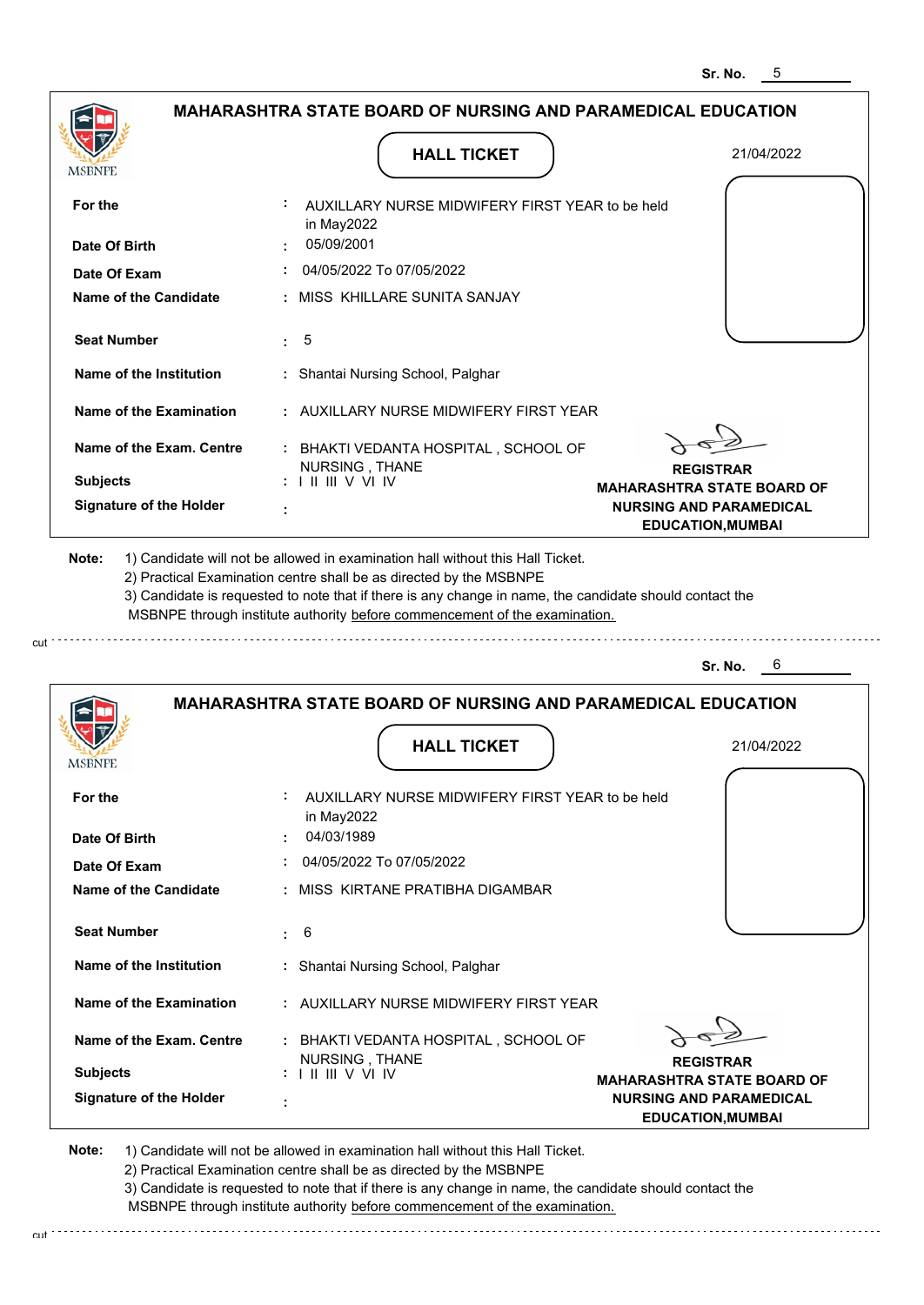Sr. No. 5

# MAHARASHTRA STATE BOARD OF NURSING AND PARAMEDICAL EDUCATION

MSBNPE

## HALL TICKET

21/04/2022

| | |
|---|---|
| **For the** | : AUXILLARY NURSE MIDWIFERY FIRST YEAR to be held in May2022 |
| **Date Of Birth** | : 05/09/2001 |
| **Date Of Exam** | : 04/05/2022 To 07/05/2022 |
| **Name of the Candidate** | : MISS KHILLARE SUNITA SANJAY |
| **Seat Number** | : 5 |
| **Name of the Institution** | : Shantai Nursing School, Palghar |
| **Name of the Examination** | : AUXILLARY NURSE MIDWIFERY FIRST YEAR |
| **Name of the Exam. Centre** | : BHAKTI VEDANTA HOSPITAL , SCHOOL OF NURSING , THANE |
| **Subjects** | : I II III V VI IV |
| **Signature of the Holder** | : |

**REGISTRAR**
**MAHARASHTRA STATE BOARD OF NURSING AND PARAMEDICAL EDUCATION,MUMBAI**

**Note:** 1) Candidate will not be allowed in examination hall without this Hall Ticket.
2) Practical Examination centre shall be as directed by the MSBNPE
3) Candidate is requested to note that if there is any change in name, the candidate should contact the MSBNPE through institute authority before commencement of the examination.

cut

Sr. No. 6

# MAHARASHTRA STATE BOARD OF NURSING AND PARAMEDICAL EDUCATION

MSBNPE

## HALL TICKET

21/04/2022

| | |
|---|---|
| **For the** | : AUXILLARY NURSE MIDWIFERY FIRST YEAR to be held in May2022 |
| **Date Of Birth** | : 04/03/1989 |
| **Date Of Exam** | : 04/05/2022 To 07/05/2022 |
| **Name of the Candidate** | : MISS KIRTANE PRATIBHA DIGAMBAR |
| **Seat Number** | : 6 |
| **Name of the Institution** | : Shantai Nursing School, Palghar |
| **Name of the Examination** | : AUXILLARY NURSE MIDWIFERY FIRST YEAR |
| **Name of the Exam. Centre** | : BHAKTI VEDANTA HOSPITAL , SCHOOL OF NURSING , THANE |
| **Subjects** | : I II III V VI IV |
| **Signature of the Holder** | : |

**REGISTRAR**
**MAHARASHTRA STATE BOARD OF NURSING AND PARAMEDICAL EDUCATION,MUMBAI**

**Note:** 1) Candidate will not be allowed in examination hall without this Hall Ticket.
2) Practical Examination centre shall be as directed by the MSBNPE
3) Candidate is requested to note that if there is any change in name, the candidate should contact the MSBNPE through institute authority before commencement of the examination.

cut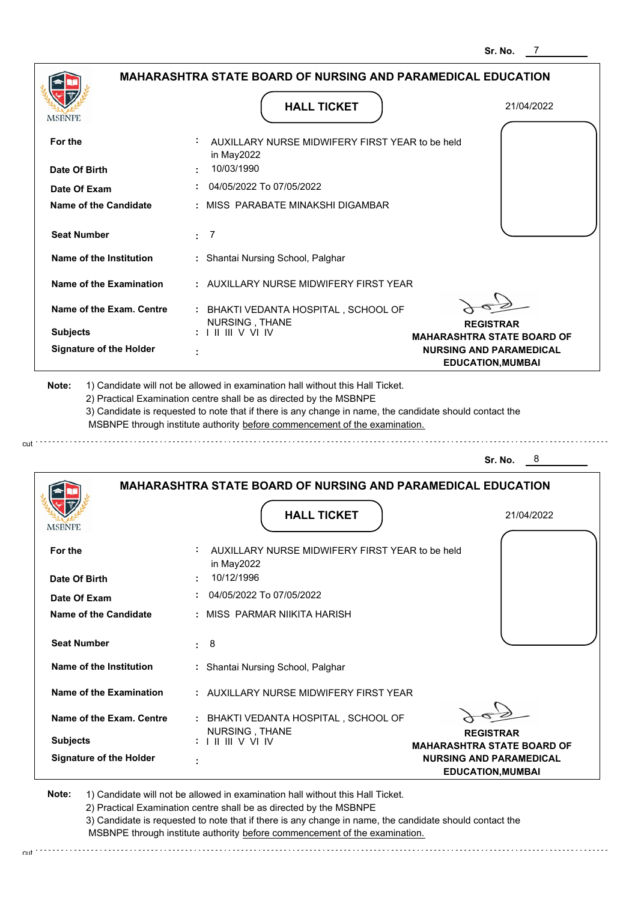Sr. No. 7

## MAHARASHTRA STATE BOARD OF NURSING AND PARAMEDICAL EDUCATION

MSBNPE

### HALL TICKET

21/04/2022

| | | |
|---|---|---|
| **For the** | : | AUXILLARY NURSE MIDWIFERY FIRST YEAR to be held in May2022 |
| **Date Of Birth** | : | 10/03/1990 |
| **Date Of Exam** | : | 04/05/2022 To 07/05/2022 |
| **Name of the Candidate** | : | MISS PARABATE MINAKSHI DIGAMBAR |
| **Seat Number** | : | 7 |
| **Name of the Institution** | : | Shantai Nursing School, Palghar |
| **Name of the Examination** | : | AUXILLARY NURSE MIDWIFERY FIRST YEAR |
| **Name of the Exam. Centre** | : | BHAKTI VEDANTA HOSPITAL , SCHOOL OF NURSING , THANE |
| **Subjects** | : | I II III V VI IV |
| **Signature of the Holder** | : | |

**REGISTRAR**
**MAHARASHTRA STATE BOARD OF NURSING AND PARAMEDICAL EDUCATION,MUMBAI**

**Note:** 1) Candidate will not be allowed in examination hall without this Hall Ticket.
2) Practical Examination centre shall be as directed by the MSBNPE
3) Candidate is requested to note that if there is any change in name, the candidate should contact the MSBNPE through institute authority before commencement of the examination.

cut

Sr. No. 8

## MAHARASHTRA STATE BOARD OF NURSING AND PARAMEDICAL EDUCATION

MSBNPE

### HALL TICKET

21/04/2022

| | | |
|---|---|---|
| **For the** | : | AUXILLARY NURSE MIDWIFERY FIRST YEAR to be held in May2022 |
| **Date Of Birth** | : | 10/12/1996 |
| **Date Of Exam** | : | 04/05/2022 To 07/05/2022 |
| **Name of the Candidate** | : | MISS PARMAR NIIKITA HARISH |
| **Seat Number** | : | 8 |
| **Name of the Institution** | : | Shantai Nursing School, Palghar |
| **Name of the Examination** | : | AUXILLARY NURSE MIDWIFERY FIRST YEAR |
| **Name of the Exam. Centre** | : | BHAKTI VEDANTA HOSPITAL , SCHOOL OF NURSING , THANE |
| **Subjects** | : | I II III V VI IV |
| **Signature of the Holder** | : | |

**REGISTRAR**
**MAHARASHTRA STATE BOARD OF NURSING AND PARAMEDICAL EDUCATION,MUMBAI**

**Note:** 1) Candidate will not be allowed in examination hall without this Hall Ticket.
2) Practical Examination centre shall be as directed by the MSBNPE
3) Candidate is requested to note that if there is any change in name, the candidate should contact the MSBNPE through institute authority before commencement of the examination.

cut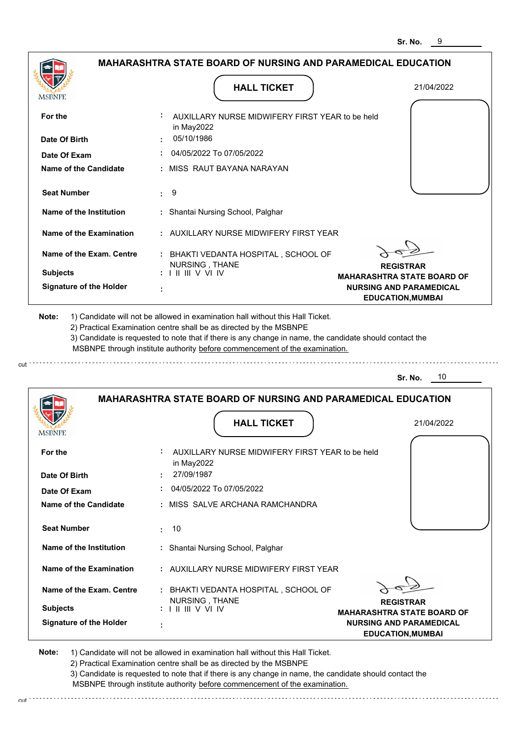Sr. No. 9

## MAHARASHTRA STATE BOARD OF NURSING AND PARAMEDICAL EDUCATION

MSBNPE

### HALL TICKET

21/04/2022

| | | |
|---|---|---|
| **For the** | : | AUXILLARY NURSE MIDWIFERY FIRST YEAR to be held in May2022 |
| **Date Of Birth** | : | 05/10/1986 |
| **Date Of Exam** | : | 04/05/2022 To 07/05/2022 |
| **Name of the Candidate** | : | MISS RAUT BAYANA NARAYAN |
| **Seat Number** | : | 9 |
| **Name of the Institution** | : | Shantai Nursing School, Palghar |
| **Name of the Examination** | : | AUXILLARY NURSE MIDWIFERY FIRST YEAR |
| **Name of the Exam. Centre** | : | BHAKTI VEDANTA HOSPITAL , SCHOOL OF NURSING , THANE |
| **Subjects** | : | I II III V VI IV |
| **Signature of the Holder** | : | |

**REGISTRAR**
**MAHARASHTRA STATE BOARD OF NURSING AND PARAMEDICAL EDUCATION,MUMBAI**

**Note:**
1) Candidate will not be allowed in examination hall without this Hall Ticket.
2) Practical Examination centre shall be as directed by the MSBNPE
3) Candidate is requested to note that if there is any change in name, the candidate should contact the MSBNPE through institute authority before commencement of the examination.

cut

Sr. No. 10

## MAHARASHTRA STATE BOARD OF NURSING AND PARAMEDICAL EDUCATION

MSBNPE

### HALL TICKET

21/04/2022

| | | |
|---|---|---|
| **For the** | : | AUXILLARY NURSE MIDWIFERY FIRST YEAR to be held in May2022 |
| **Date Of Birth** | : | 27/09/1987 |
| **Date Of Exam** | : | 04/05/2022 To 07/05/2022 |
| **Name of the Candidate** | : | MISS SALVE ARCHANA RAMCHANDRA |
| **Seat Number** | : | 10 |
| **Name of the Institution** | : | Shantai Nursing School, Palghar |
| **Name of the Examination** | : | AUXILLARY NURSE MIDWIFERY FIRST YEAR |
| **Name of the Exam. Centre** | : | BHAKTI VEDANTA HOSPITAL , SCHOOL OF NURSING , THANE |
| **Subjects** | : | I II III V VI IV |
| **Signature of the Holder** | : | |

**REGISTRAR**
**MAHARASHTRA STATE BOARD OF NURSING AND PARAMEDICAL EDUCATION,MUMBAI**

**Note:**
1) Candidate will not be allowed in examination hall without this Hall Ticket.
2) Practical Examination centre shall be as directed by the MSBNPE
3) Candidate is requested to note that if there is any change in name, the candidate should contact the MSBNPE through institute authority before commencement of the examination.

cut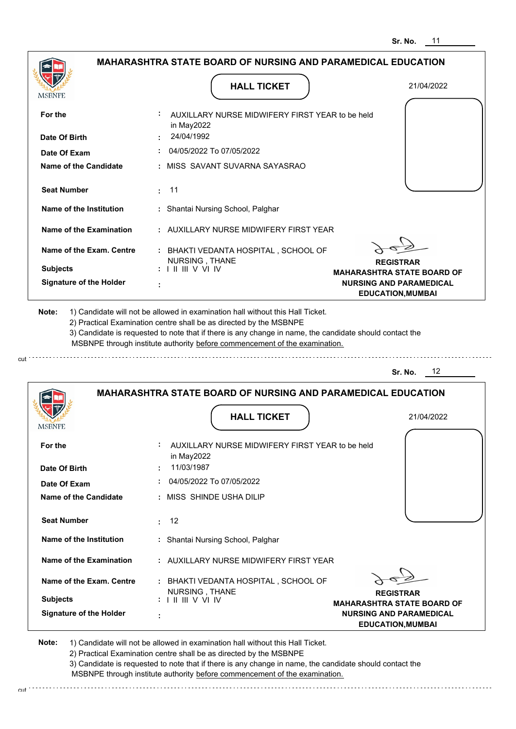Sr. No. 11

## MAHARASHTRA STATE BOARD OF NURSING AND PARAMEDICAL EDUCATION

MSBNPE

**HALL TICKET**

21/04/2022

| | | |
|---|---|---|
| **For the** | : | AUXILLARY NURSE MIDWIFERY FIRST YEAR to be held in May2022 |
| **Date Of Birth** | : | 24/04/1992 |
| **Date Of Exam** | : | 04/05/2022 To 07/05/2022 |
| **Name of the Candidate** | : | MISS SAVANT SUVARNA SAYASRAO |
| **Seat Number** | : | 11 |
| **Name of the Institution** | : | Shantai Nursing School, Palghar |
| **Name of the Examination** | : | AUXILLARY NURSE MIDWIFERY FIRST YEAR |
| **Name of the Exam. Centre** | : | BHAKTI VEDANTA HOSPITAL , SCHOOL OF NURSING , THANE |
| **Subjects** | : | I II III V VI IV |
| **Signature of the Holder** | : | |

**REGISTRAR**
**MAHARASHTRA STATE BOARD OF NURSING AND PARAMEDICAL EDUCATION,MUMBAI**

**Note:** 1) Candidate will not be allowed in examination hall without this Hall Ticket.
2) Practical Examination centre shall be as directed by the MSBNPE
3) Candidate is requested to note that if there is any change in name, the candidate should contact the MSBNPE through institute authority before commencement of the examination.

cut

Sr. No. 12

## MAHARASHTRA STATE BOARD OF NURSING AND PARAMEDICAL EDUCATION

MSBNPE

**HALL TICKET**

21/04/2022

| | | |
|---|---|---|
| **For the** | : | AUXILLARY NURSE MIDWIFERY FIRST YEAR to be held in May2022 |
| **Date Of Birth** | : | 11/03/1987 |
| **Date Of Exam** | : | 04/05/2022 To 07/05/2022 |
| **Name of the Candidate** | : | MISS SHINDE USHA DILIP |
| **Seat Number** | : | 12 |
| **Name of the Institution** | : | Shantai Nursing School, Palghar |
| **Name of the Examination** | : | AUXILLARY NURSE MIDWIFERY FIRST YEAR |
| **Name of the Exam. Centre** | : | BHAKTI VEDANTA HOSPITAL , SCHOOL OF NURSING , THANE |
| **Subjects** | : | I II III V VI IV |
| **Signature of the Holder** | : | |

**REGISTRAR**
**MAHARASHTRA STATE BOARD OF NURSING AND PARAMEDICAL EDUCATION,MUMBAI**

**Note:** 1) Candidate will not be allowed in examination hall without this Hall Ticket.
2) Practical Examination centre shall be as directed by the MSBNPE
3) Candidate is requested to note that if there is any change in name, the candidate should contact the MSBNPE through institute authority before commencement of the examination.

cut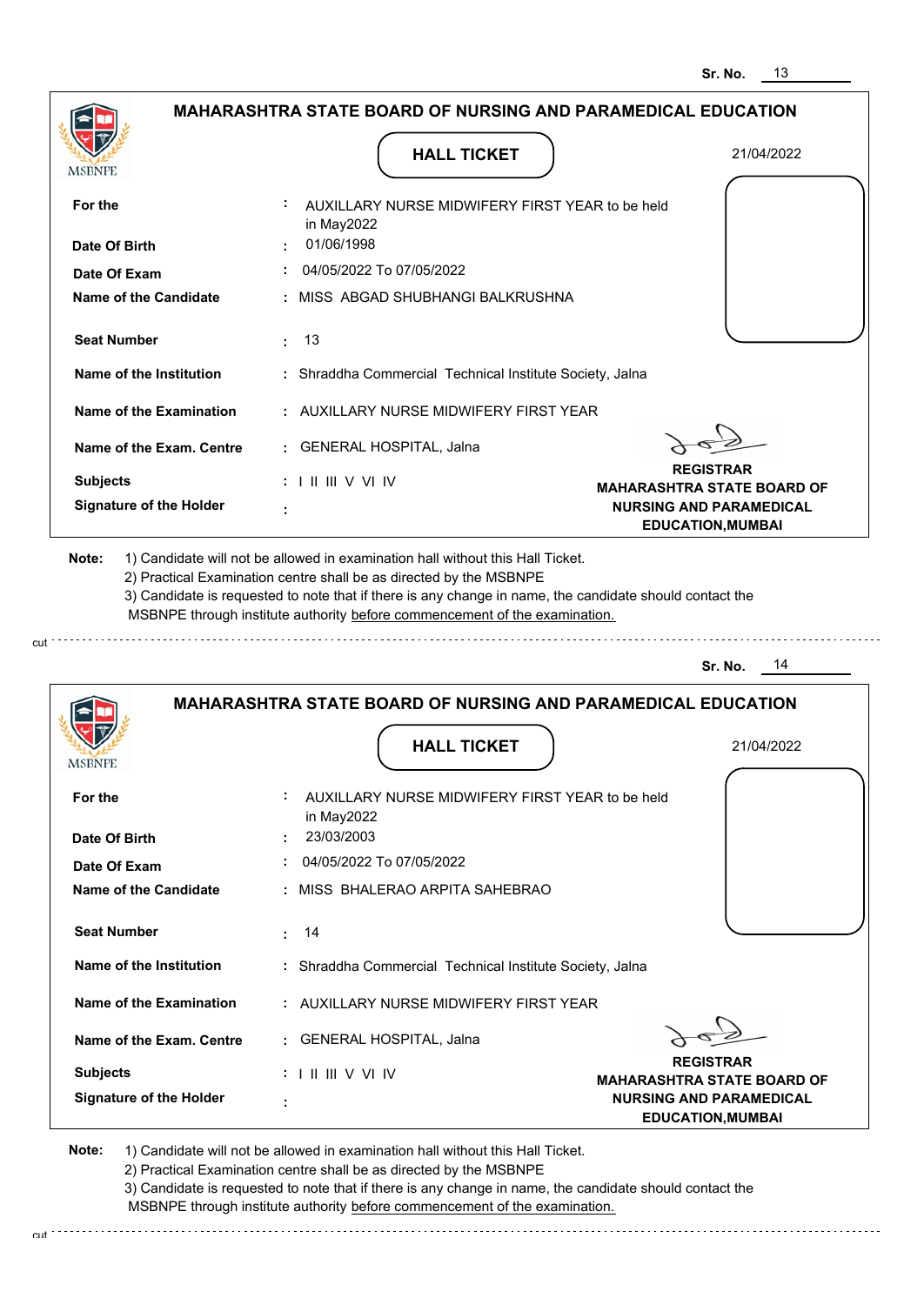Sr. No. 13

## MAHARASHTRA STATE BOARD OF NURSING AND PARAMEDICAL EDUCATION

MSBNPE

### HALL TICKET

21/04/2022

| | |
|---|---|
| **For the** | : AUXILLARY NURSE MIDWIFERY FIRST YEAR to be held in May2022 |
| **Date Of Birth** | : 01/06/1998 |
| **Date Of Exam** | : 04/05/2022 To 07/05/2022 |
| **Name of the Candidate** | : MISS ABGAD SHUBHANGI BALKRUSHNA |
| **Seat Number** | : 13 |
| **Name of the Institution** | : Shraddha Commercial Technical Institute Society, Jalna |
| **Name of the Examination** | : AUXILLARY NURSE MIDWIFERY FIRST YEAR |
| **Name of the Exam. Centre** | : GENERAL HOSPITAL, Jalna |
| **Subjects** | : I II III V VI IV |
| **Signature of the Holder** | : |

**REGISTRAR**
**MAHARASHTRA STATE BOARD OF NURSING AND PARAMEDICAL EDUCATION,MUMBAI**

**Note:** 1) Candidate will not be allowed in examination hall without this Hall Ticket.
2) Practical Examination centre shall be as directed by the MSBNPE
3) Candidate is requested to note that if there is any change in name, the candidate should contact the MSBNPE through institute authority before commencement of the examination.

cut

Sr. No. 14

## MAHARASHTRA STATE BOARD OF NURSING AND PARAMEDICAL EDUCATION

MSBNPE

### HALL TICKET

21/04/2022

| | |
|---|---|
| **For the** | : AUXILLARY NURSE MIDWIFERY FIRST YEAR to be held in May2022 |
| **Date Of Birth** | : 23/03/2003 |
| **Date Of Exam** | : 04/05/2022 To 07/05/2022 |
| **Name of the Candidate** | : MISS BHALERAO ARPITA SAHEBRAO |
| **Seat Number** | : 14 |
| **Name of the Institution** | : Shraddha Commercial Technical Institute Society, Jalna |
| **Name of the Examination** | : AUXILLARY NURSE MIDWIFERY FIRST YEAR |
| **Name of the Exam. Centre** | : GENERAL HOSPITAL, Jalna |
| **Subjects** | : I II III V VI IV |
| **Signature of the Holder** | : |

**REGISTRAR**
**MAHARASHTRA STATE BOARD OF NURSING AND PARAMEDICAL EDUCATION,MUMBAI**

**Note:** 1) Candidate will not be allowed in examination hall without this Hall Ticket.
2) Practical Examination centre shall be as directed by the MSBNPE
3) Candidate is requested to note that if there is any change in name, the candidate should contact the MSBNPE through institute authority before commencement of the examination.

cut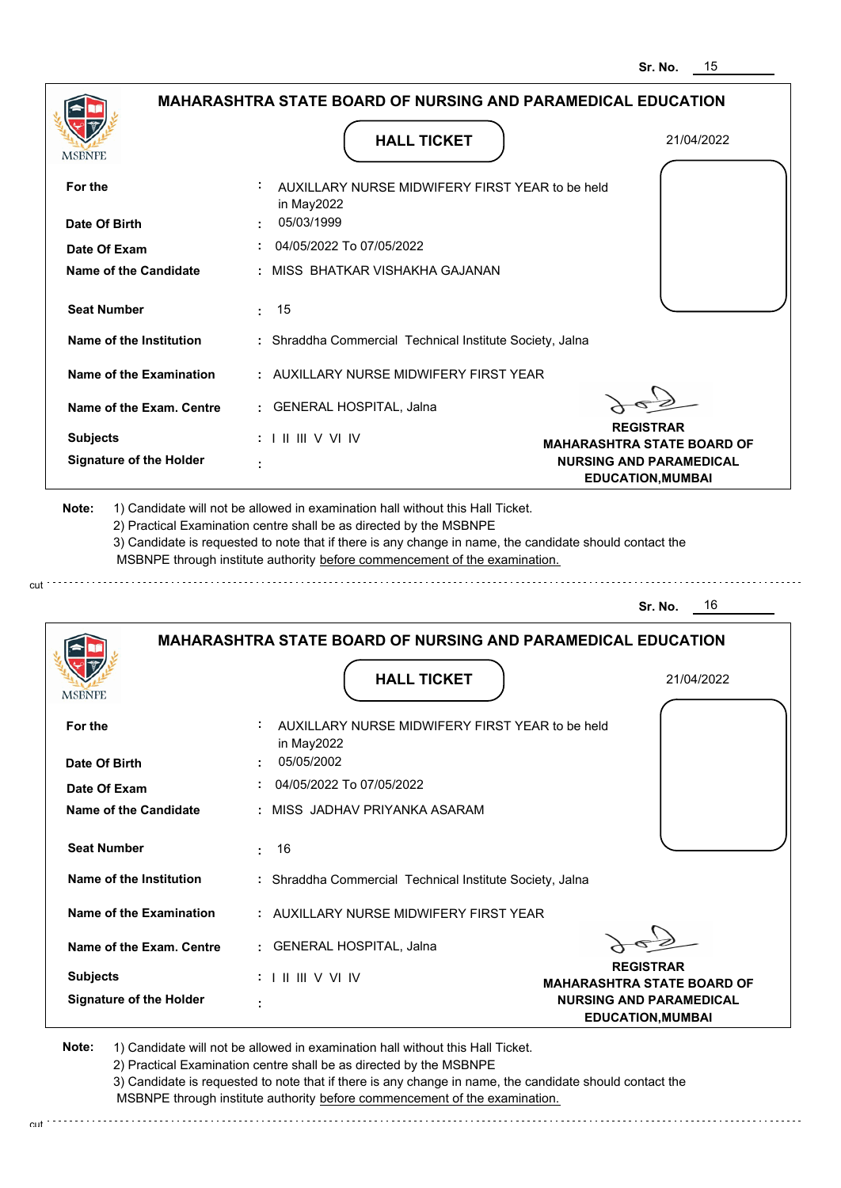Sr. No. 15

## MAHARASHTRA STATE BOARD OF NURSING AND PARAMEDICAL EDUCATION

MSBNPE

### HALL TICKET

21/04/2022

| | | |
|---|---|---|
| **For the** | : | AUXILLARY NURSE MIDWIFERY FIRST YEAR to be held in May2022 |
| **Date Of Birth** | : | 05/03/1999 |
| **Date Of Exam** | : | 04/05/2022 To 07/05/2022 |
| **Name of the Candidate** | : | MISS BHATKAR VISHAKHA GAJANAN |
| **Seat Number** | : | 15 |
| **Name of the Institution** | : | Shraddha Commercial Technical Institute Society, Jalna |
| **Name of the Examination** | : | AUXILLARY NURSE MIDWIFERY FIRST YEAR |
| **Name of the Exam. Centre** | : | GENERAL HOSPITAL, Jalna |
| **Subjects** | : | I II III V VI IV |
| **Signature of the Holder** | : | |

**REGISTRAR**
**MAHARASHTRA STATE BOARD OF NURSING AND PARAMEDICAL EDUCATION,MUMBAI**

**Note:** 1) Candidate will not be allowed in examination hall without this Hall Ticket.
2) Practical Examination centre shall be as directed by the MSBNPE
3) Candidate is requested to note that if there is any change in name, the candidate should contact the MSBNPE through institute authority before commencement of the examination.

cut

---

Sr. No. 16

## MAHARASHTRA STATE BOARD OF NURSING AND PARAMEDICAL EDUCATION

MSBNPE

### HALL TICKET

21/04/2022

| | | |
|---|---|---|
| **For the** | : | AUXILLARY NURSE MIDWIFERY FIRST YEAR to be held in May2022 |
| **Date Of Birth** | : | 05/05/2002 |
| **Date Of Exam** | : | 04/05/2022 To 07/05/2022 |
| **Name of the Candidate** | : | MISS JADHAV PRIYANKA ASARAM |
| **Seat Number** | : | 16 |
| **Name of the Institution** | : | Shraddha Commercial Technical Institute Society, Jalna |
| **Name of the Examination** | : | AUXILLARY NURSE MIDWIFERY FIRST YEAR |
| **Name of the Exam. Centre** | : | GENERAL HOSPITAL, Jalna |
| **Subjects** | : | I II III V VI IV |
| **Signature of the Holder** | : | |

**REGISTRAR**
**MAHARASHTRA STATE BOARD OF NURSING AND PARAMEDICAL EDUCATION,MUMBAI**

**Note:** 1) Candidate will not be allowed in examination hall without this Hall Ticket.
2) Practical Examination centre shall be as directed by the MSBNPE
3) Candidate is requested to note that if there is any change in name, the candidate should contact the MSBNPE through institute authority before commencement of the examination.

cut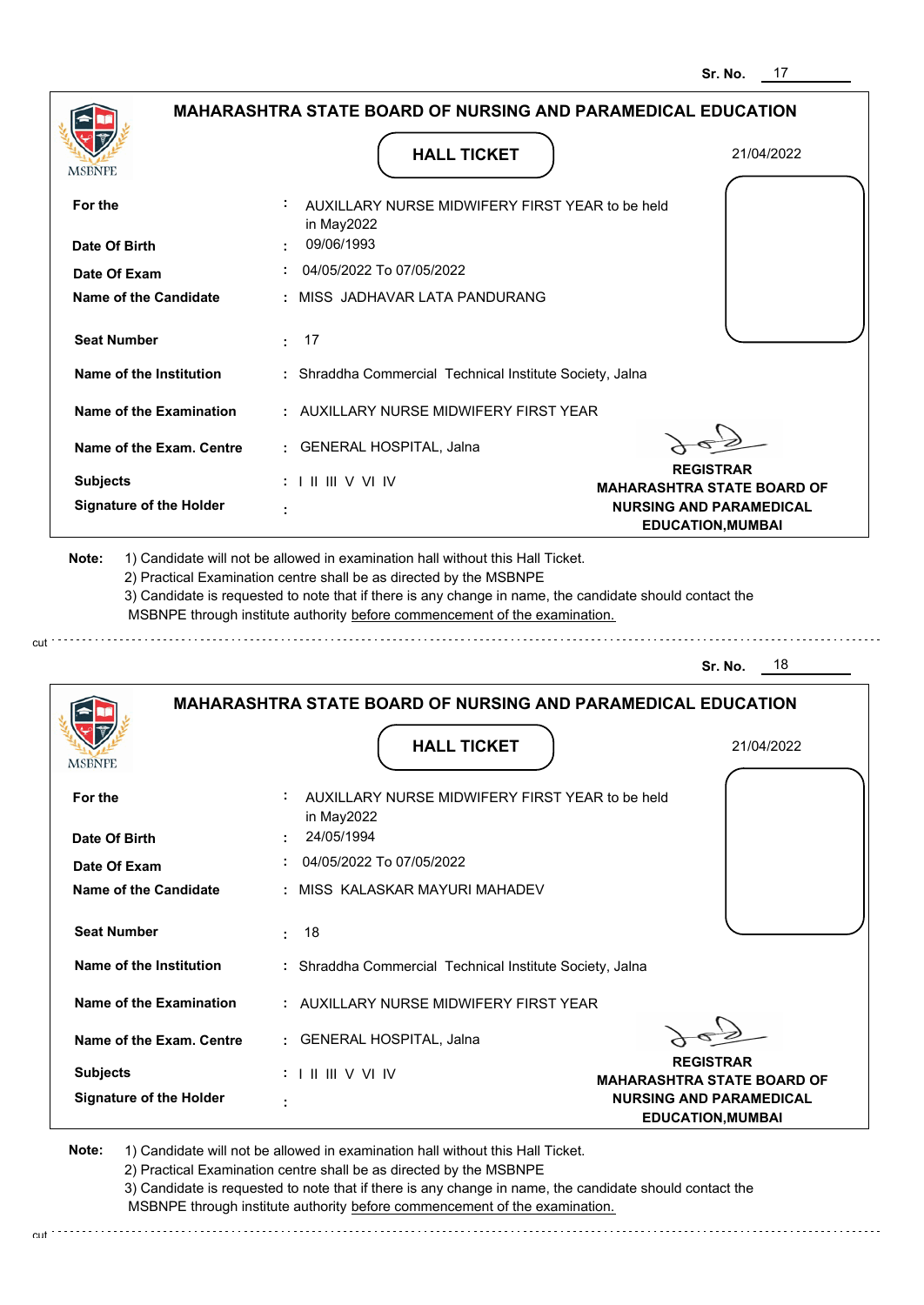Sr. No. 17

## MAHARASHTRA STATE BOARD OF NURSING AND PARAMEDICAL EDUCATION

MSBNPE

**HALL TICKET**

21/04/2022

| | | |
|---|---|---|
| **For the** | : | AUXILLARY NURSE MIDWIFERY FIRST YEAR to be held in May2022 |
| **Date Of Birth** | : | 09/06/1993 |
| **Date Of Exam** | : | 04/05/2022 To 07/05/2022 |
| **Name of the Candidate** | : | MISS JADHAVAR LATA PANDURANG |
| **Seat Number** | : | 17 |
| **Name of the Institution** | : | Shraddha Commercial Technical Institute Society, Jalna |
| **Name of the Examination** | : | AUXILLARY NURSE MIDWIFERY FIRST YEAR |
| **Name of the Exam. Centre** | : | GENERAL HOSPITAL, Jalna |
| **Subjects** | : | I II III V VI IV |
| **Signature of the Holder** | : | |

**REGISTRAR**
**MAHARASHTRA STATE BOARD OF NURSING AND PARAMEDICAL EDUCATION,MUMBAI**

**Note:**
1) Candidate will not be allowed in examination hall without this Hall Ticket.
2) Practical Examination centre shall be as directed by the MSBNPE
3) Candidate is requested to note that if there is any change in name, the candidate should contact the MSBNPE through institute authority before commencement of the examination.

cut

Sr. No. 18

## MAHARASHTRA STATE BOARD OF NURSING AND PARAMEDICAL EDUCATION

MSBNPE

**HALL TICKET**

21/04/2022

| | | |
|---|---|---|
| **For the** | : | AUXILLARY NURSE MIDWIFERY FIRST YEAR to be held in May2022 |
| **Date Of Birth** | : | 24/05/1994 |
| **Date Of Exam** | : | 04/05/2022 To 07/05/2022 |
| **Name of the Candidate** | : | MISS KALASKAR MAYURI MAHADEV |
| **Seat Number** | : | 18 |
| **Name of the Institution** | : | Shraddha Commercial Technical Institute Society, Jalna |
| **Name of the Examination** | : | AUXILLARY NURSE MIDWIFERY FIRST YEAR |
| **Name of the Exam. Centre** | : | GENERAL HOSPITAL, Jalna |
| **Subjects** | : | I II III V VI IV |
| **Signature of the Holder** | : | |

**REGISTRAR**
**MAHARASHTRA STATE BOARD OF NURSING AND PARAMEDICAL EDUCATION,MUMBAI**

**Note:**
1) Candidate will not be allowed in examination hall without this Hall Ticket.
2) Practical Examination centre shall be as directed by the MSBNPE
3) Candidate is requested to note that if there is any change in name, the candidate should contact the MSBNPE through institute authority before commencement of the examination.

cut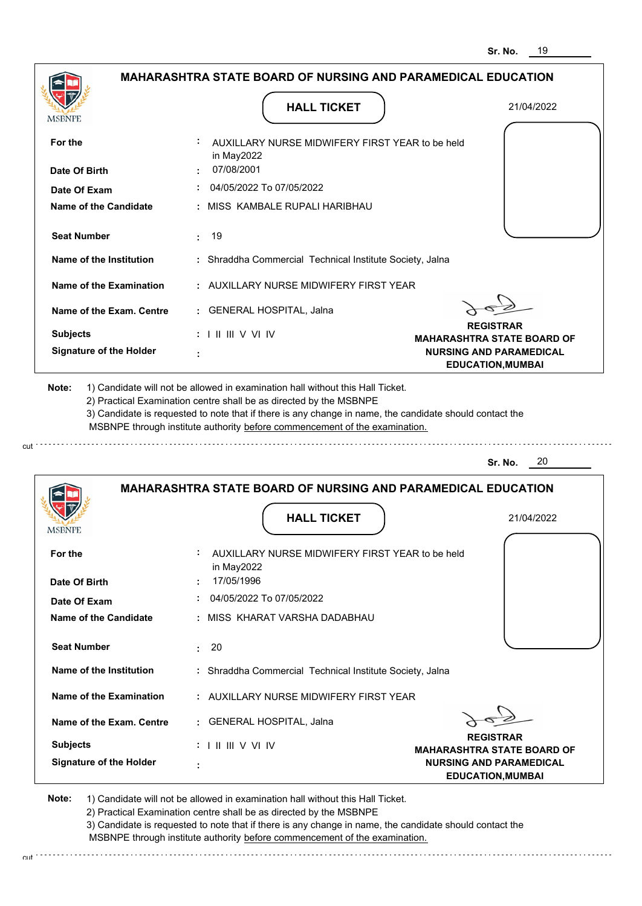Sr. No. 19

## MAHARASHTRA STATE BOARD OF NURSING AND PARAMEDICAL EDUCATION

MSBNPE

### HALL TICKET

21/04/2022

| | |
|---|---|
| **For the** | : AUXILLARY NURSE MIDWIFERY FIRST YEAR to be held in May2022 |
| **Date Of Birth** | : 07/08/2001 |
| **Date Of Exam** | : 04/05/2022 To 07/05/2022 |
| **Name of the Candidate** | : MISS KAMBALE RUPALI HARIBHAU |
| **Seat Number** | : 19 |
| **Name of the Institution** | : Shraddha Commercial Technical Institute Society, Jalna |
| **Name of the Examination** | : AUXILLARY NURSE MIDWIFERY FIRST YEAR |
| **Name of the Exam. Centre** | : GENERAL HOSPITAL, Jalna |
| **Subjects** | : I II III V VI IV |
| **Signature of the Holder** | : |

**REGISTRAR**
**MAHARASHTRA STATE BOARD OF NURSING AND PARAMEDICAL EDUCATION,MUMBAI**

**Note:**
1) Candidate will not be allowed in examination hall without this Hall Ticket.
2) Practical Examination centre shall be as directed by the MSBNPE
3) Candidate is requested to note that if there is any change in name, the candidate should contact the MSBNPE through institute authority before commencement of the examination.

cut

Sr. No. 20

## MAHARASHTRA STATE BOARD OF NURSING AND PARAMEDICAL EDUCATION

MSBNPE

### HALL TICKET

21/04/2022

| | |
|---|---|
| **For the** | : AUXILLARY NURSE MIDWIFERY FIRST YEAR to be held in May2022 |
| **Date Of Birth** | : 17/05/1996 |
| **Date Of Exam** | : 04/05/2022 To 07/05/2022 |
| **Name of the Candidate** | : MISS KHARAT VARSHA DADABHAU |
| **Seat Number** | : 20 |
| **Name of the Institution** | : Shraddha Commercial Technical Institute Society, Jalna |
| **Name of the Examination** | : AUXILLARY NURSE MIDWIFERY FIRST YEAR |
| **Name of the Exam. Centre** | : GENERAL HOSPITAL, Jalna |
| **Subjects** | : I II III V VI IV |
| **Signature of the Holder** | : |

**REGISTRAR**
**MAHARASHTRA STATE BOARD OF NURSING AND PARAMEDICAL EDUCATION,MUMBAI**

**Note:**
1) Candidate will not be allowed in examination hall without this Hall Ticket.
2) Practical Examination centre shall be as directed by the MSBNPE
3) Candidate is requested to note that if there is any change in name, the candidate should contact the MSBNPE through institute authority before commencement of the examination.

cut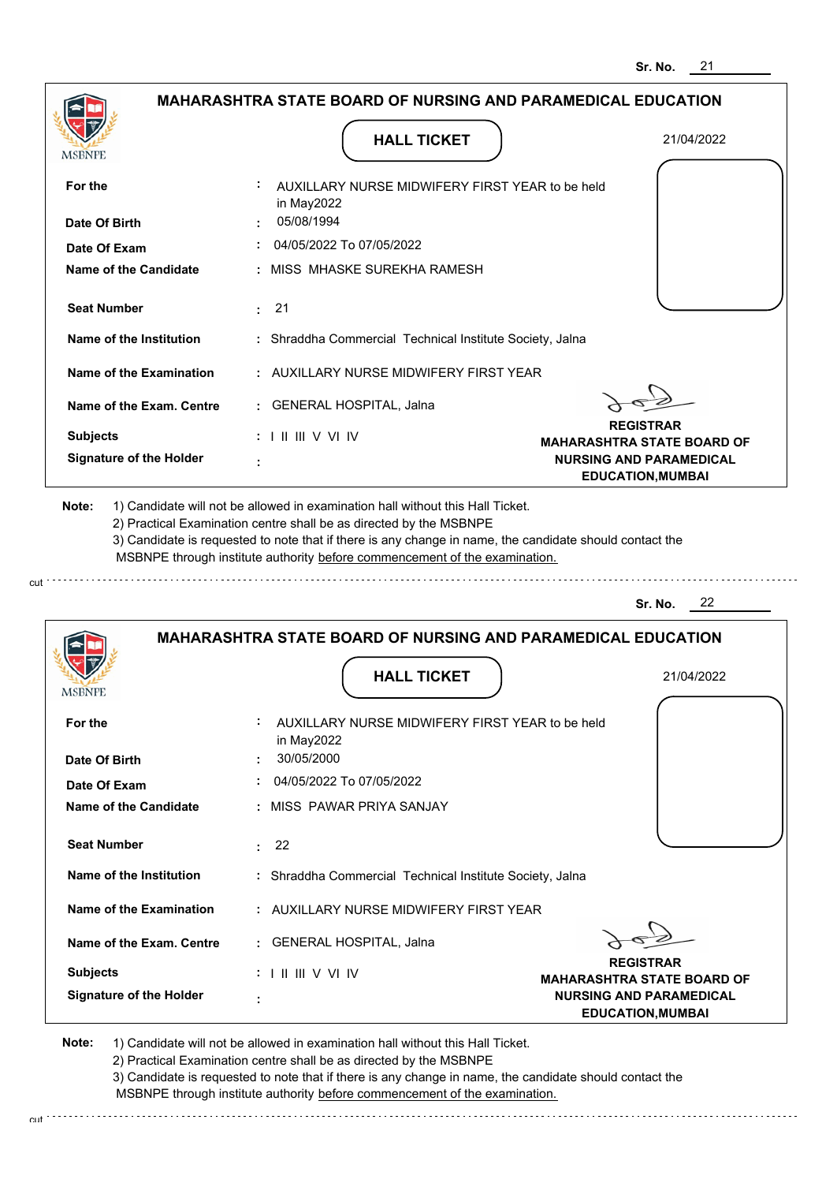Sr. No. 21

## MAHARASHTRA STATE BOARD OF NURSING AND PARAMEDICAL EDUCATION

MSBNPE

**HALL TICKET**

21/04/2022

| | |
|---|---|
| **For the** | : AUXILLARY NURSE MIDWIFERY FIRST YEAR to be held in May2022 |
| **Date Of Birth** | : 05/08/1994 |
| **Date Of Exam** | : 04/05/2022 To 07/05/2022 |
| **Name of the Candidate** | : MISS MHASKE SUREKHA RAMESH |
| **Seat Number** | : 21 |
| **Name of the Institution** | : Shraddha Commercial Technical Institute Society, Jalna |
| **Name of the Examination** | : AUXILLARY NURSE MIDWIFERY FIRST YEAR |
| **Name of the Exam. Centre** | : GENERAL HOSPITAL, Jalna |
| **Subjects** | : I II III V VI IV |
| **Signature of the Holder** | : |

**REGISTRAR**
**MAHARASHTRA STATE BOARD OF NURSING AND PARAMEDICAL EDUCATION,MUMBAI**

**Note:** 1) Candidate will not be allowed in examination hall without this Hall Ticket.
2) Practical Examination centre shall be as directed by the MSBNPE
3) Candidate is requested to note that if there is any change in name, the candidate should contact the MSBNPE through institute authority before commencement of the examination.

cut

Sr. No. 22

## MAHARASHTRA STATE BOARD OF NURSING AND PARAMEDICAL EDUCATION

MSBNPE

**HALL TICKET**

21/04/2022

| | |
|---|---|
| **For the** | : AUXILLARY NURSE MIDWIFERY FIRST YEAR to be held in May2022 |
| **Date Of Birth** | : 30/05/2000 |
| **Date Of Exam** | : 04/05/2022 To 07/05/2022 |
| **Name of the Candidate** | : MISS PAWAR PRIYA SANJAY |
| **Seat Number** | : 22 |
| **Name of the Institution** | : Shraddha Commercial Technical Institute Society, Jalna |
| **Name of the Examination** | : AUXILLARY NURSE MIDWIFERY FIRST YEAR |
| **Name of the Exam. Centre** | : GENERAL HOSPITAL, Jalna |
| **Subjects** | : I II III V VI IV |
| **Signature of the Holder** | : |

**REGISTRAR**
**MAHARASHTRA STATE BOARD OF NURSING AND PARAMEDICAL EDUCATION,MUMBAI**

**Note:** 1) Candidate will not be allowed in examination hall without this Hall Ticket.
2) Practical Examination centre shall be as directed by the MSBNPE
3) Candidate is requested to note that if there is any change in name, the candidate should contact the MSBNPE through institute authority before commencement of the examination.

cut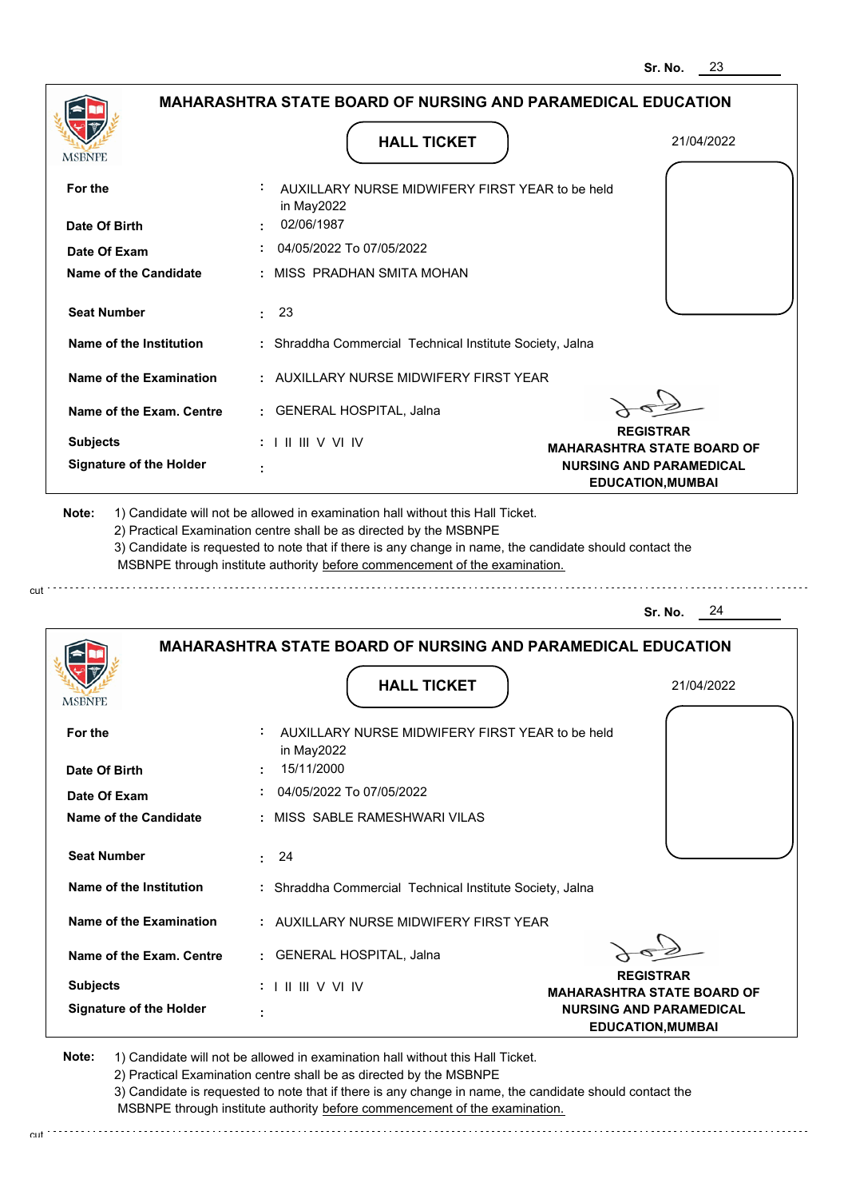Sr. No. 23

## MAHARASHTRA STATE BOARD OF NURSING AND PARAMEDICAL EDUCATION

MSBNPE

**HALL TICKET**

21/04/2022

| | | |
|---|---|---|
| **For the** | : | AUXILLARY NURSE MIDWIFERY FIRST YEAR to be held in May2022 |
| **Date Of Birth** | : | 02/06/1987 |
| **Date Of Exam** | : | 04/05/2022 To 07/05/2022 |
| **Name of the Candidate** | : | MISS PRADHAN SMITA MOHAN |
| **Seat Number** | : | 23 |
| **Name of the Institution** | : | Shraddha Commercial Technical Institute Society, Jalna |
| **Name of the Examination** | : | AUXILLARY NURSE MIDWIFERY FIRST YEAR |
| **Name of the Exam. Centre** | : | GENERAL HOSPITAL, Jalna |
| **Subjects** | : | I II III V VI IV |
| **Signature of the Holder** | : | |

**REGISTRAR**
**MAHARASHTRA STATE BOARD OF NURSING AND PARAMEDICAL EDUCATION,MUMBAI**

**Note:**
1) Candidate will not be allowed in examination hall without this Hall Ticket.
2) Practical Examination centre shall be as directed by the MSBNPE
3) Candidate is requested to note that if there is any change in name, the candidate should contact the MSBNPE through institute authority before commencement of the examination.

cut

Sr. No. 24

## MAHARASHTRA STATE BOARD OF NURSING AND PARAMEDICAL EDUCATION

MSBNPE

**HALL TICKET**

21/04/2022

| | | |
|---|---|---|
| **For the** | : | AUXILLARY NURSE MIDWIFERY FIRST YEAR to be held in May2022 |
| **Date Of Birth** | : | 15/11/2000 |
| **Date Of Exam** | : | 04/05/2022 To 07/05/2022 |
| **Name of the Candidate** | : | MISS SABLE RAMESHWARI VILAS |
| **Seat Number** | : | 24 |
| **Name of the Institution** | : | Shraddha Commercial Technical Institute Society, Jalna |
| **Name of the Examination** | : | AUXILLARY NURSE MIDWIFERY FIRST YEAR |
| **Name of the Exam. Centre** | : | GENERAL HOSPITAL, Jalna |
| **Subjects** | : | I II III V VI IV |
| **Signature of the Holder** | : | |

**REGISTRAR**
**MAHARASHTRA STATE BOARD OF NURSING AND PARAMEDICAL EDUCATION,MUMBAI**

**Note:**
1) Candidate will not be allowed in examination hall without this Hall Ticket.
2) Practical Examination centre shall be as directed by the MSBNPE
3) Candidate is requested to note that if there is any change in name, the candidate should contact the MSBNPE through institute authority before commencement of the examination.

cut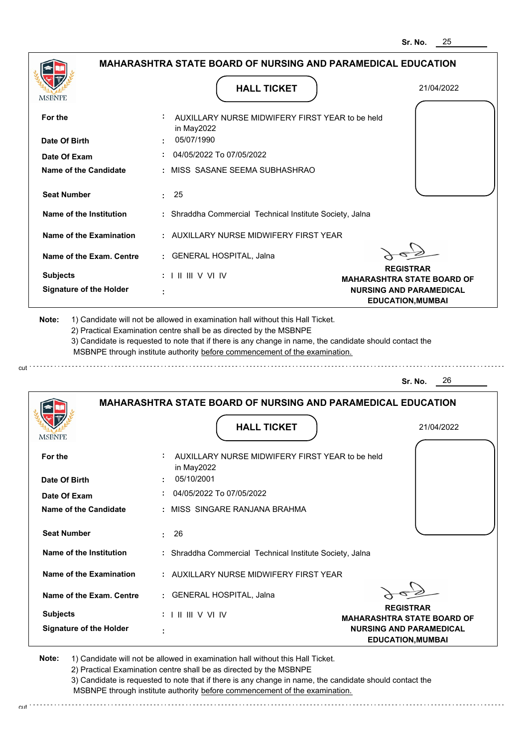Sr. No. 25

## MAHARASHTRA STATE BOARD OF NURSING AND PARAMEDICAL EDUCATION

MSBNPE

### HALL TICKET

21/04/2022

| | | |
|---|---|---|
| **For the** | : | AUXILLARY NURSE MIDWIFERY FIRST YEAR to be held in May2022 |
| **Date Of Birth** | : | 05/07/1990 |
| **Date Of Exam** | : | 04/05/2022 To 07/05/2022 |
| **Name of the Candidate** | : | MISS SASANE SEEMA SUBHASHRAO |
| **Seat Number** | : | 25 |
| **Name of the Institution** | : | Shraddha Commercial Technical Institute Society, Jalna |
| **Name of the Examination** | : | AUXILLARY NURSE MIDWIFERY FIRST YEAR |
| **Name of the Exam. Centre** | : | GENERAL HOSPITAL, Jalna |
| **Subjects** | : | I II III V VI IV |
| **Signature of the Holder** | : | |

**REGISTRAR**
**MAHARASHTRA STATE BOARD OF NURSING AND PARAMEDICAL EDUCATION,MUMBAI**

**Note:**
1) Candidate will not be allowed in examination hall without this Hall Ticket.
2) Practical Examination centre shall be as directed by the MSBNPE
3) Candidate is requested to note that if there is any change in name, the candidate should contact the MSBNPE through institute authority before commencement of the examination.

cut

Sr. No. 26

## MAHARASHTRA STATE BOARD OF NURSING AND PARAMEDICAL EDUCATION

MSBNPE

### HALL TICKET

21/04/2022

| | | |
|---|---|---|
| **For the** | : | AUXILLARY NURSE MIDWIFERY FIRST YEAR to be held in May2022 |
| **Date Of Birth** | : | 05/10/2001 |
| **Date Of Exam** | : | 04/05/2022 To 07/05/2022 |
| **Name of the Candidate** | : | MISS SINGARE RANJANA BRAHMA |
| **Seat Number** | : | 26 |
| **Name of the Institution** | : | Shraddha Commercial Technical Institute Society, Jalna |
| **Name of the Examination** | : | AUXILLARY NURSE MIDWIFERY FIRST YEAR |
| **Name of the Exam. Centre** | : | GENERAL HOSPITAL, Jalna |
| **Subjects** | : | I II III V VI IV |
| **Signature of the Holder** | : | |

**REGISTRAR**
**MAHARASHTRA STATE BOARD OF NURSING AND PARAMEDICAL EDUCATION,MUMBAI**

**Note:**
1) Candidate will not be allowed in examination hall without this Hall Ticket.
2) Practical Examination centre shall be as directed by the MSBNPE
3) Candidate is requested to note that if there is any change in name, the candidate should contact the MSBNPE through institute authority before commencement of the examination.

cut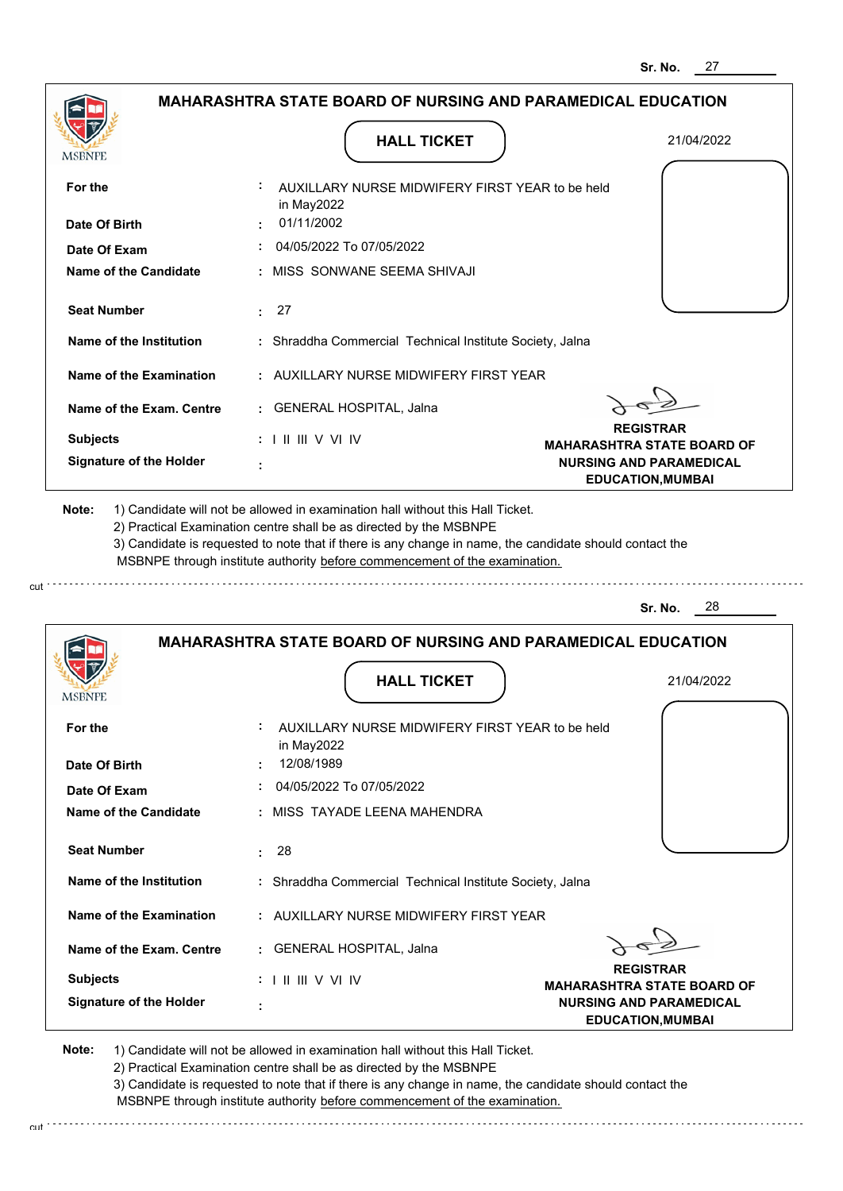Sr. No. 27

## MAHARASHTRA STATE BOARD OF NURSING AND PARAMEDICAL EDUCATION

MSBNPE

### HALL TICKET

21/04/2022

| | | |
|---|---|---|
| **For the** | : | AUXILLARY NURSE MIDWIFERY FIRST YEAR to be held in May2022 |
| **Date Of Birth** | : | 01/11/2002 |
| **Date Of Exam** | : | 04/05/2022 To 07/05/2022 |
| **Name of the Candidate** | : | MISS SONWANE SEEMA SHIVAJI |
| **Seat Number** | : | 27 |
| **Name of the Institution** | : | Shraddha Commercial Technical Institute Society, Jalna |
| **Name of the Examination** | : | AUXILLARY NURSE MIDWIFERY FIRST YEAR |
| **Name of the Exam. Centre** | : | GENERAL HOSPITAL, Jalna |
| **Subjects** | : | I II III V VI IV |
| **Signature of the Holder** | : | |

**REGISTRAR**
**MAHARASHTRA STATE BOARD OF NURSING AND PARAMEDICAL EDUCATION,MUMBAI**

**Note:** 1) Candidate will not be allowed in examination hall without this Hall Ticket.
2) Practical Examination centre shall be as directed by the MSBNPE
3) Candidate is requested to note that if there is any change in name, the candidate should contact the MSBNPE through institute authority before commencement of the examination.

cut

Sr. No. 28

## MAHARASHTRA STATE BOARD OF NURSING AND PARAMEDICAL EDUCATION

MSBNPE

### HALL TICKET

21/04/2022

| | | |
|---|---|---|
| **For the** | : | AUXILLARY NURSE MIDWIFERY FIRST YEAR to be held in May2022 |
| **Date Of Birth** | : | 12/08/1989 |
| **Date Of Exam** | : | 04/05/2022 To 07/05/2022 |
| **Name of the Candidate** | : | MISS TAYADE LEENA MAHENDRA |
| **Seat Number** | : | 28 |
| **Name of the Institution** | : | Shraddha Commercial Technical Institute Society, Jalna |
| **Name of the Examination** | : | AUXILLARY NURSE MIDWIFERY FIRST YEAR |
| **Name of the Exam. Centre** | : | GENERAL HOSPITAL, Jalna |
| **Subjects** | : | I II III V VI IV |
| **Signature of the Holder** | : | |

**REGISTRAR**
**MAHARASHTRA STATE BOARD OF NURSING AND PARAMEDICAL EDUCATION,MUMBAI**

**Note:** 1) Candidate will not be allowed in examination hall without this Hall Ticket.
2) Practical Examination centre shall be as directed by the MSBNPE
3) Candidate is requested to note that if there is any change in name, the candidate should contact the MSBNPE through institute authority before commencement of the examination.

cut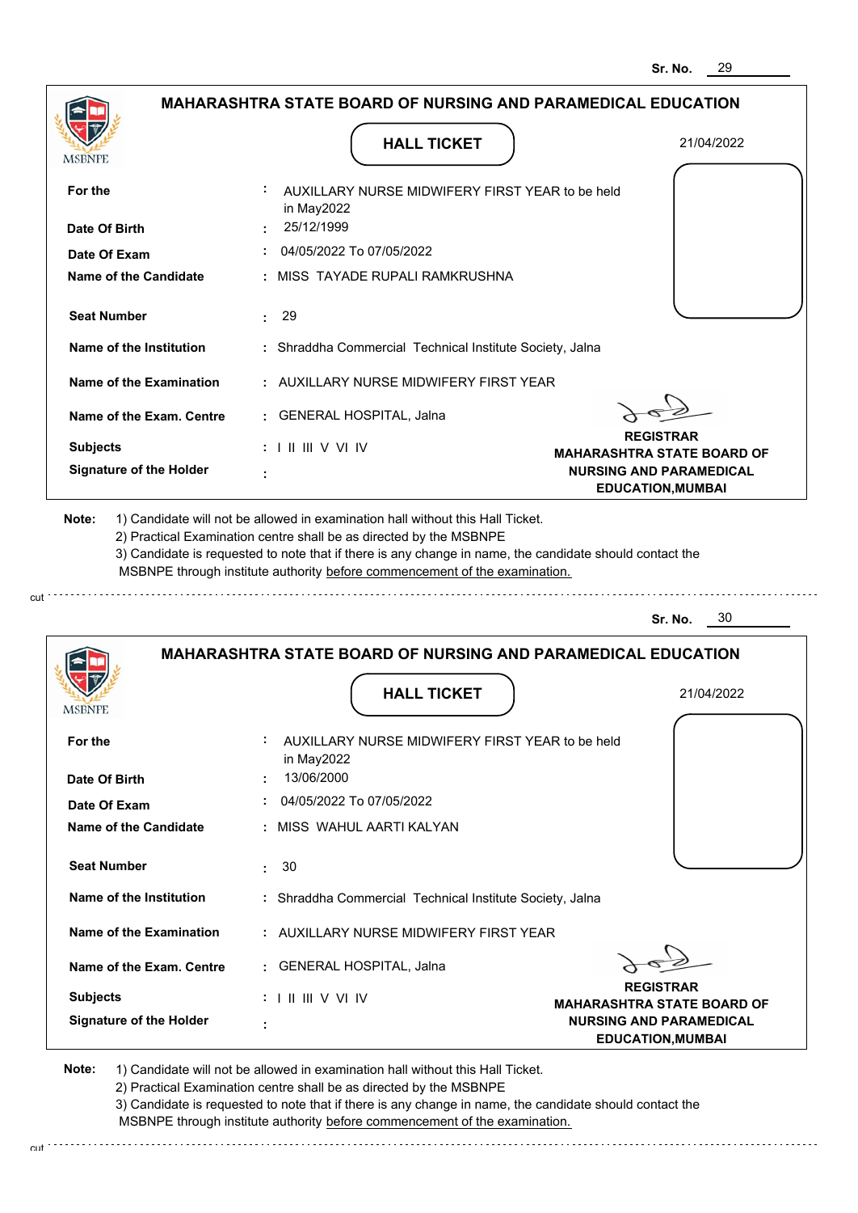Sr. No. 29

## MAHARASHTRA STATE BOARD OF NURSING AND PARAMEDICAL EDUCATION

MSBNPE

**HALL TICKET**

21/04/2022

| | | |
|---|---|---|
| **For the** | : | AUXILLARY NURSE MIDWIFERY FIRST YEAR to be held in May2022 |
| **Date Of Birth** | : | 25/12/1999 |
| **Date Of Exam** | : | 04/05/2022 To 07/05/2022 |
| **Name of the Candidate** | : | MISS TAYADE RUPALI RAMKRUSHNA |
| **Seat Number** | : | 29 |
| **Name of the Institution** | : | Shraddha Commercial Technical Institute Society, Jalna |
| **Name of the Examination** | : | AUXILLARY NURSE MIDWIFERY FIRST YEAR |
| **Name of the Exam. Centre** | : | GENERAL HOSPITAL, Jalna |
| **Subjects** | : | I II III V VI IV |
| **Signature of the Holder** | : | |

**REGISTRAR**
**MAHARASHTRA STATE BOARD OF NURSING AND PARAMEDICAL EDUCATION,MUMBAI**

**Note:** 1) Candidate will not be allowed in examination hall without this Hall Ticket.
2) Practical Examination centre shall be as directed by the MSBNPE
3) Candidate is requested to note that if there is any change in name, the candidate should contact the MSBNPE through institute authority before commencement of the examination.

cut

Sr. No. 30

## MAHARASHTRA STATE BOARD OF NURSING AND PARAMEDICAL EDUCATION

MSBNPE

**HALL TICKET**

21/04/2022

| | | |
|---|---|---|
| **For the** | : | AUXILLARY NURSE MIDWIFERY FIRST YEAR to be held in May2022 |
| **Date Of Birth** | : | 13/06/2000 |
| **Date Of Exam** | : | 04/05/2022 To 07/05/2022 |
| **Name of the Candidate** | : | MISS WAHUL AARTI KALYAN |
| **Seat Number** | : | 30 |
| **Name of the Institution** | : | Shraddha Commercial Technical Institute Society, Jalna |
| **Name of the Examination** | : | AUXILLARY NURSE MIDWIFERY FIRST YEAR |
| **Name of the Exam. Centre** | : | GENERAL HOSPITAL, Jalna |
| **Subjects** | : | I II III V VI IV |
| **Signature of the Holder** | : | |

**REGISTRAR**
**MAHARASHTRA STATE BOARD OF NURSING AND PARAMEDICAL EDUCATION,MUMBAI**

**Note:** 1) Candidate will not be allowed in examination hall without this Hall Ticket.
2) Practical Examination centre shall be as directed by the MSBNPE
3) Candidate is requested to note that if there is any change in name, the candidate should contact the MSBNPE through institute authority before commencement of the examination.

cut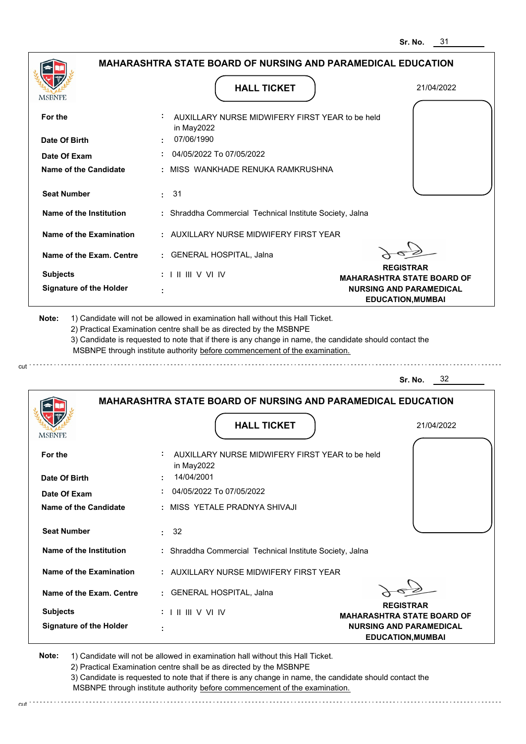Sr. No. 31

## MAHARASHTRA STATE BOARD OF NURSING AND PARAMEDICAL EDUCATION

MSBNPE

### HALL TICKET

21/04/2022

| | | |
|---|---|---|
| **For the** | : | AUXILLARY NURSE MIDWIFERY FIRST YEAR to be held in May2022 |
| **Date Of Birth** | : | 07/06/1990 |
| **Date Of Exam** | : | 04/05/2022 To 07/05/2022 |
| **Name of the Candidate** | : | MISS WANKHADE RENUKA RAMKRUSHNA |
| **Seat Number** | : | 31 |
| **Name of the Institution** | : | Shraddha Commercial Technical Institute Society, Jalna |
| **Name of the Examination** | : | AUXILLARY NURSE MIDWIFERY FIRST YEAR |
| **Name of the Exam. Centre** | : | GENERAL HOSPITAL, Jalna |
| **Subjects** | : | I II III V VI IV |
| **Signature of the Holder** | : | |

**REGISTRAR**
**MAHARASHTRA STATE BOARD OF NURSING AND PARAMEDICAL EDUCATION,MUMBAI**

**Note:**
1) Candidate will not be allowed in examination hall without this Hall Ticket.
2) Practical Examination centre shall be as directed by the MSBNPE
3) Candidate is requested to note that if there is any change in name, the candidate should contact the MSBNPE through institute authority before commencement of the examination.

cut

Sr. No. 32

## MAHARASHTRA STATE BOARD OF NURSING AND PARAMEDICAL EDUCATION

MSBNPE

### HALL TICKET

21/04/2022

| | | |
|---|---|---|
| **For the** | : | AUXILLARY NURSE MIDWIFERY FIRST YEAR to be held in May2022 |
| **Date Of Birth** | : | 14/04/2001 |
| **Date Of Exam** | : | 04/05/2022 To 07/05/2022 |
| **Name of the Candidate** | : | MISS YETALE PRADNYA SHIVAJI |
| **Seat Number** | : | 32 |
| **Name of the Institution** | : | Shraddha Commercial Technical Institute Society, Jalna |
| **Name of the Examination** | : | AUXILLARY NURSE MIDWIFERY FIRST YEAR |
| **Name of the Exam. Centre** | : | GENERAL HOSPITAL, Jalna |
| **Subjects** | : | I II III V VI IV |
| **Signature of the Holder** | : | |

**REGISTRAR**
**MAHARASHTRA STATE BOARD OF NURSING AND PARAMEDICAL EDUCATION,MUMBAI**

**Note:**
1) Candidate will not be allowed in examination hall without this Hall Ticket.
2) Practical Examination centre shall be as directed by the MSBNPE
3) Candidate is requested to note that if there is any change in name, the candidate should contact the MSBNPE through institute authority before commencement of the examination.

cut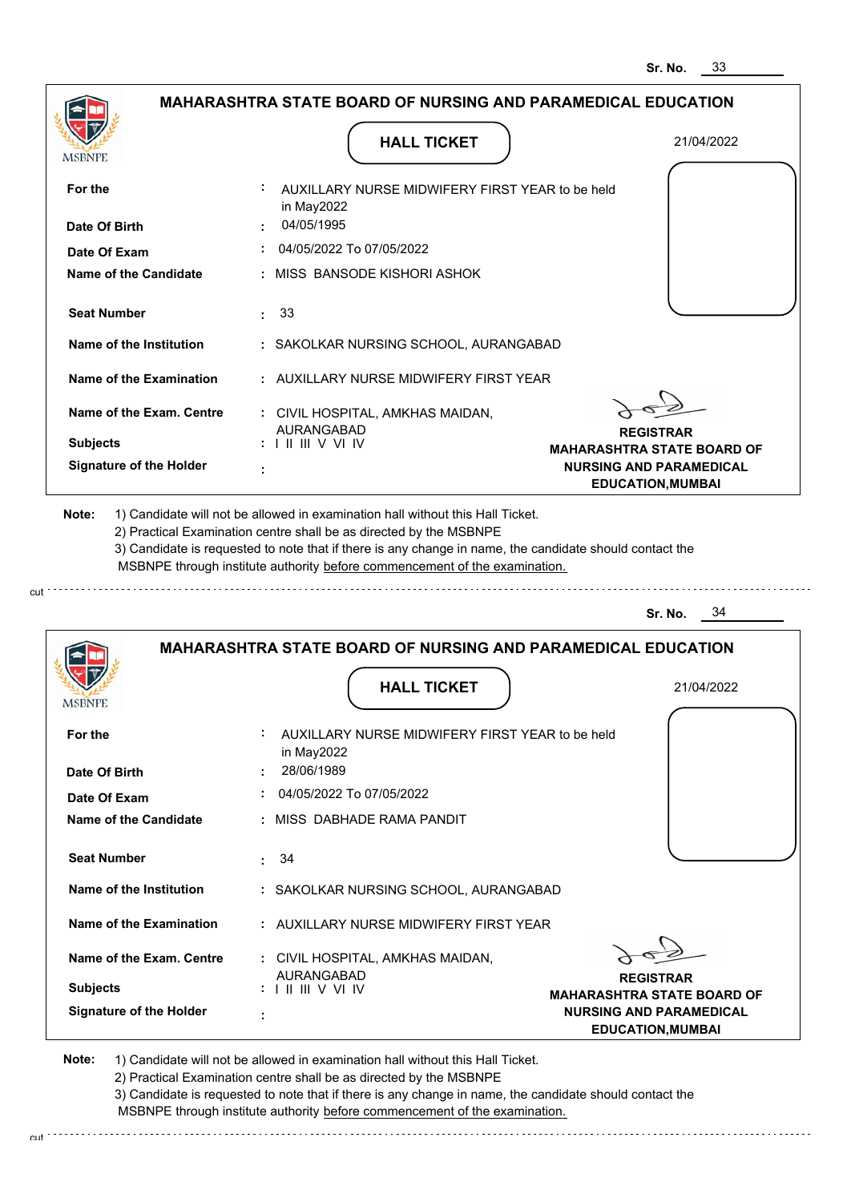Sr. No. 33

## MAHARASHTRA STATE BOARD OF NURSING AND PARAMEDICAL EDUCATION

MSBNPE

**HALL TICKET**

21/04/2022

| | | |
|---|---|---|
| **For the** | : | AUXILLARY NURSE MIDWIFERY FIRST YEAR to be held in May2022 |
| **Date Of Birth** | : | 04/05/1995 |
| **Date Of Exam** | : | 04/05/2022 To 07/05/2022 |
| **Name of the Candidate** | : | MISS BANSODE KISHORI ASHOK |
| **Seat Number** | : | 33 |
| **Name of the Institution** | : | SAKOLKAR NURSING SCHOOL, AURANGABAD |
| **Name of the Examination** | : | AUXILLARY NURSE MIDWIFERY FIRST YEAR |
| **Name of the Exam. Centre** | : | CIVIL HOSPITAL, AMKHAS MAIDAN, AURANGABAD |
| **Subjects** | : | I II III V VI IV |
| **Signature of the Holder** | : | |

**REGISTRAR**
**MAHARASHTRA STATE BOARD OF NURSING AND PARAMEDICAL EDUCATION,MUMBAI**

**Note:**
1) Candidate will not be allowed in examination hall without this Hall Ticket.
2) Practical Examination centre shall be as directed by the MSBNPE
3) Candidate is requested to note that if there is any change in name, the candidate should contact the MSBNPE through institute authority before commencement of the examination.

cut

Sr. No. 34

## MAHARASHTRA STATE BOARD OF NURSING AND PARAMEDICAL EDUCATION

MSBNPE

**HALL TICKET**

21/04/2022

| | | |
|---|---|---|
| **For the** | : | AUXILLARY NURSE MIDWIFERY FIRST YEAR to be held in May2022 |
| **Date Of Birth** | : | 28/06/1989 |
| **Date Of Exam** | : | 04/05/2022 To 07/05/2022 |
| **Name of the Candidate** | : | MISS DABHADE RAMA PANDIT |
| **Seat Number** | : | 34 |
| **Name of the Institution** | : | SAKOLKAR NURSING SCHOOL, AURANGABAD |
| **Name of the Examination** | : | AUXILLARY NURSE MIDWIFERY FIRST YEAR |
| **Name of the Exam. Centre** | : | CIVIL HOSPITAL, AMKHAS MAIDAN, AURANGABAD |
| **Subjects** | : | I II III V VI IV |
| **Signature of the Holder** | : | |

**REGISTRAR**
**MAHARASHTRA STATE BOARD OF NURSING AND PARAMEDICAL EDUCATION,MUMBAI**

**Note:**
1) Candidate will not be allowed in examination hall without this Hall Ticket.
2) Practical Examination centre shall be as directed by the MSBNPE
3) Candidate is requested to note that if there is any change in name, the candidate should contact the MSBNPE through institute authority before commencement of the examination.

cut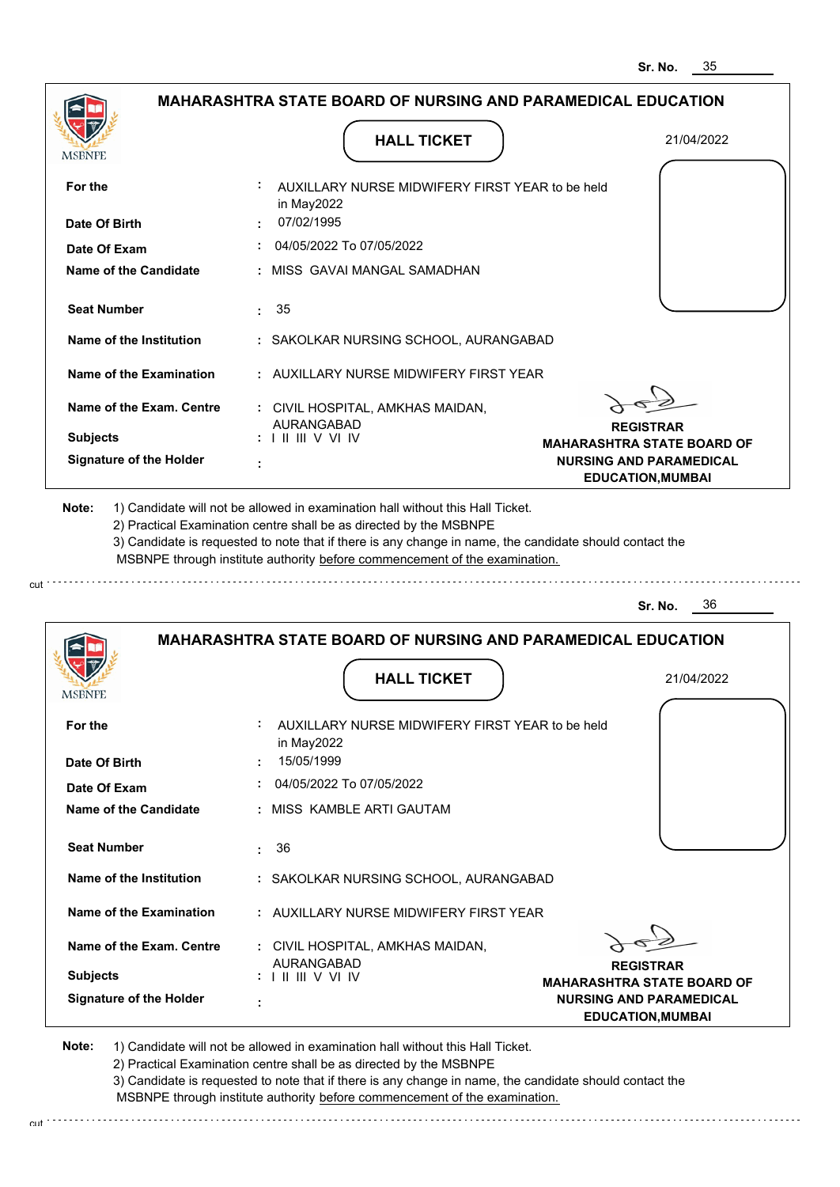Sr. No. 35

**MAHARASHTRA STATE BOARD OF NURSING AND PARAMEDICAL EDUCATION**

MSBNPE

**HALL TICKET**

21/04/2022

| | | |
|---|---|---|
| **For the** | : | AUXILLARY NURSE MIDWIFERY FIRST YEAR to be held in May2022 |
| **Date Of Birth** | : | 07/02/1995 |
| **Date Of Exam** | : | 04/05/2022 To 07/05/2022 |
| **Name of the Candidate** | : | MISS GAVAI MANGAL SAMADHAN |
| **Seat Number** | : | 35 |
| **Name of the Institution** | : | SAKOLKAR NURSING SCHOOL, AURANGABAD |
| **Name of the Examination** | : | AUXILLARY NURSE MIDWIFERY FIRST YEAR |
| **Name of the Exam. Centre** | : | CIVIL HOSPITAL, AMKHAS MAIDAN, AURANGABAD |
| **Subjects** | : | I II III V VI IV |
| **Signature of the Holder** | : | |

**REGISTRAR**
**MAHARASHTRA STATE BOARD OF NURSING AND PARAMEDICAL EDUCATION,MUMBAI**

**Note:**
1) Candidate will not be allowed in examination hall without this Hall Ticket.
2) Practical Examination centre shall be as directed by the MSBNPE
3) Candidate is requested to note that if there is any change in name, the candidate should contact the MSBNPE through institute authority before commencement of the examination.

cut

Sr. No. 36

**MAHARASHTRA STATE BOARD OF NURSING AND PARAMEDICAL EDUCATION**

MSBNPE

**HALL TICKET**

21/04/2022

| | | |
|---|---|---|
| **For the** | : | AUXILLARY NURSE MIDWIFERY FIRST YEAR to be held in May2022 |
| **Date Of Birth** | : | 15/05/1999 |
| **Date Of Exam** | : | 04/05/2022 To 07/05/2022 |
| **Name of the Candidate** | : | MISS KAMBLE ARTI GAUTAM |
| **Seat Number** | : | 36 |
| **Name of the Institution** | : | SAKOLKAR NURSING SCHOOL, AURANGABAD |
| **Name of the Examination** | : | AUXILLARY NURSE MIDWIFERY FIRST YEAR |
| **Name of the Exam. Centre** | : | CIVIL HOSPITAL, AMKHAS MAIDAN, AURANGABAD |
| **Subjects** | : | I II III V VI IV |
| **Signature of the Holder** | : | |

**REGISTRAR**
**MAHARASHTRA STATE BOARD OF NURSING AND PARAMEDICAL EDUCATION,MUMBAI**

**Note:**
1) Candidate will not be allowed in examination hall without this Hall Ticket.
2) Practical Examination centre shall be as directed by the MSBNPE
3) Candidate is requested to note that if there is any change in name, the candidate should contact the MSBNPE through institute authority before commencement of the examination.

cut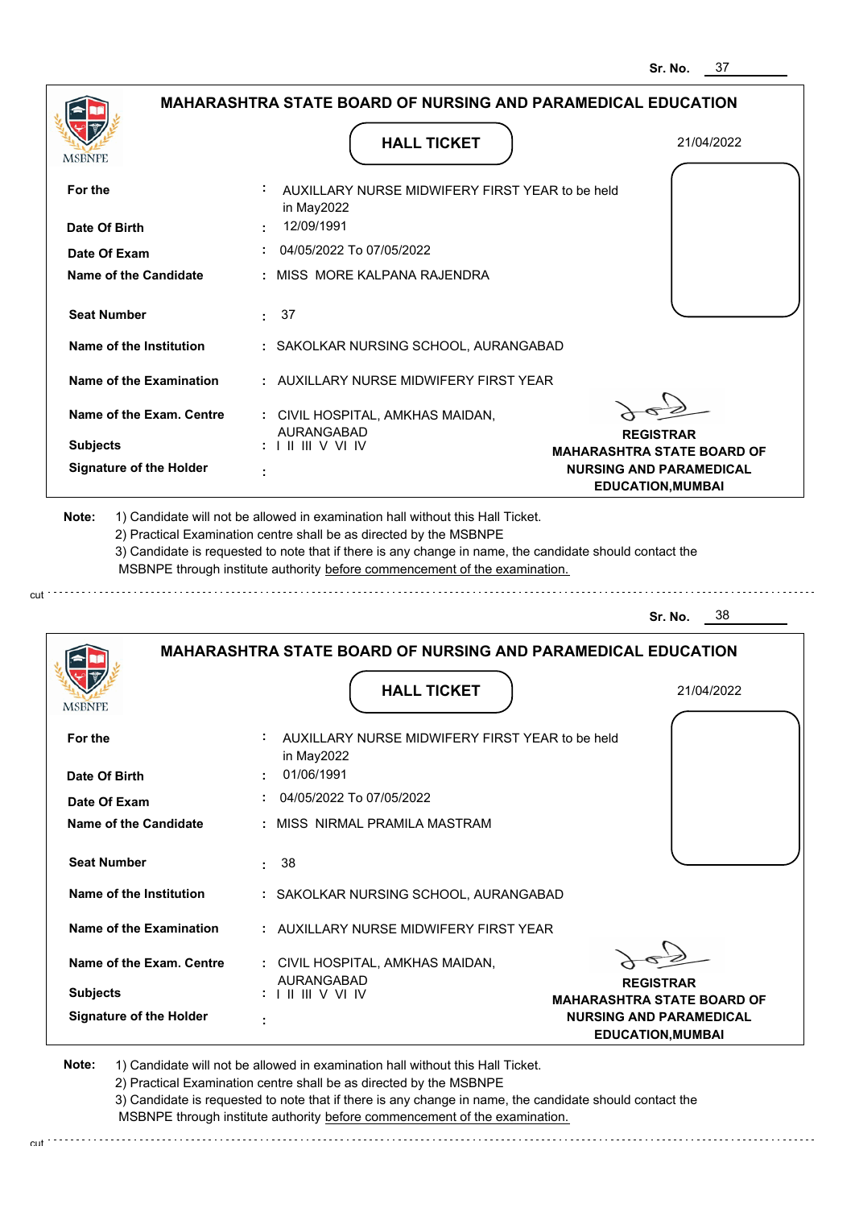Sr. No. 37

## MAHARASHTRA STATE BOARD OF NURSING AND PARAMEDICAL EDUCATION

MSBNPE

### HALL TICKET

21/04/2022

| | | |
|---|---|---|
| **For the** | : | AUXILLARY NURSE MIDWIFERY FIRST YEAR to be held in May2022 |
| **Date Of Birth** | : | 12/09/1991 |
| **Date Of Exam** | : | 04/05/2022 To 07/05/2022 |
| **Name of the Candidate** | : | MISS MORE KALPANA RAJENDRA |
| **Seat Number** | : | 37 |
| **Name of the Institution** | : | SAKOLKAR NURSING SCHOOL, AURANGABAD |
| **Name of the Examination** | : | AUXILLARY NURSE MIDWIFERY FIRST YEAR |
| **Name of the Exam. Centre** | : | CIVIL HOSPITAL, AMKHAS MAIDAN, AURANGABAD |
| **Subjects** | : | I II III V VI IV |
| **Signature of the Holder** | : | |

**REGISTRAR**
**MAHARASHTRA STATE BOARD OF NURSING AND PARAMEDICAL EDUCATION,MUMBAI**

**Note:** 1) Candidate will not be allowed in examination hall without this Hall Ticket.
2) Practical Examination centre shall be as directed by the MSBNPE
3) Candidate is requested to note that if there is any change in name, the candidate should contact the MSBNPE through institute authority before commencement of the examination.

cut

Sr. No. 38

## MAHARASHTRA STATE BOARD OF NURSING AND PARAMEDICAL EDUCATION

MSBNPE

### HALL TICKET

21/04/2022

| | | |
|---|---|---|
| **For the** | : | AUXILLARY NURSE MIDWIFERY FIRST YEAR to be held in May2022 |
| **Date Of Birth** | : | 01/06/1991 |
| **Date Of Exam** | : | 04/05/2022 To 07/05/2022 |
| **Name of the Candidate** | : | MISS NIRMAL PRAMILA MASTRAM |
| **Seat Number** | : | 38 |
| **Name of the Institution** | : | SAKOLKAR NURSING SCHOOL, AURANGABAD |
| **Name of the Examination** | : | AUXILLARY NURSE MIDWIFERY FIRST YEAR |
| **Name of the Exam. Centre** | : | CIVIL HOSPITAL, AMKHAS MAIDAN, AURANGABAD |
| **Subjects** | : | I II III V VI IV |
| **Signature of the Holder** | : | |

**REGISTRAR**
**MAHARASHTRA STATE BOARD OF NURSING AND PARAMEDICAL EDUCATION,MUMBAI**

**Note:** 1) Candidate will not be allowed in examination hall without this Hall Ticket.
2) Practical Examination centre shall be as directed by the MSBNPE
3) Candidate is requested to note that if there is any change in name, the candidate should contact the MSBNPE through institute authority before commencement of the examination.

cut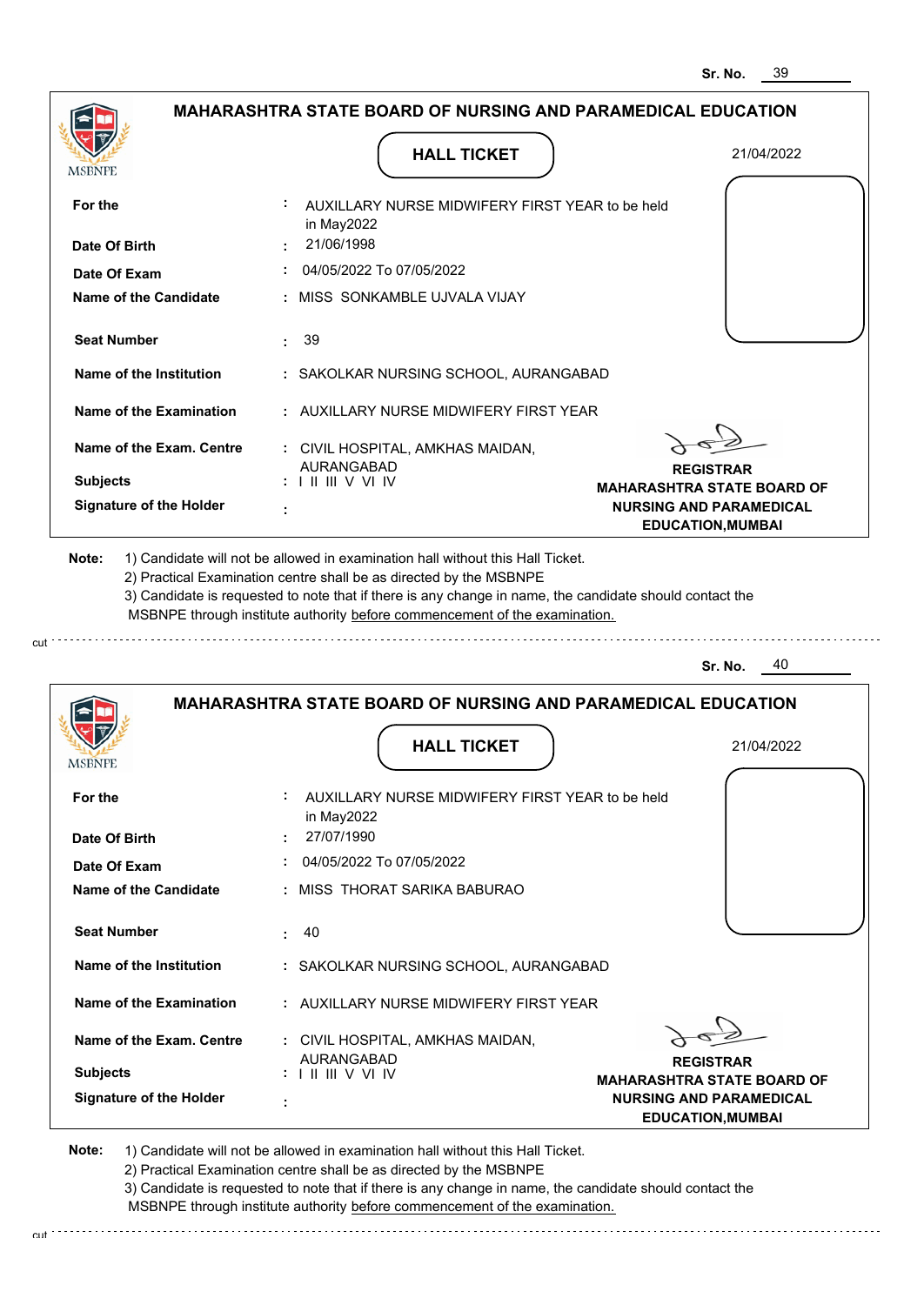Sr. No. 39

## MAHARASHTRA STATE BOARD OF NURSING AND PARAMEDICAL EDUCATION

MSBNPE

### HALL TICKET

21/04/2022

| | |
|---|---|
| **For the** | : AUXILLARY NURSE MIDWIFERY FIRST YEAR to be held in May2022 |
| **Date Of Birth** | : 21/06/1998 |
| **Date Of Exam** | : 04/05/2022 To 07/05/2022 |
| **Name of the Candidate** | : MISS SONKAMBLE UJVALA VIJAY |
| **Seat Number** | : 39 |
| **Name of the Institution** | : SAKOLKAR NURSING SCHOOL, AURANGABAD |
| **Name of the Examination** | : AUXILLARY NURSE MIDWIFERY FIRST YEAR |
| **Name of the Exam. Centre** | : CIVIL HOSPITAL, AMKHAS MAIDAN, AURANGABAD |
| **Subjects** | : I II III V VI IV |
| **Signature of the Holder** | : |

**REGISTRAR**
**MAHARASHTRA STATE BOARD OF NURSING AND PARAMEDICAL EDUCATION,MUMBAI**

**Note:** 1) Candidate will not be allowed in examination hall without this Hall Ticket.
2) Practical Examination centre shall be as directed by the MSBNPE
3) Candidate is requested to note that if there is any change in name, the candidate should contact the MSBNPE through institute authority before commencement of the examination.

cut

Sr. No. 40

## MAHARASHTRA STATE BOARD OF NURSING AND PARAMEDICAL EDUCATION

MSBNPE

### HALL TICKET

21/04/2022

| | |
|---|---|
| **For the** | : AUXILLARY NURSE MIDWIFERY FIRST YEAR to be held in May2022 |
| **Date Of Birth** | : 27/07/1990 |
| **Date Of Exam** | : 04/05/2022 To 07/05/2022 |
| **Name of the Candidate** | : MISS THORAT SARIKA BABURAO |
| **Seat Number** | : 40 |
| **Name of the Institution** | : SAKOLKAR NURSING SCHOOL, AURANGABAD |
| **Name of the Examination** | : AUXILLARY NURSE MIDWIFERY FIRST YEAR |
| **Name of the Exam. Centre** | : CIVIL HOSPITAL, AMKHAS MAIDAN, AURANGABAD |
| **Subjects** | : I II III V VI IV |
| **Signature of the Holder** | : |

**REGISTRAR**
**MAHARASHTRA STATE BOARD OF NURSING AND PARAMEDICAL EDUCATION,MUMBAI**

**Note:** 1) Candidate will not be allowed in examination hall without this Hall Ticket.
2) Practical Examination centre shall be as directed by the MSBNPE
3) Candidate is requested to note that if there is any change in name, the candidate should contact the MSBNPE through institute authority before commencement of the examination.

cut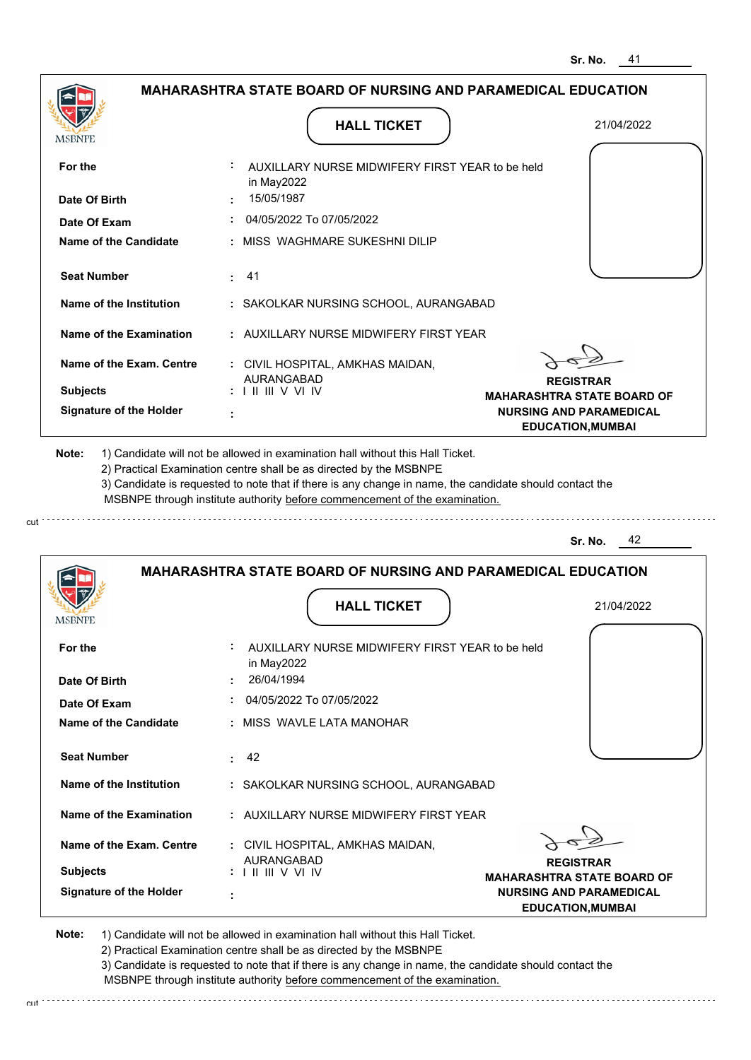Sr. No. 41

## MAHARASHTRA STATE BOARD OF NURSING AND PARAMEDICAL EDUCATION

MSBNPE

### HALL TICKET

21/04/2022

| | | |
|---|---|---|
| For the | : | AUXILLARY NURSE MIDWIFERY FIRST YEAR to be held in May2022 |
| Date Of Birth | : | 15/05/1987 |
| Date Of Exam | : | 04/05/2022 To 07/05/2022 |
| Name of the Candidate | : | MISS WAGHMARE SUKESHNI DILIP |
| Seat Number | : | 41 |
| Name of the Institution | : | SAKOLKAR NURSING SCHOOL, AURANGABAD |
| Name of the Examination | : | AUXILLARY NURSE MIDWIFERY FIRST YEAR |
| Name of the Exam. Centre | : | CIVIL HOSPITAL, AMKHAS MAIDAN, AURANGABAD |
| Subjects | : | I II III V VI IV |
| Signature of the Holder | : | |

**REGISTRAR**
**MAHARASHTRA STATE BOARD OF NURSING AND PARAMEDICAL EDUCATION,MUMBAI**

**Note:** 1) Candidate will not be allowed in examination hall without this Hall Ticket.
2) Practical Examination centre shall be as directed by the MSBNPE
3) Candidate is requested to note that if there is any change in name, the candidate should contact the MSBNPE through institute authority before commencement of the examination.

cut

Sr. No. 42

## MAHARASHTRA STATE BOARD OF NURSING AND PARAMEDICAL EDUCATION

MSBNPE

### HALL TICKET

21/04/2022

| | | |
|---|---|---|
| For the | : | AUXILLARY NURSE MIDWIFERY FIRST YEAR to be held in May2022 |
| Date Of Birth | : | 26/04/1994 |
| Date Of Exam | : | 04/05/2022 To 07/05/2022 |
| Name of the Candidate | : | MISS WAVLE LATA MANOHAR |
| Seat Number | : | 42 |
| Name of the Institution | : | SAKOLKAR NURSING SCHOOL, AURANGABAD |
| Name of the Examination | : | AUXILLARY NURSE MIDWIFERY FIRST YEAR |
| Name of the Exam. Centre | : | CIVIL HOSPITAL, AMKHAS MAIDAN, AURANGABAD |
| Subjects | : | I II III V VI IV |
| Signature of the Holder | : | |

**REGISTRAR**
**MAHARASHTRA STATE BOARD OF NURSING AND PARAMEDICAL EDUCATION,MUMBAI**

**Note:** 1) Candidate will not be allowed in examination hall without this Hall Ticket.
2) Practical Examination centre shall be as directed by the MSBNPE
3) Candidate is requested to note that if there is any change in name, the candidate should contact the MSBNPE through institute authority before commencement of the examination.

cut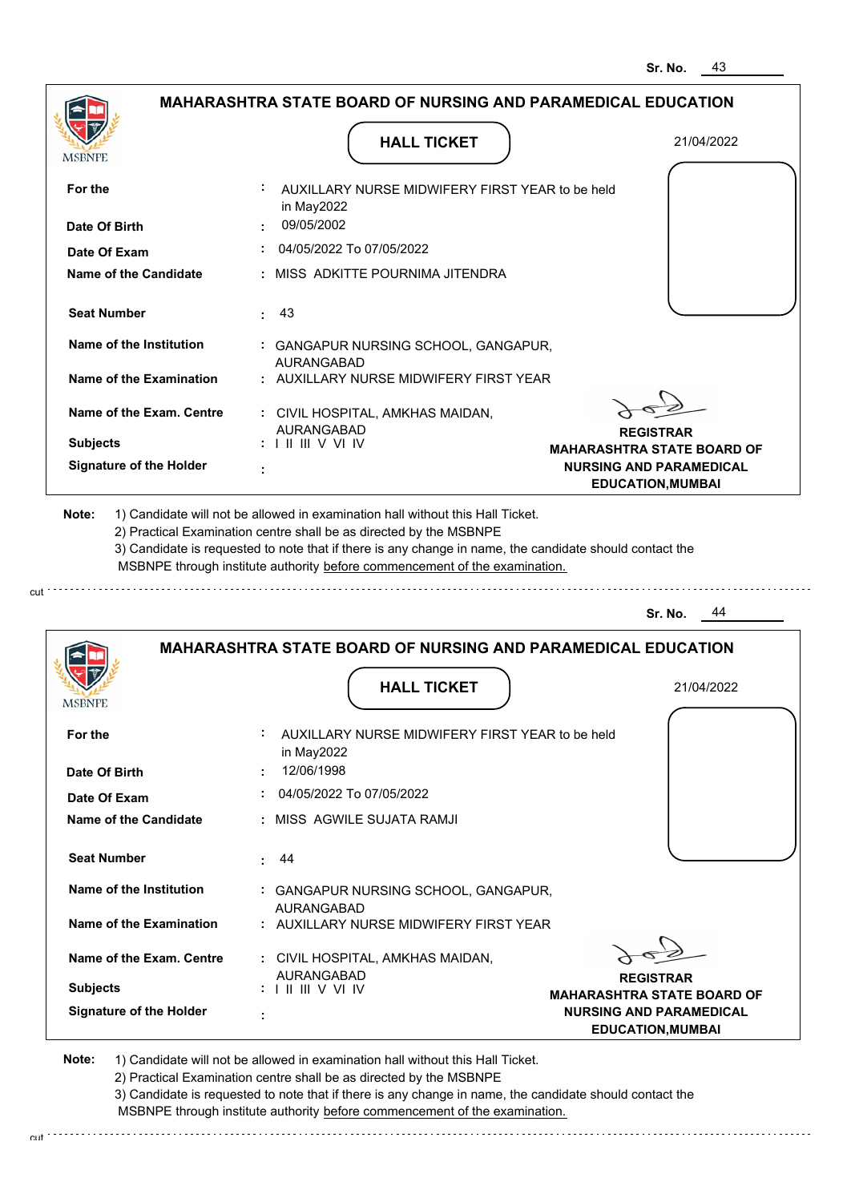Sr. No. 43

## MAHARASHTRA STATE BOARD OF NURSING AND PARAMEDICAL EDUCATION

MSBNPE

### HALL TICKET

21/04/2022

| | | |
|---|---|---|
| **For the** | : | AUXILLARY NURSE MIDWIFERY FIRST YEAR to be held in May2022 |
| **Date Of Birth** | : | 09/05/2002 |
| **Date Of Exam** | : | 04/05/2022 To 07/05/2022 |
| **Name of the Candidate** | : | MISS ADKITTE POURNIMA JITENDRA |
| **Seat Number** | : | 43 |
| **Name of the Institution** | : | GANGAPUR NURSING SCHOOL, GANGAPUR, AURANGABAD |
| **Name of the Examination** | : | AUXILLARY NURSE MIDWIFERY FIRST YEAR |
| **Name of the Exam. Centre** | : | CIVIL HOSPITAL, AMKHAS MAIDAN, AURANGABAD |
| **Subjects** | : | I II III V VI IV |
| **Signature of the Holder** | : | |

**REGISTRAR**
**MAHARASHTRA STATE BOARD OF NURSING AND PARAMEDICAL EDUCATION,MUMBAI**

**Note:** 1) Candidate will not be allowed in examination hall without this Hall Ticket.
2) Practical Examination centre shall be as directed by the MSBNPE
3) Candidate is requested to note that if there is any change in name, the candidate should contact the MSBNPE through institute authority before commencement of the examination.

cut

Sr. No. 44

## MAHARASHTRA STATE BOARD OF NURSING AND PARAMEDICAL EDUCATION

MSBNPE

### HALL TICKET

21/04/2022

| | | |
|---|---|---|
| **For the** | : | AUXILLARY NURSE MIDWIFERY FIRST YEAR to be held in May2022 |
| **Date Of Birth** | : | 12/06/1998 |
| **Date Of Exam** | : | 04/05/2022 To 07/05/2022 |
| **Name of the Candidate** | : | MISS AGWILE SUJATA RAMJI |
| **Seat Number** | : | 44 |
| **Name of the Institution** | : | GANGAPUR NURSING SCHOOL, GANGAPUR, AURANGABAD |
| **Name of the Examination** | : | AUXILLARY NURSE MIDWIFERY FIRST YEAR |
| **Name of the Exam. Centre** | : | CIVIL HOSPITAL, AMKHAS MAIDAN, AURANGABAD |
| **Subjects** | : | I II III V VI IV |
| **Signature of the Holder** | : | |

**REGISTRAR**
**MAHARASHTRA STATE BOARD OF NURSING AND PARAMEDICAL EDUCATION,MUMBAI**

**Note:** 1) Candidate will not be allowed in examination hall without this Hall Ticket.
2) Practical Examination centre shall be as directed by the MSBNPE
3) Candidate is requested to note that if there is any change in name, the candidate should contact the MSBNPE through institute authority before commencement of the examination.

cut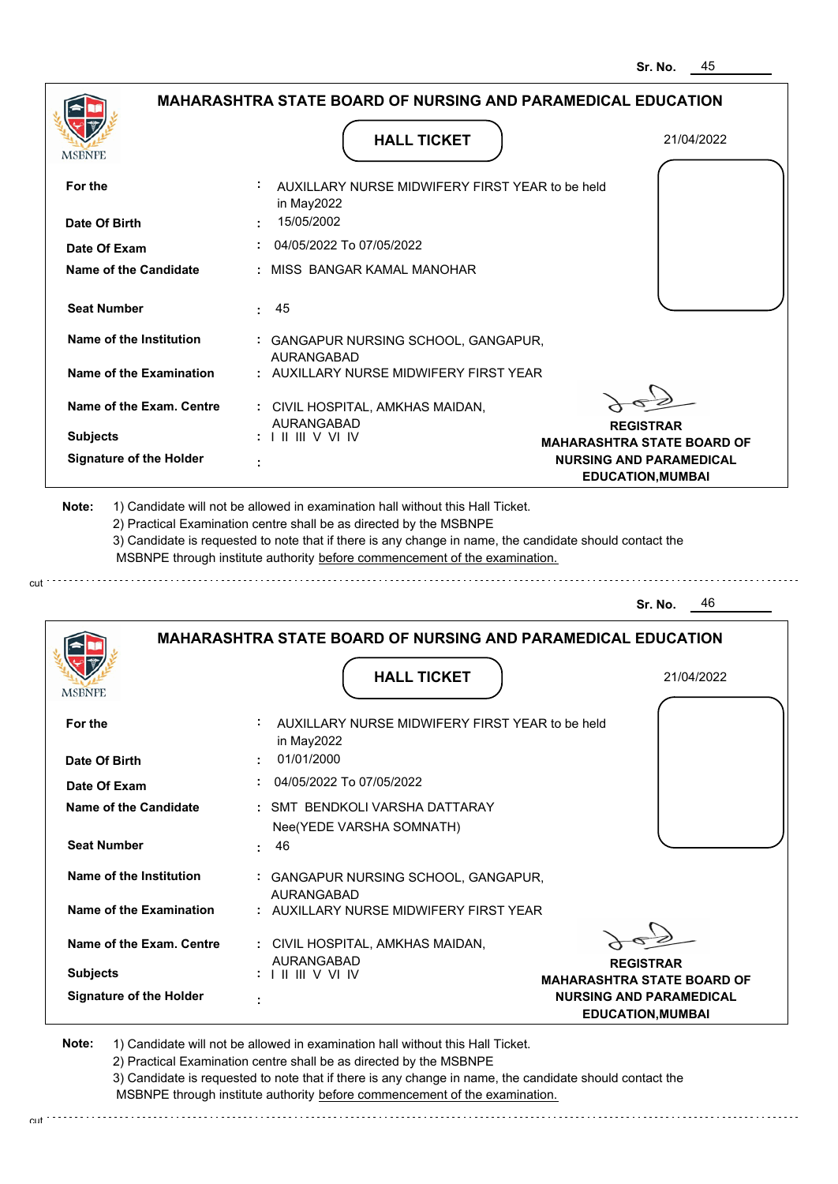Sr. No. 45

## MAHARASHTRA STATE BOARD OF NURSING AND PARAMEDICAL EDUCATION

MSBNPE

### HALL TICKET

21/04/2022

| | | |
|---|---|---|
| **For the** | : | AUXILLARY NURSE MIDWIFERY FIRST YEAR to be held in May2022 |
| **Date Of Birth** | : | 15/05/2002 |
| **Date Of Exam** | : | 04/05/2022 To 07/05/2022 |
| **Name of the Candidate** | : | MISS BANGAR KAMAL MANOHAR |
| **Seat Number** | : | 45 |
| **Name of the Institution** | : | GANGAPUR NURSING SCHOOL, GANGAPUR, AURANGABAD |
| **Name of the Examination** | : | AUXILLARY NURSE MIDWIFERY FIRST YEAR |
| **Name of the Exam. Centre** | : | CIVIL HOSPITAL, AMKHAS MAIDAN, AURANGABAD |
| **Subjects** | : | I II III V VI IV |
| **Signature of the Holder** | : | |

**REGISTRAR**
**MAHARASHTRA STATE BOARD OF NURSING AND PARAMEDICAL EDUCATION,MUMBAI**

**Note:**
1) Candidate will not be allowed in examination hall without this Hall Ticket.
2) Practical Examination centre shall be as directed by the MSBNPE
3) Candidate is requested to note that if there is any change in name, the candidate should contact the MSBNPE through institute authority before commencement of the examination.

cut

---

Sr. No. 46

## MAHARASHTRA STATE BOARD OF NURSING AND PARAMEDICAL EDUCATION

MSBNPE

### HALL TICKET

21/04/2022

| | | |
|---|---|---|
| **For the** | : | AUXILLARY NURSE MIDWIFERY FIRST YEAR to be held in May2022 |
| **Date Of Birth** | : | 01/01/2000 |
| **Date Of Exam** | : | 04/05/2022 To 07/05/2022 |
| **Name of the Candidate** | : | SMT BENDKOLI VARSHA DATTARAY Nee(YEDE VARSHA SOMNATH) |
| **Seat Number** | : | 46 |
| **Name of the Institution** | : | GANGAPUR NURSING SCHOOL, GANGAPUR, AURANGABAD |
| **Name of the Examination** | : | AUXILLARY NURSE MIDWIFERY FIRST YEAR |
| **Name of the Exam. Centre** | : | CIVIL HOSPITAL, AMKHAS MAIDAN, AURANGABAD |
| **Subjects** | : | I II III V VI IV |
| **Signature of the Holder** | : | |

**REGISTRAR**
**MAHARASHTRA STATE BOARD OF NURSING AND PARAMEDICAL EDUCATION,MUMBAI**

**Note:**
1) Candidate will not be allowed in examination hall without this Hall Ticket.
2) Practical Examination centre shall be as directed by the MSBNPE
3) Candidate is requested to note that if there is any change in name, the candidate should contact the MSBNPE through institute authority before commencement of the examination.

cut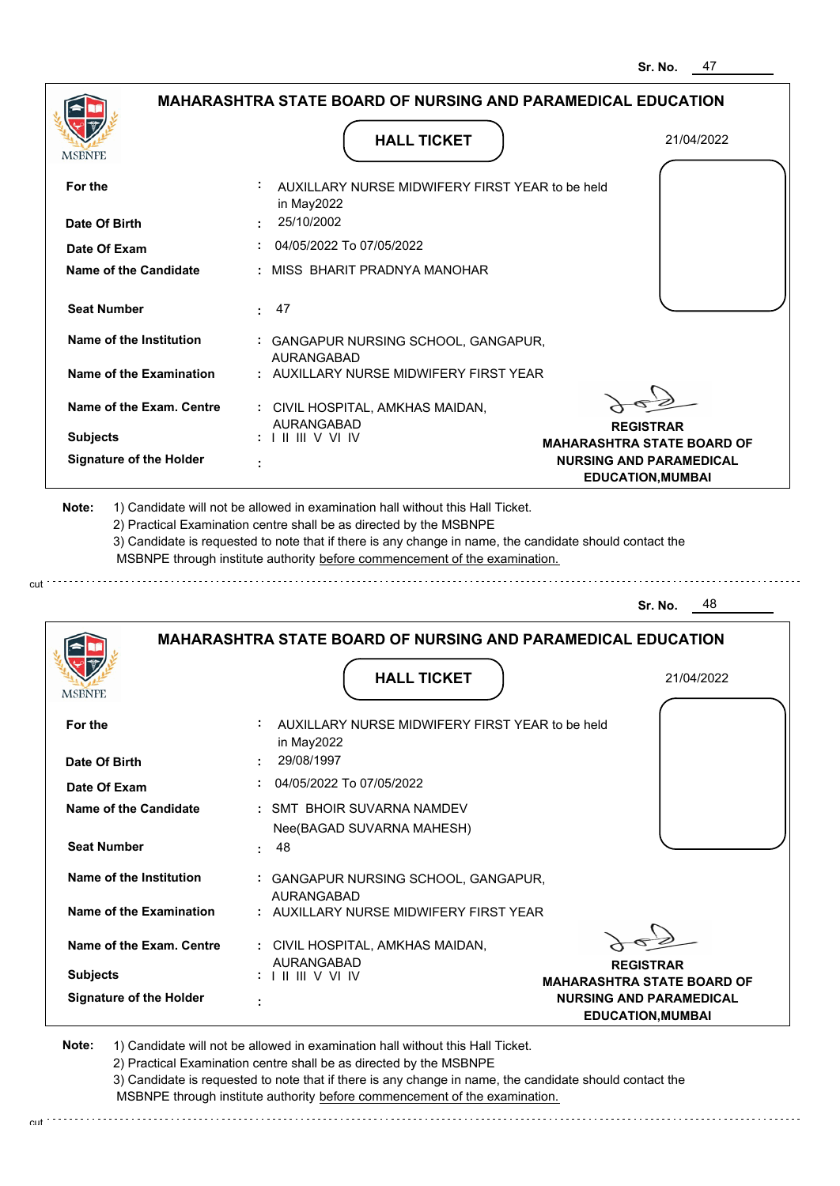Sr. No. 47

## MAHARASHTRA STATE BOARD OF NURSING AND PARAMEDICAL EDUCATION

MSBNPE

**HALL TICKET**

21/04/2022

| | | |
|---|---|---|
| **For the** | : | AUXILLARY NURSE MIDWIFERY FIRST YEAR to be held in May2022 |
| **Date Of Birth** | : | 25/10/2002 |
| **Date Of Exam** | : | 04/05/2022 To 07/05/2022 |
| **Name of the Candidate** | : | MISS BHARIT PRADNYA MANOHAR |
| **Seat Number** | : | 47 |
| **Name of the Institution** | : | GANGAPUR NURSING SCHOOL, GANGAPUR, AURANGABAD |
| **Name of the Examination** | : | AUXILLARY NURSE MIDWIFERY FIRST YEAR |
| **Name of the Exam. Centre** | : | CIVIL HOSPITAL, AMKHAS MAIDAN, AURANGABAD |
| **Subjects** | : | I II III V VI IV |
| **Signature of the Holder** | : | |

**REGISTRAR**
**MAHARASHTRA STATE BOARD OF NURSING AND PARAMEDICAL EDUCATION,MUMBAI**

**Note:** 1) Candidate will not be allowed in examination hall without this Hall Ticket.
2) Practical Examination centre shall be as directed by the MSBNPE
3) Candidate is requested to note that if there is any change in name, the candidate should contact the MSBNPE through institute authority before commencement of the examination.

cut

---

Sr. No. 48

## MAHARASHTRA STATE BOARD OF NURSING AND PARAMEDICAL EDUCATION

MSBNPE

**HALL TICKET**

21/04/2022

| | | |
|---|---|---|
| **For the** | : | AUXILLARY NURSE MIDWIFERY FIRST YEAR to be held in May2022 |
| **Date Of Birth** | : | 29/08/1997 |
| **Date Of Exam** | : | 04/05/2022 To 07/05/2022 |
| **Name of the Candidate** | : | SMT BHOIR SUVARNA NAMDEV Nee(BAGAD SUVARNA MAHESH) |
| **Seat Number** | : | 48 |
| **Name of the Institution** | : | GANGAPUR NURSING SCHOOL, GANGAPUR, AURANGABAD |
| **Name of the Examination** | : | AUXILLARY NURSE MIDWIFERY FIRST YEAR |
| **Name of the Exam. Centre** | : | CIVIL HOSPITAL, AMKHAS MAIDAN, AURANGABAD |
| **Subjects** | : | I II III V VI IV |
| **Signature of the Holder** | : | |

**REGISTRAR**
**MAHARASHTRA STATE BOARD OF NURSING AND PARAMEDICAL EDUCATION,MUMBAI**

**Note:** 1) Candidate will not be allowed in examination hall without this Hall Ticket.
2) Practical Examination centre shall be as directed by the MSBNPE
3) Candidate is requested to note that if there is any change in name, the candidate should contact the MSBNPE through institute authority before commencement of the examination.

cut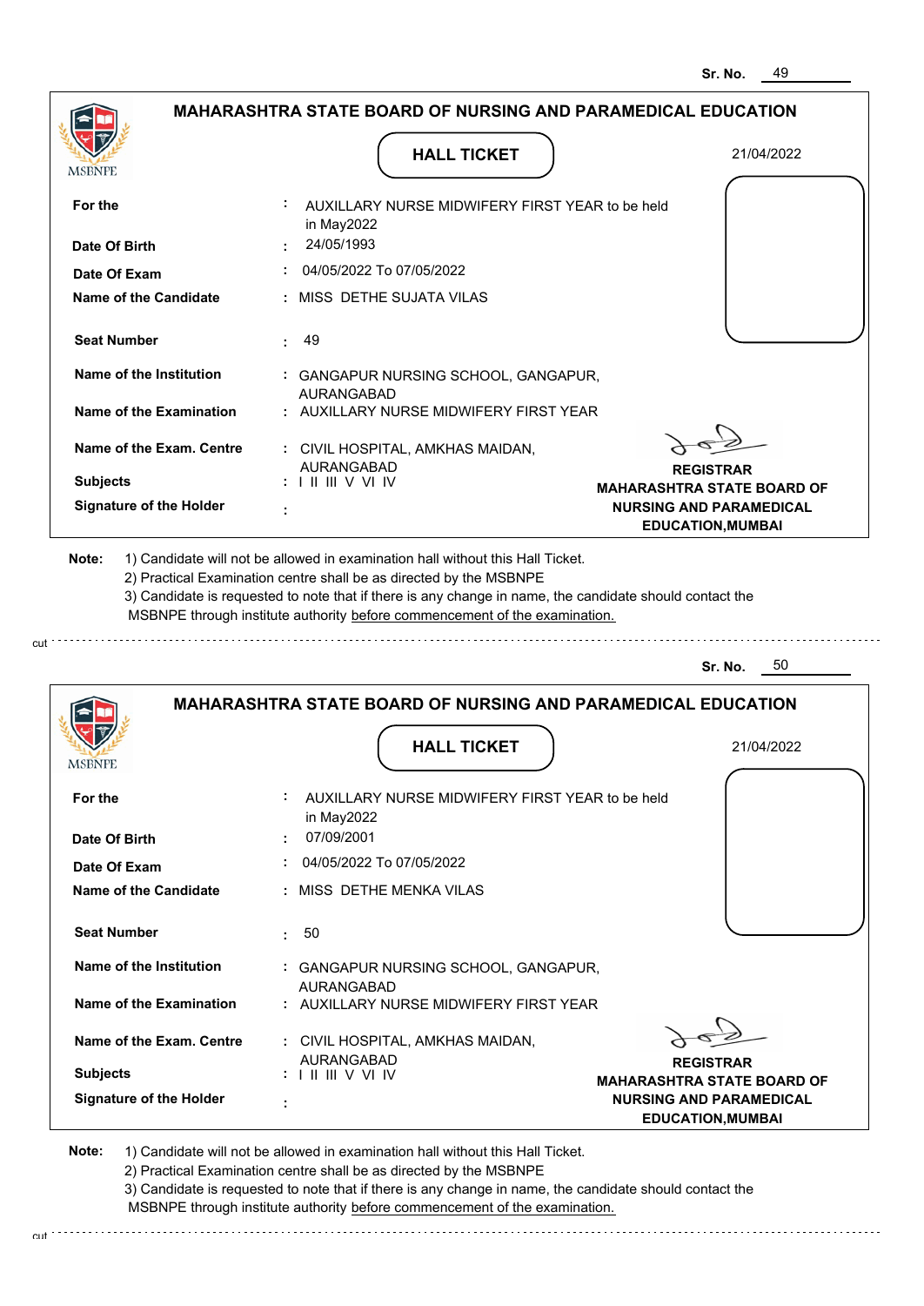Sr. No. 49

## MAHARASHTRA STATE BOARD OF NURSING AND PARAMEDICAL EDUCATION

MSBNPE

### HALL TICKET

21/04/2022

| | |
|---|---|
| **For the** | : AUXILLARY NURSE MIDWIFERY FIRST YEAR to be held in May2022 |
| **Date Of Birth** | : 24/05/1993 |
| **Date Of Exam** | : 04/05/2022 To 07/05/2022 |
| **Name of the Candidate** | : MISS DETHE SUJATA VILAS |
| **Seat Number** | : 49 |
| **Name of the Institution** | : GANGAPUR NURSING SCHOOL, GANGAPUR, AURANGABAD |
| **Name of the Examination** | : AUXILLARY NURSE MIDWIFERY FIRST YEAR |
| **Name of the Exam. Centre** | : CIVIL HOSPITAL, AMKHAS MAIDAN, AURANGABAD |
| **Subjects** | : I II III V VI IV |
| **Signature of the Holder** | : |

**REGISTRAR**
**MAHARASHTRA STATE BOARD OF NURSING AND PARAMEDICAL EDUCATION,MUMBAI**

**Note:** 1) Candidate will not be allowed in examination hall without this Hall Ticket.
2) Practical Examination centre shall be as directed by the MSBNPE
3) Candidate is requested to note that if there is any change in name, the candidate should contact the MSBNPE through institute authority before commencement of the examination.

cut

Sr. No. 50

## MAHARASHTRA STATE BOARD OF NURSING AND PARAMEDICAL EDUCATION

MSBNPE

### HALL TICKET

21/04/2022

| | |
|---|---|
| **For the** | : AUXILLARY NURSE MIDWIFERY FIRST YEAR to be held in May2022 |
| **Date Of Birth** | : 07/09/2001 |
| **Date Of Exam** | : 04/05/2022 To 07/05/2022 |
| **Name of the Candidate** | : MISS DETHE MENKA VILAS |
| **Seat Number** | : 50 |
| **Name of the Institution** | : GANGAPUR NURSING SCHOOL, GANGAPUR, AURANGABAD |
| **Name of the Examination** | : AUXILLARY NURSE MIDWIFERY FIRST YEAR |
| **Name of the Exam. Centre** | : CIVIL HOSPITAL, AMKHAS MAIDAN, AURANGABAD |
| **Subjects** | : I II III V VI IV |
| **Signature of the Holder** | : |

**REGISTRAR**
**MAHARASHTRA STATE BOARD OF NURSING AND PARAMEDICAL EDUCATION,MUMBAI**

**Note:** 1) Candidate will not be allowed in examination hall without this Hall Ticket.
2) Practical Examination centre shall be as directed by the MSBNPE
3) Candidate is requested to note that if there is any change in name, the candidate should contact the MSBNPE through institute authority before commencement of the examination.

cut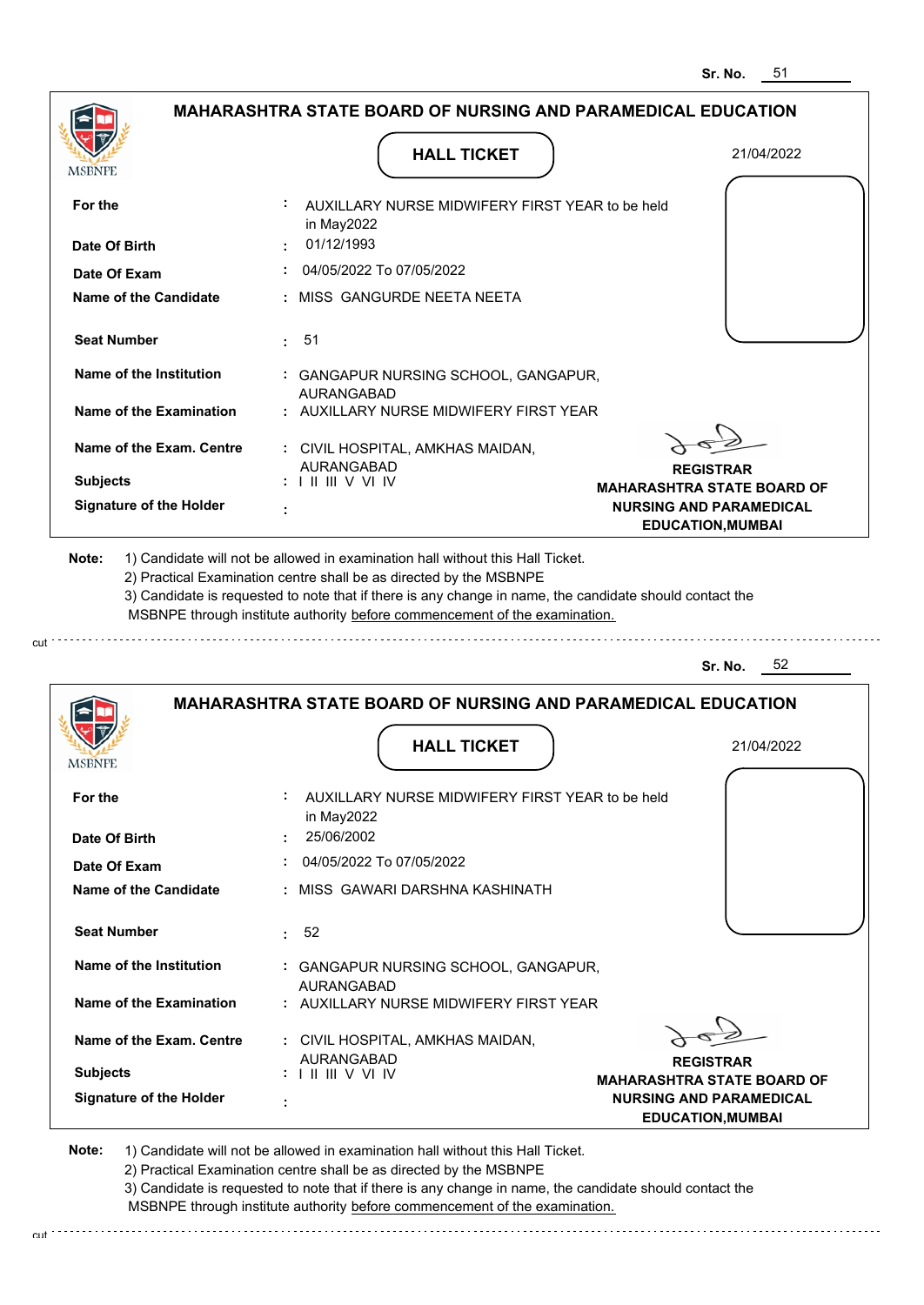Sr. No. 51

# MAHARASHTRA STATE BOARD OF NURSING AND PARAMEDICAL EDUCATION

MSBNPE

## HALL TICKET

21/04/2022

| | |
|---|---|
| **For the** | : AUXILLARY NURSE MIDWIFERY FIRST YEAR to be held in May2022 |
| **Date Of Birth** | : 01/12/1993 |
| **Date Of Exam** | : 04/05/2022 To 07/05/2022 |
| **Name of the Candidate** | : MISS GANGURDE NEETA NEETA |
| **Seat Number** | : 51 |
| **Name of the Institution** | : GANGAPUR NURSING SCHOOL, GANGAPUR, AURANGABAD |
| **Name of the Examination** | : AUXILLARY NURSE MIDWIFERY FIRST YEAR |
| **Name of the Exam. Centre** | : CIVIL HOSPITAL, AMKHAS MAIDAN, AURANGABAD |
| **Subjects** | : I II III V VI IV |
| **Signature of the Holder** | : |

**REGISTRAR**
**MAHARASHTRA STATE BOARD OF NURSING AND PARAMEDICAL EDUCATION,MUMBAI**

**Note:** 1) Candidate will not be allowed in examination hall without this Hall Ticket.
2) Practical Examination centre shall be as directed by the MSBNPE
3) Candidate is requested to note that if there is any change in name, the candidate should contact the MSBNPE through institute authority before commencement of the examination.

cut

Sr. No. 52

# MAHARASHTRA STATE BOARD OF NURSING AND PARAMEDICAL EDUCATION

MSBNPE

## HALL TICKET

21/04/2022

| | |
|---|---|
| **For the** | : AUXILLARY NURSE MIDWIFERY FIRST YEAR to be held in May2022 |
| **Date Of Birth** | : 25/06/2002 |
| **Date Of Exam** | : 04/05/2022 To 07/05/2022 |
| **Name of the Candidate** | : MISS GAWARI DARSHNA KASHINATH |
| **Seat Number** | : 52 |
| **Name of the Institution** | : GANGAPUR NURSING SCHOOL, GANGAPUR, AURANGABAD |
| **Name of the Examination** | : AUXILLARY NURSE MIDWIFERY FIRST YEAR |
| **Name of the Exam. Centre** | : CIVIL HOSPITAL, AMKHAS MAIDAN, AURANGABAD |
| **Subjects** | : I II III V VI IV |
| **Signature of the Holder** | : |

**REGISTRAR**
**MAHARASHTRA STATE BOARD OF NURSING AND PARAMEDICAL EDUCATION,MUMBAI**

**Note:** 1) Candidate will not be allowed in examination hall without this Hall Ticket.
2) Practical Examination centre shall be as directed by the MSBNPE
3) Candidate is requested to note that if there is any change in name, the candidate should contact the MSBNPE through institute authority before commencement of the examination.

cut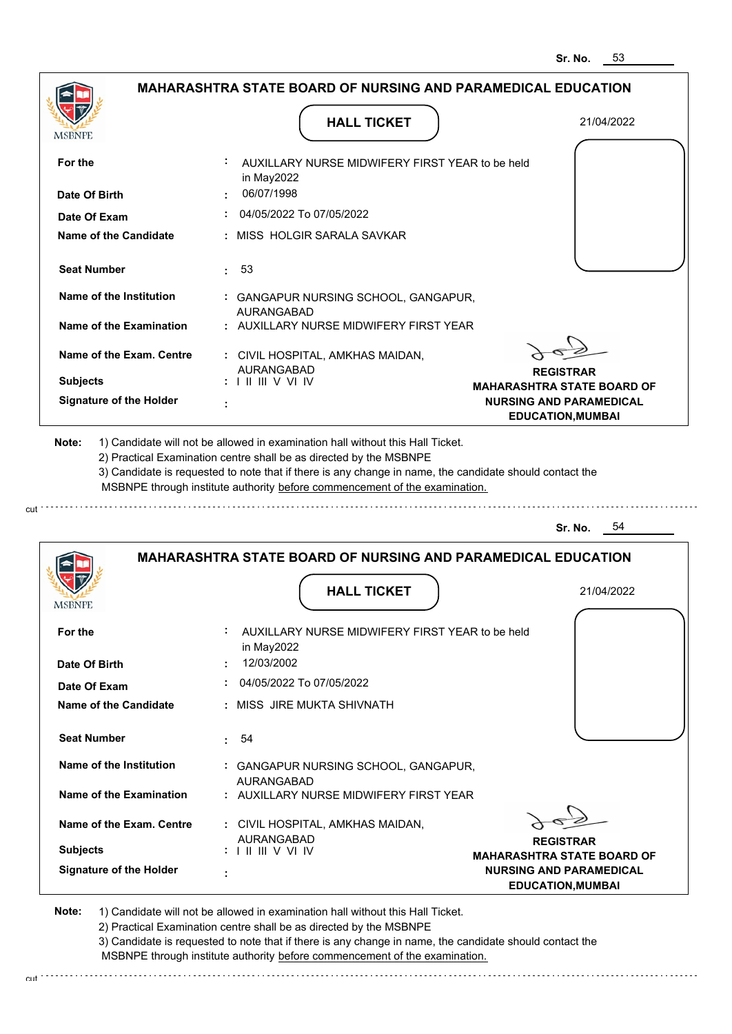Sr. No. 53

## MAHARASHTRA STATE BOARD OF NURSING AND PARAMEDICAL EDUCATION

MSBNPE

### HALL TICKET

21/04/2022

| | | |
|---|---|---|
| **For the** | : | AUXILLARY NURSE MIDWIFERY FIRST YEAR to be held in May2022 |
| **Date Of Birth** | : | 06/07/1998 |
| **Date Of Exam** | : | 04/05/2022 To 07/05/2022 |
| **Name of the Candidate** | : | MISS HOLGIR SARALA SAVKAR |
| **Seat Number** | : | 53 |
| **Name of the Institution** | : | GANGAPUR NURSING SCHOOL, GANGAPUR, AURANGABAD |
| **Name of the Examination** | : | AUXILLARY NURSE MIDWIFERY FIRST YEAR |
| **Name of the Exam. Centre** | : | CIVIL HOSPITAL, AMKHAS MAIDAN, AURANGABAD |
| **Subjects** | : | I II III V VI IV |
| **Signature of the Holder** | : | |

**REGISTRAR**
**MAHARASHTRA STATE BOARD OF NURSING AND PARAMEDICAL EDUCATION,MUMBAI**

**Note:** 1) Candidate will not be allowed in examination hall without this Hall Ticket.
2) Practical Examination centre shall be as directed by the MSBNPE
3) Candidate is requested to note that if there is any change in name, the candidate should contact the MSBNPE through institute authority before commencement of the examination.

cut

Sr. No. 54

## MAHARASHTRA STATE BOARD OF NURSING AND PARAMEDICAL EDUCATION

MSBNPE

### HALL TICKET

21/04/2022

| | | |
|---|---|---|
| **For the** | : | AUXILLARY NURSE MIDWIFERY FIRST YEAR to be held in May2022 |
| **Date Of Birth** | : | 12/03/2002 |
| **Date Of Exam** | : | 04/05/2022 To 07/05/2022 |
| **Name of the Candidate** | : | MISS JIRE MUKTA SHIVNATH |
| **Seat Number** | : | 54 |
| **Name of the Institution** | : | GANGAPUR NURSING SCHOOL, GANGAPUR, AURANGABAD |
| **Name of the Examination** | : | AUXILLARY NURSE MIDWIFERY FIRST YEAR |
| **Name of the Exam. Centre** | : | CIVIL HOSPITAL, AMKHAS MAIDAN, AURANGABAD |
| **Subjects** | : | I II III V VI IV |
| **Signature of the Holder** | : | |

**REGISTRAR**
**MAHARASHTRA STATE BOARD OF NURSING AND PARAMEDICAL EDUCATION,MUMBAI**

**Note:** 1) Candidate will not be allowed in examination hall without this Hall Ticket.
2) Practical Examination centre shall be as directed by the MSBNPE
3) Candidate is requested to note that if there is any change in name, the candidate should contact the MSBNPE through institute authority before commencement of the examination.

cut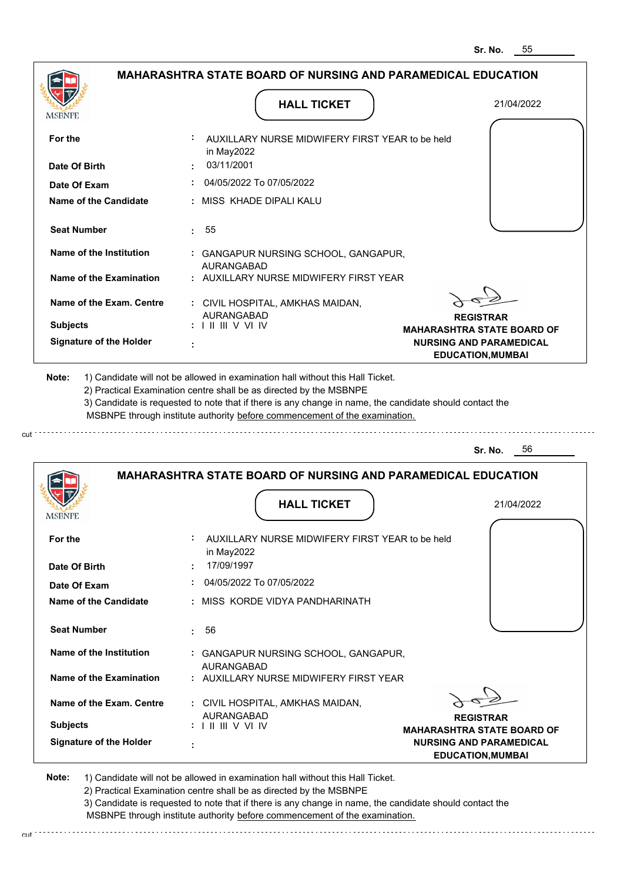Sr. No. 55

## MAHARASHTRA STATE BOARD OF NURSING AND PARAMEDICAL EDUCATION

### HALL TICKET

21/04/2022

| | | |
|---|---|---|
| **For the** | : | AUXILLARY NURSE MIDWIFERY FIRST YEAR to be held in May2022 |
| **Date Of Birth** | : | 03/11/2001 |
| **Date Of Exam** | : | 04/05/2022 To 07/05/2022 |
| **Name of the Candidate** | : | MISS KHADE DIPALI KALU |
| **Seat Number** | : | 55 |
| **Name of the Institution** | : | GANGAPUR NURSING SCHOOL, GANGAPUR, AURANGABAD |
| **Name of the Examination** | : | AUXILLARY NURSE MIDWIFERY FIRST YEAR |
| **Name of the Exam. Centre** | : | CIVIL HOSPITAL, AMKHAS MAIDAN, AURANGABAD |
| **Subjects** | : | I II III V VI IV |
| **Signature of the Holder** | : | |

**REGISTRAR**
**MAHARASHTRA STATE BOARD OF NURSING AND PARAMEDICAL EDUCATION,MUMBAI**

**Note:** 1) Candidate will not be allowed in examination hall without this Hall Ticket.
2) Practical Examination centre shall be as directed by the MSBNPE
3) Candidate is requested to note that if there is any change in name, the candidate should contact the MSBNPE through institute authority before commencement of the examination.

---

Sr. No. 56

## MAHARASHTRA STATE BOARD OF NURSING AND PARAMEDICAL EDUCATION

### HALL TICKET

21/04/2022

| | | |
|---|---|---|
| **For the** | : | AUXILLARY NURSE MIDWIFERY FIRST YEAR to be held in May2022 |
| **Date Of Birth** | : | 17/09/1997 |
| **Date Of Exam** | : | 04/05/2022 To 07/05/2022 |
| **Name of the Candidate** | : | MISS KORDE VIDYA PANDHARINATH |
| **Seat Number** | : | 56 |
| **Name of the Institution** | : | GANGAPUR NURSING SCHOOL, GANGAPUR, AURANGABAD |
| **Name of the Examination** | : | AUXILLARY NURSE MIDWIFERY FIRST YEAR |
| **Name of the Exam. Centre** | : | CIVIL HOSPITAL, AMKHAS MAIDAN, AURANGABAD |
| **Subjects** | : | I II III V VI IV |
| **Signature of the Holder** | : | |

**REGISTRAR**
**MAHARASHTRA STATE BOARD OF NURSING AND PARAMEDICAL EDUCATION,MUMBAI**

**Note:** 1) Candidate will not be allowed in examination hall without this Hall Ticket.
2) Practical Examination centre shall be as directed by the MSBNPE
3) Candidate is requested to note that if there is any change in name, the candidate should contact the MSBNPE through institute authority before commencement of the examination.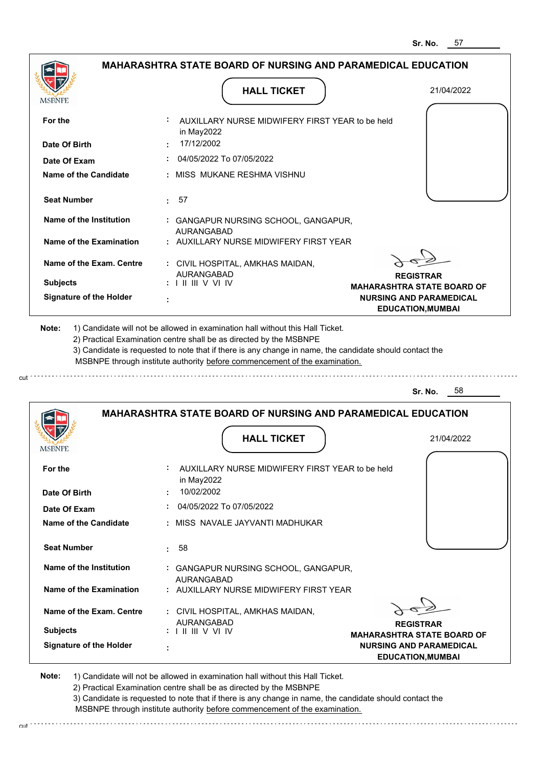Sr. No. 57

## MAHARASHTRA STATE BOARD OF NURSING AND PARAMEDICAL EDUCATION

### HALL TICKET

21/04/2022

| | | |
|---|---|---|
| **For the** | : | AUXILLARY NURSE MIDWIFERY FIRST YEAR to be held in May2022 |
| **Date Of Birth** | : | 17/12/2002 |
| **Date Of Exam** | : | 04/05/2022 To 07/05/2022 |
| **Name of the Candidate** | : | MISS MUKANE RESHMA VISHNU |
| **Seat Number** | : | 57 |
| **Name of the Institution** | : | GANGAPUR NURSING SCHOOL, GANGAPUR, AURANGABAD |
| **Name of the Examination** | : | AUXILLARY NURSE MIDWIFERY FIRST YEAR |
| **Name of the Exam. Centre** | : | CIVIL HOSPITAL, AMKHAS MAIDAN, AURANGABAD |
| **Subjects** | : | I II III V VI IV |
| **Signature of the Holder** | : | |

**REGISTRAR**
**MAHARASHTRA STATE BOARD OF NURSING AND PARAMEDICAL EDUCATION,MUMBAI**

**Note:** 1) Candidate will not be allowed in examination hall without this Hall Ticket.
2) Practical Examination centre shall be as directed by the MSBNPE
3) Candidate is requested to note that if there is any change in name, the candidate should contact the MSBNPE through institute authority before commencement of the examination.

---

Sr. No. 58

## MAHARASHTRA STATE BOARD OF NURSING AND PARAMEDICAL EDUCATION

### HALL TICKET

21/04/2022

| | | |
|---|---|---|
| **For the** | : | AUXILLARY NURSE MIDWIFERY FIRST YEAR to be held in May2022 |
| **Date Of Birth** | : | 10/02/2002 |
| **Date Of Exam** | : | 04/05/2022 To 07/05/2022 |
| **Name of the Candidate** | : | MISS NAVALE JAYVANTI MADHUKAR |
| **Seat Number** | : | 58 |
| **Name of the Institution** | : | GANGAPUR NURSING SCHOOL, GANGAPUR, AURANGABAD |
| **Name of the Examination** | : | AUXILLARY NURSE MIDWIFERY FIRST YEAR |
| **Name of the Exam. Centre** | : | CIVIL HOSPITAL, AMKHAS MAIDAN, AURANGABAD |
| **Subjects** | : | I II III V VI IV |
| **Signature of the Holder** | : | |

**REGISTRAR**
**MAHARASHTRA STATE BOARD OF NURSING AND PARAMEDICAL EDUCATION,MUMBAI**

**Note:** 1) Candidate will not be allowed in examination hall without this Hall Ticket.
2) Practical Examination centre shall be as directed by the MSBNPE
3) Candidate is requested to note that if there is any change in name, the candidate should contact the MSBNPE through institute authority before commencement of the examination.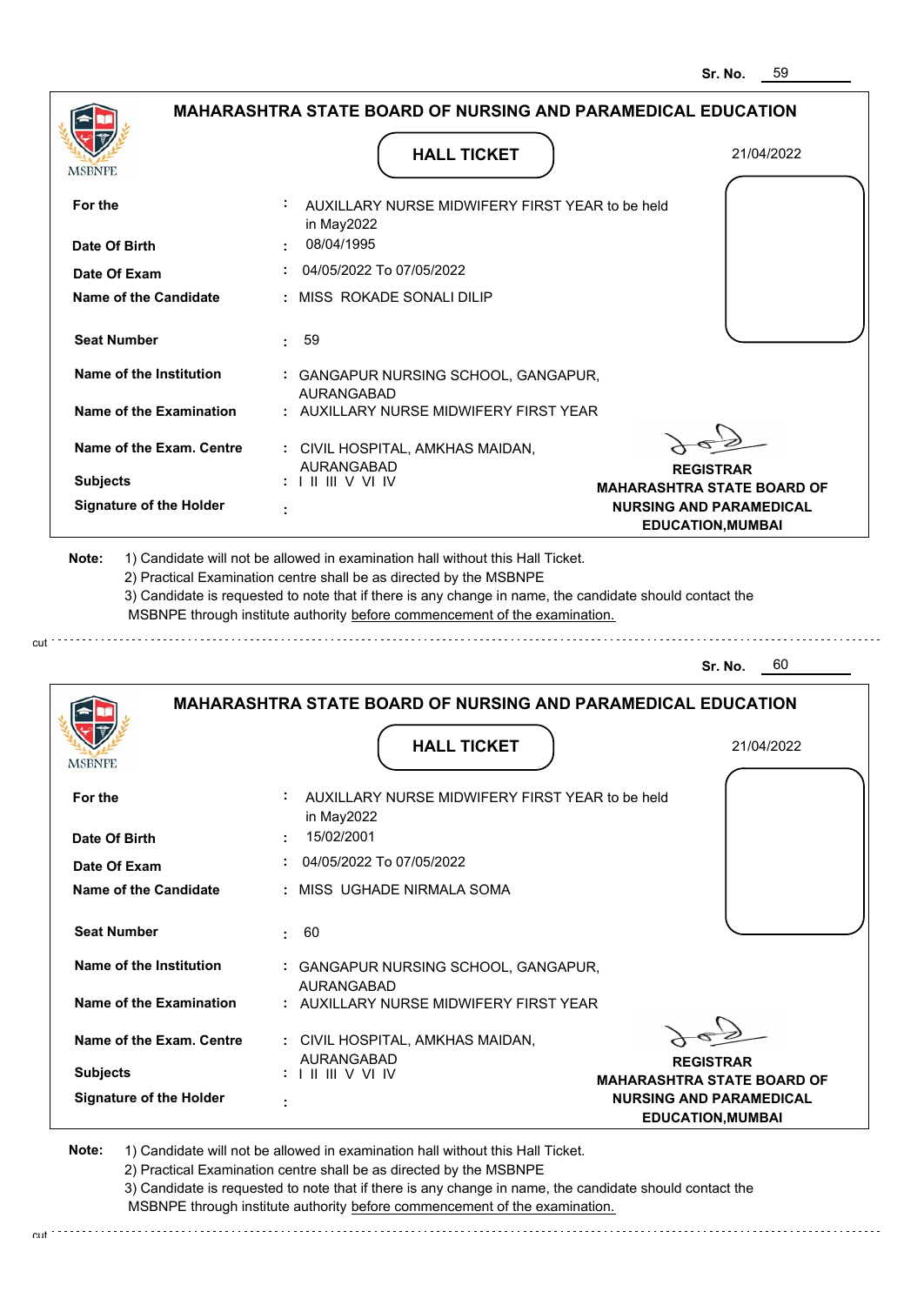Sr. No. 59

## MAHARASHTRA STATE BOARD OF NURSING AND PARAMEDICAL EDUCATION

MSBNPE

### HALL TICKET

21/04/2022

| | | |
|---|---|---|
| **For the** | : | AUXILLARY NURSE MIDWIFERY FIRST YEAR to be held in May2022 |
| **Date Of Birth** | : | 08/04/1995 |
| **Date Of Exam** | : | 04/05/2022 To 07/05/2022 |
| **Name of the Candidate** | : | MISS ROKADE SONALI DILIP |
| **Seat Number** | : | 59 |
| **Name of the Institution** | : | GANGAPUR NURSING SCHOOL, GANGAPUR, AURANGABAD |
| **Name of the Examination** | : | AUXILLARY NURSE MIDWIFERY FIRST YEAR |
| **Name of the Exam. Centre** | : | CIVIL HOSPITAL, AMKHAS MAIDAN, AURANGABAD |
| **Subjects** | : | I II III V VI IV |
| **Signature of the Holder** | : | |

**REGISTRAR**
**MAHARASHTRA STATE BOARD OF NURSING AND PARAMEDICAL EDUCATION,MUMBAI**

**Note:** 1) Candidate will not be allowed in examination hall without this Hall Ticket.
2) Practical Examination centre shall be as directed by the MSBNPE
3) Candidate is requested to note that if there is any change in name, the candidate should contact the MSBNPE through institute authority before commencement of the examination.

cut

Sr. No. 60

## MAHARASHTRA STATE BOARD OF NURSING AND PARAMEDICAL EDUCATION

MSBNPE

### HALL TICKET

21/04/2022

| | | |
|---|---|---|
| **For the** | : | AUXILLARY NURSE MIDWIFERY FIRST YEAR to be held in May2022 |
| **Date Of Birth** | : | 15/02/2001 |
| **Date Of Exam** | : | 04/05/2022 To 07/05/2022 |
| **Name of the Candidate** | : | MISS UGHADE NIRMALA SOMA |
| **Seat Number** | : | 60 |
| **Name of the Institution** | : | GANGAPUR NURSING SCHOOL, GANGAPUR, AURANGABAD |
| **Name of the Examination** | : | AUXILLARY NURSE MIDWIFERY FIRST YEAR |
| **Name of the Exam. Centre** | : | CIVIL HOSPITAL, AMKHAS MAIDAN, AURANGABAD |
| **Subjects** | : | I II III V VI IV |
| **Signature of the Holder** | : | |

**REGISTRAR**
**MAHARASHTRA STATE BOARD OF NURSING AND PARAMEDICAL EDUCATION,MUMBAI**

**Note:** 1) Candidate will not be allowed in examination hall without this Hall Ticket.
2) Practical Examination centre shall be as directed by the MSBNPE
3) Candidate is requested to note that if there is any change in name, the candidate should contact the MSBNPE through institute authority before commencement of the examination.

cut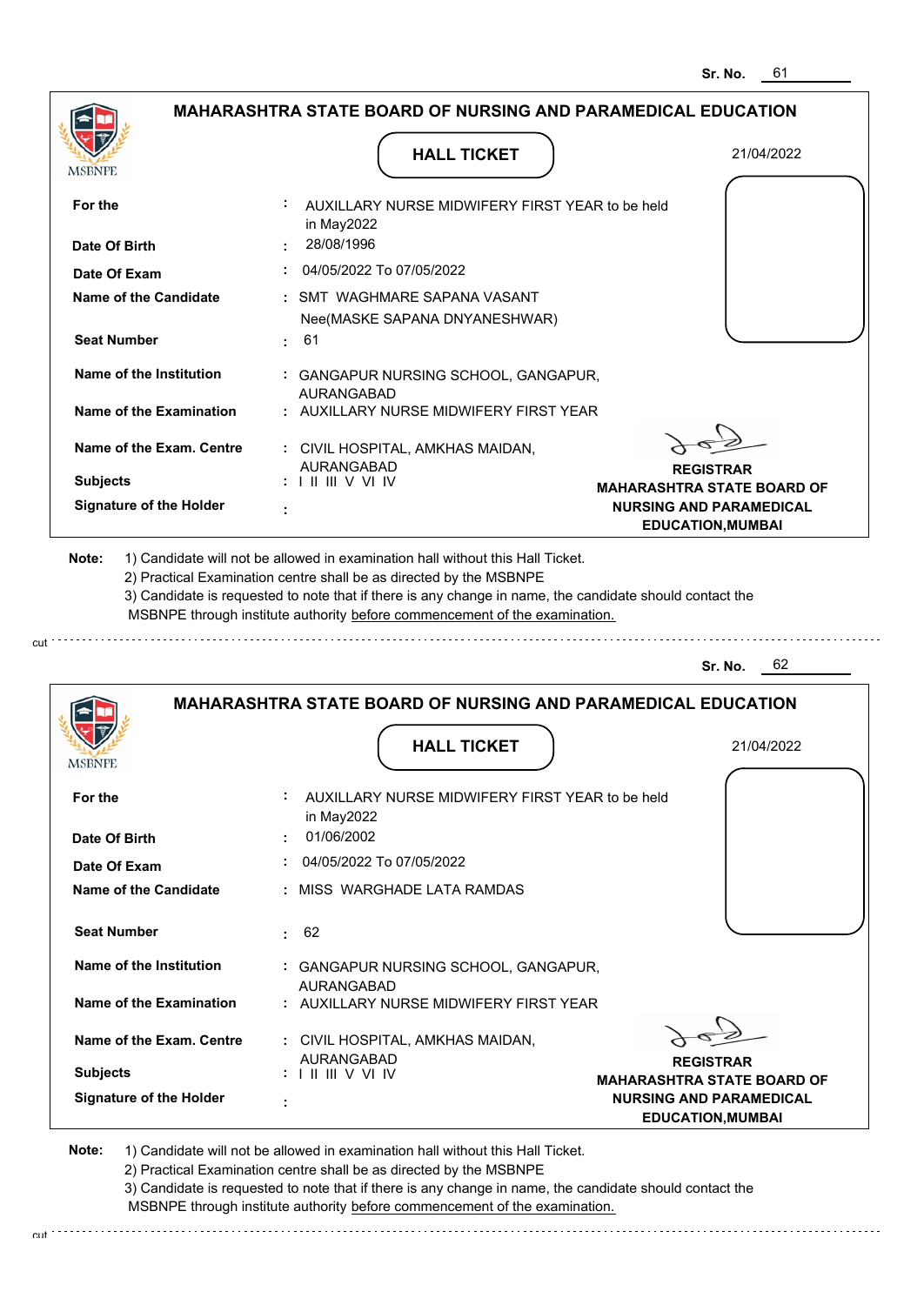Sr. No. 61

## MAHARASHTRA STATE BOARD OF NURSING AND PARAMEDICAL EDUCATION

MSBNPE

### HALL TICKET

21/04/2022

| | |
|---|---|
| **For the** | : AUXILLARY NURSE MIDWIFERY FIRST YEAR to be held in May2022 |
| **Date Of Birth** | : 28/08/1996 |
| **Date Of Exam** | : 04/05/2022 To 07/05/2022 |
| **Name of the Candidate** | : SMT WAGHMARE SAPANA VASANT Nee(MASKE SAPANA DNYANESHWAR) |
| **Seat Number** | : 61 |
| **Name of the Institution** | : GANGAPUR NURSING SCHOOL, GANGAPUR, AURANGABAD |
| **Name of the Examination** | : AUXILLARY NURSE MIDWIFERY FIRST YEAR |
| **Name of the Exam. Centre** | : CIVIL HOSPITAL, AMKHAS MAIDAN, AURANGABAD |
| **Subjects** | : I II III V VI IV |
| **Signature of the Holder** | : |

**REGISTRAR**
**MAHARASHTRA STATE BOARD OF NURSING AND PARAMEDICAL EDUCATION,MUMBAI**

**Note:**
1) Candidate will not be allowed in examination hall without this Hall Ticket.
2) Practical Examination centre shall be as directed by the MSBNPE
3) Candidate is requested to note that if there is any change in name, the candidate should contact the MSBNPE through institute authority before commencement of the examination.

cut

Sr. No. 62

## MAHARASHTRA STATE BOARD OF NURSING AND PARAMEDICAL EDUCATION

MSBNPE

### HALL TICKET

21/04/2022

| | |
|---|---|
| **For the** | : AUXILLARY NURSE MIDWIFERY FIRST YEAR to be held in May2022 |
| **Date Of Birth** | : 01/06/2002 |
| **Date Of Exam** | : 04/05/2022 To 07/05/2022 |
| **Name of the Candidate** | : MISS WARGHADE LATA RAMDAS |
| **Seat Number** | : 62 |
| **Name of the Institution** | : GANGAPUR NURSING SCHOOL, GANGAPUR, AURANGABAD |
| **Name of the Examination** | : AUXILLARY NURSE MIDWIFERY FIRST YEAR |
| **Name of the Exam. Centre** | : CIVIL HOSPITAL, AMKHAS MAIDAN, AURANGABAD |
| **Subjects** | : I II III V VI IV |
| **Signature of the Holder** | : |

**REGISTRAR**
**MAHARASHTRA STATE BOARD OF NURSING AND PARAMEDICAL EDUCATION,MUMBAI**

**Note:**
1) Candidate will not be allowed in examination hall without this Hall Ticket.
2) Practical Examination centre shall be as directed by the MSBNPE
3) Candidate is requested to note that if there is any change in name, the candidate should contact the MSBNPE through institute authority before commencement of the examination.

cut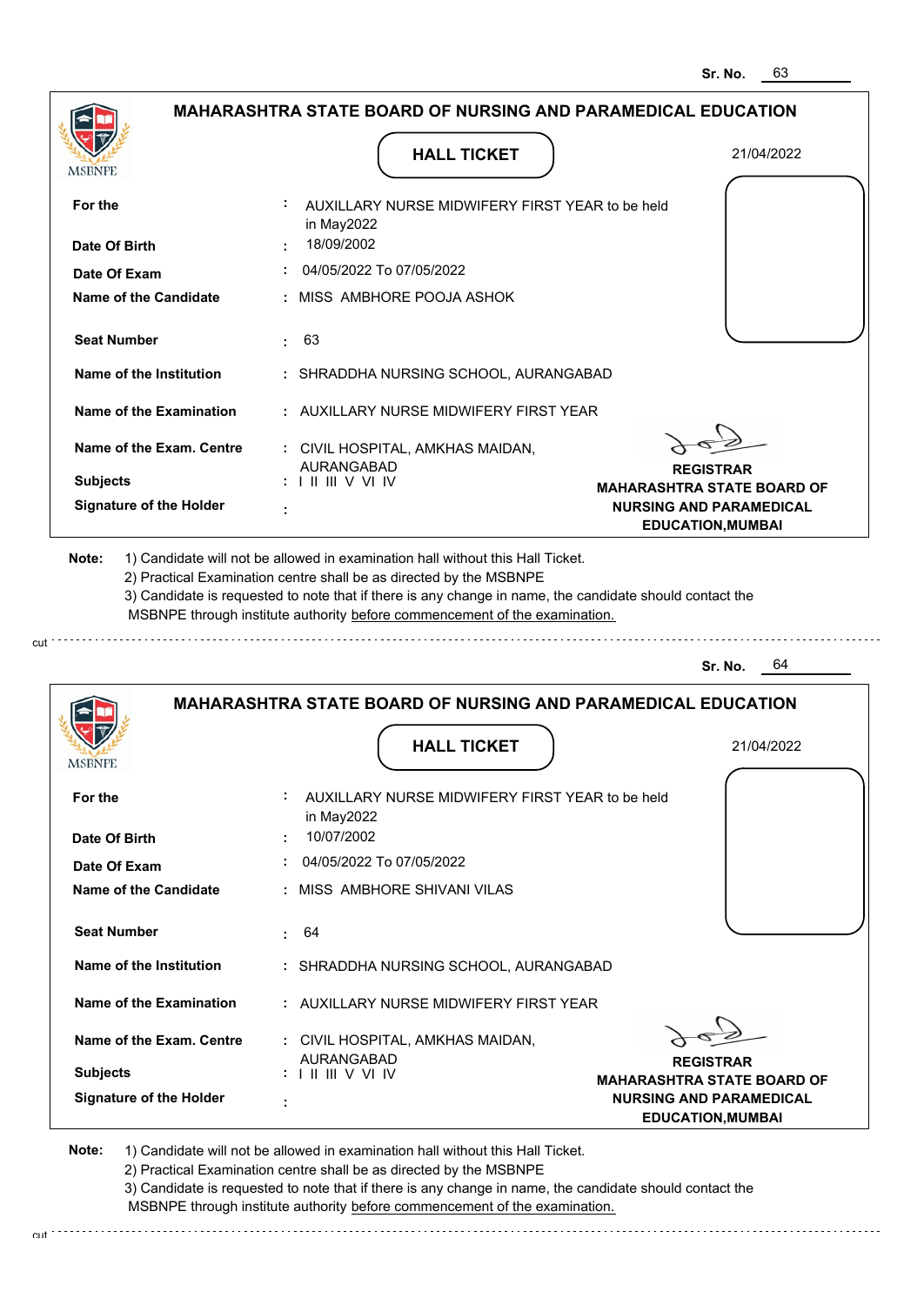Sr. No. 63

## MAHARASHTRA STATE BOARD OF NURSING AND PARAMEDICAL EDUCATION

MSBNPE

### HALL TICKET

21/04/2022

| | | |
|---|---|---|
| **For the** | : | AUXILLARY NURSE MIDWIFERY FIRST YEAR to be held in May2022 |
| **Date Of Birth** | : | 18/09/2002 |
| **Date Of Exam** | : | 04/05/2022 To 07/05/2022 |
| **Name of the Candidate** | : | MISS AMBHORE POOJA ASHOK |
| **Seat Number** | : | 63 |
| **Name of the Institution** | : | SHRADDHA NURSING SCHOOL, AURANGABAD |
| **Name of the Examination** | : | AUXILLARY NURSE MIDWIFERY FIRST YEAR |
| **Name of the Exam. Centre** | : | CIVIL HOSPITAL, AMKHAS MAIDAN, AURANGABAD |
| **Subjects** | : | I II III V VI IV |
| **Signature of the Holder** | : | |

**REGISTRAR**
**MAHARASHTRA STATE BOARD OF NURSING AND PARAMEDICAL EDUCATION,MUMBAI**

**Note:** 1) Candidate will not be allowed in examination hall without this Hall Ticket.
2) Practical Examination centre shall be as directed by the MSBNPE
3) Candidate is requested to note that if there is any change in name, the candidate should contact the MSBNPE through institute authority before commencement of the examination.

cut

---

Sr. No. 64

## MAHARASHTRA STATE BOARD OF NURSING AND PARAMEDICAL EDUCATION

MSBNPE

### HALL TICKET

21/04/2022

| | | |
|---|---|---|
| **For the** | : | AUXILLARY NURSE MIDWIFERY FIRST YEAR to be held in May2022 |
| **Date Of Birth** | : | 10/07/2002 |
| **Date Of Exam** | : | 04/05/2022 To 07/05/2022 |
| **Name of the Candidate** | : | MISS AMBHORE SHIVANI VILAS |
| **Seat Number** | : | 64 |
| **Name of the Institution** | : | SHRADDHA NURSING SCHOOL, AURANGABAD |
| **Name of the Examination** | : | AUXILLARY NURSE MIDWIFERY FIRST YEAR |
| **Name of the Exam. Centre** | : | CIVIL HOSPITAL, AMKHAS MAIDAN, AURANGABAD |
| **Subjects** | : | I II III V VI IV |
| **Signature of the Holder** | : | |

**REGISTRAR**
**MAHARASHTRA STATE BOARD OF NURSING AND PARAMEDICAL EDUCATION,MUMBAI**

**Note:** 1) Candidate will not be allowed in examination hall without this Hall Ticket.
2) Practical Examination centre shall be as directed by the MSBNPE
3) Candidate is requested to note that if there is any change in name, the candidate should contact the MSBNPE through institute authority before commencement of the examination.

cut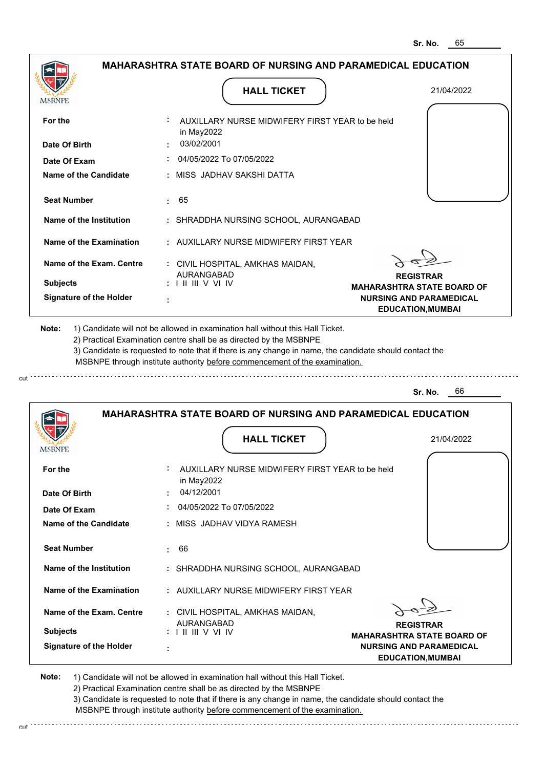Sr. No. 65

## MAHARASHTRA STATE BOARD OF NURSING AND PARAMEDICAL EDUCATION

MSBNPE

**HALL TICKET**

21/04/2022

| | | |
|---|---|---|
| **For the** | : | AUXILLARY NURSE MIDWIFERY FIRST YEAR to be held in May2022 |
| **Date Of Birth** | : | 03/02/2001 |
| **Date Of Exam** | : | 04/05/2022 To 07/05/2022 |
| **Name of the Candidate** | : | MISS JADHAV SAKSHI DATTA |
| **Seat Number** | : | 65 |
| **Name of the Institution** | : | SHRADDHA NURSING SCHOOL, AURANGABAD |
| **Name of the Examination** | : | AUXILLARY NURSE MIDWIFERY FIRST YEAR |
| **Name of the Exam. Centre** | : | CIVIL HOSPITAL, AMKHAS MAIDAN, AURANGABAD |
| **Subjects** | : | I II III V VI IV |
| **Signature of the Holder** | : | |

**REGISTRAR**
**MAHARASHTRA STATE BOARD OF NURSING AND PARAMEDICAL EDUCATION,MUMBAI**

**Note:**
1) Candidate will not be allowed in examination hall without this Hall Ticket.
2) Practical Examination centre shall be as directed by the MSBNPE
3) Candidate is requested to note that if there is any change in name, the candidate should contact the MSBNPE through institute authority before commencement of the examination.

cut

Sr. No. 66

## MAHARASHTRA STATE BOARD OF NURSING AND PARAMEDICAL EDUCATION

MSBNPE

**HALL TICKET**

21/04/2022

| | | |
|---|---|---|
| **For the** | : | AUXILLARY NURSE MIDWIFERY FIRST YEAR to be held in May2022 |
| **Date Of Birth** | : | 04/12/2001 |
| **Date Of Exam** | : | 04/05/2022 To 07/05/2022 |
| **Name of the Candidate** | : | MISS JADHAV VIDYA RAMESH |
| **Seat Number** | : | 66 |
| **Name of the Institution** | : | SHRADDHA NURSING SCHOOL, AURANGABAD |
| **Name of the Examination** | : | AUXILLARY NURSE MIDWIFERY FIRST YEAR |
| **Name of the Exam. Centre** | : | CIVIL HOSPITAL, AMKHAS MAIDAN, AURANGABAD |
| **Subjects** | : | I II III V VI IV |
| **Signature of the Holder** | : | |

**REGISTRAR**
**MAHARASHTRA STATE BOARD OF NURSING AND PARAMEDICAL EDUCATION,MUMBAI**

**Note:**
1) Candidate will not be allowed in examination hall without this Hall Ticket.
2) Practical Examination centre shall be as directed by the MSBNPE
3) Candidate is requested to note that if there is any change in name, the candidate should contact the MSBNPE through institute authority before commencement of the examination.

cut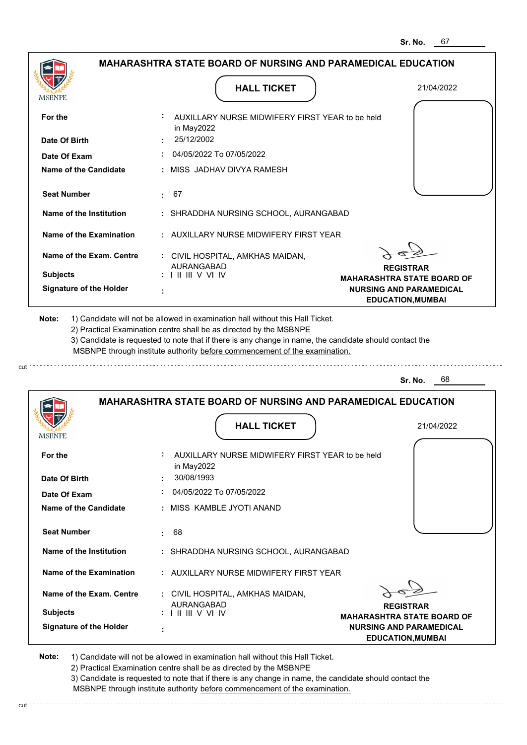Sr. No. 67

## MAHARASHTRA STATE BOARD OF NURSING AND PARAMEDICAL EDUCATION

MSBNPE

**HALL TICKET**

21/04/2022

| | | |
|---|---|---|
| **For the** | : | AUXILLARY NURSE MIDWIFERY FIRST YEAR to be held in May2022 |
| **Date Of Birth** | : | 25/12/2002 |
| **Date Of Exam** | : | 04/05/2022 To 07/05/2022 |
| **Name of the Candidate** | : | MISS JADHAV DIVYA RAMESH |
| **Seat Number** | : | 67 |
| **Name of the Institution** | : | SHRADDHA NURSING SCHOOL, AURANGABAD |
| **Name of the Examination** | : | AUXILLARY NURSE MIDWIFERY FIRST YEAR |
| **Name of the Exam. Centre** | : | CIVIL HOSPITAL, AMKHAS MAIDAN, AURANGABAD |
| **Subjects** | : | I II III V VI IV |
| **Signature of the Holder** | : | |

**REGISTRAR**
**MAHARASHTRA STATE BOARD OF NURSING AND PARAMEDICAL EDUCATION,MUMBAI**

**Note:** 1) Candidate will not be allowed in examination hall without this Hall Ticket.
2) Practical Examination centre shall be as directed by the MSBNPE
3) Candidate is requested to note that if there is any change in name, the candidate should contact the MSBNPE through institute authority before commencement of the examination.

cut

Sr. No. 68

## MAHARASHTRA STATE BOARD OF NURSING AND PARAMEDICAL EDUCATION

MSBNPE

**HALL TICKET**

21/04/2022

| | | |
|---|---|---|
| **For the** | : | AUXILLARY NURSE MIDWIFERY FIRST YEAR to be held in May2022 |
| **Date Of Birth** | : | 30/08/1993 |
| **Date Of Exam** | : | 04/05/2022 To 07/05/2022 |
| **Name of the Candidate** | : | MISS KAMBLE JYOTI ANAND |
| **Seat Number** | : | 68 |
| **Name of the Institution** | : | SHRADDHA NURSING SCHOOL, AURANGABAD |
| **Name of the Examination** | : | AUXILLARY NURSE MIDWIFERY FIRST YEAR |
| **Name of the Exam. Centre** | : | CIVIL HOSPITAL, AMKHAS MAIDAN, AURANGABAD |
| **Subjects** | : | I II III V VI IV |
| **Signature of the Holder** | : | |

**REGISTRAR**
**MAHARASHTRA STATE BOARD OF NURSING AND PARAMEDICAL EDUCATION,MUMBAI**

**Note:** 1) Candidate will not be allowed in examination hall without this Hall Ticket.
2) Practical Examination centre shall be as directed by the MSBNPE
3) Candidate is requested to note that if there is any change in name, the candidate should contact the MSBNPE through institute authority before commencement of the examination.

cut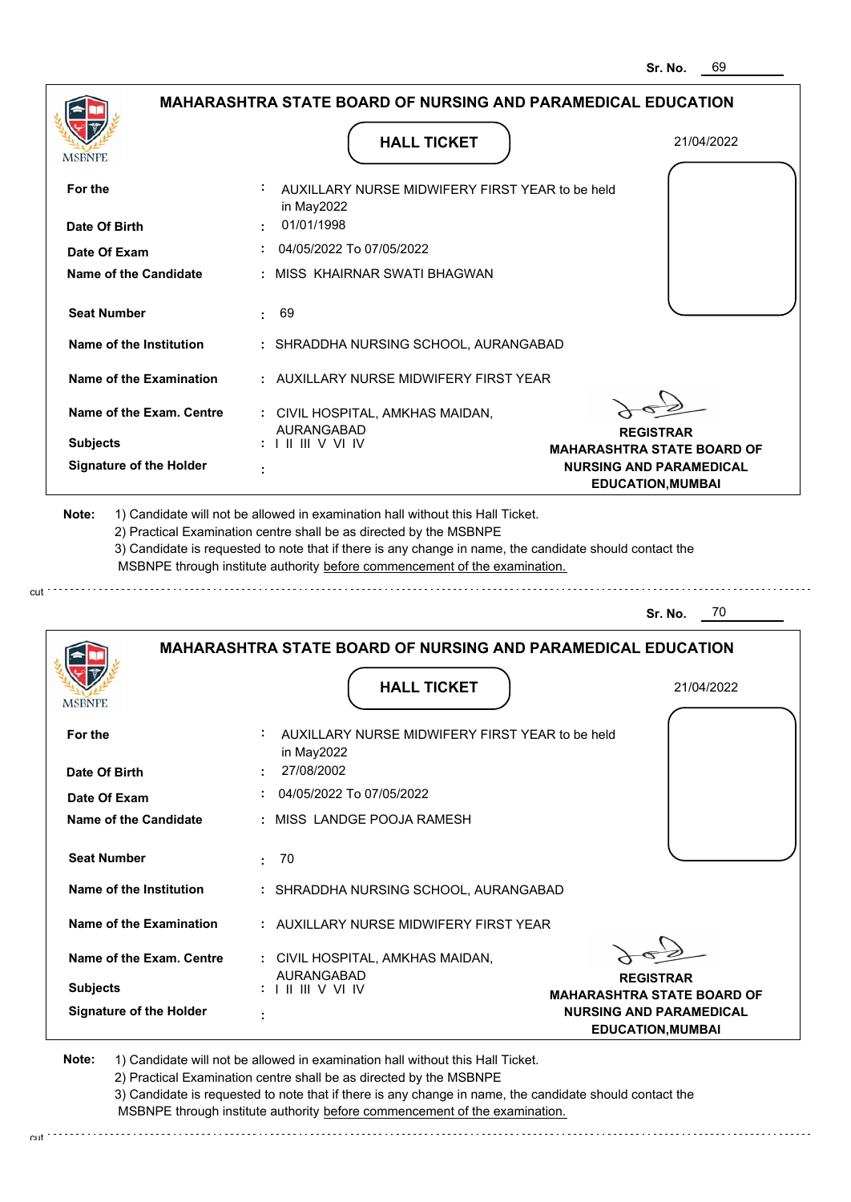Sr. No. 69

## MAHARASHTRA STATE BOARD OF NURSING AND PARAMEDICAL EDUCATION

MSBNPE

### HALL TICKET

21/04/2022

| | | |
|---|---|---|
| For the | : | AUXILLARY NURSE MIDWIFERY FIRST YEAR to be held in May2022 |
| Date Of Birth | : | 01/01/1998 |
| Date Of Exam | : | 04/05/2022 To 07/05/2022 |
| Name of the Candidate | : | MISS KHAIRNAR SWATI BHAGWAN |
| Seat Number | : | 69 |
| Name of the Institution | : | SHRADDHA NURSING SCHOOL, AURANGABAD |
| Name of the Examination | : | AUXILLARY NURSE MIDWIFERY FIRST YEAR |
| Name of the Exam. Centre | : | CIVIL HOSPITAL, AMKHAS MAIDAN, AURANGABAD |
| Subjects | : | I II III V VI IV |
| Signature of the Holder | : | |

**REGISTRAR**
**MAHARASHTRA STATE BOARD OF NURSING AND PARAMEDICAL EDUCATION,MUMBAI**

**Note:** 1) Candidate will not be allowed in examination hall without this Hall Ticket.
2) Practical Examination centre shall be as directed by the MSBNPE
3) Candidate is requested to note that if there is any change in name, the candidate should contact the MSBNPE through institute authority before commencement of the examination.

cut

Sr. No. 70

## MAHARASHTRA STATE BOARD OF NURSING AND PARAMEDICAL EDUCATION

MSBNPE

### HALL TICKET

21/04/2022

| | | |
|---|---|---|
| For the | : | AUXILLARY NURSE MIDWIFERY FIRST YEAR to be held in May2022 |
| Date Of Birth | : | 27/08/2002 |
| Date Of Exam | : | 04/05/2022 To 07/05/2022 |
| Name of the Candidate | : | MISS LANDGE POOJA RAMESH |
| Seat Number | : | 70 |
| Name of the Institution | : | SHRADDHA NURSING SCHOOL, AURANGABAD |
| Name of the Examination | : | AUXILLARY NURSE MIDWIFERY FIRST YEAR |
| Name of the Exam. Centre | : | CIVIL HOSPITAL, AMKHAS MAIDAN, AURANGABAD |
| Subjects | : | I II III V VI IV |
| Signature of the Holder | : | |

**REGISTRAR**
**MAHARASHTRA STATE BOARD OF NURSING AND PARAMEDICAL EDUCATION,MUMBAI**

**Note:** 1) Candidate will not be allowed in examination hall without this Hall Ticket.
2) Practical Examination centre shall be as directed by the MSBNPE
3) Candidate is requested to note that if there is any change in name, the candidate should contact the MSBNPE through institute authority before commencement of the examination.

cut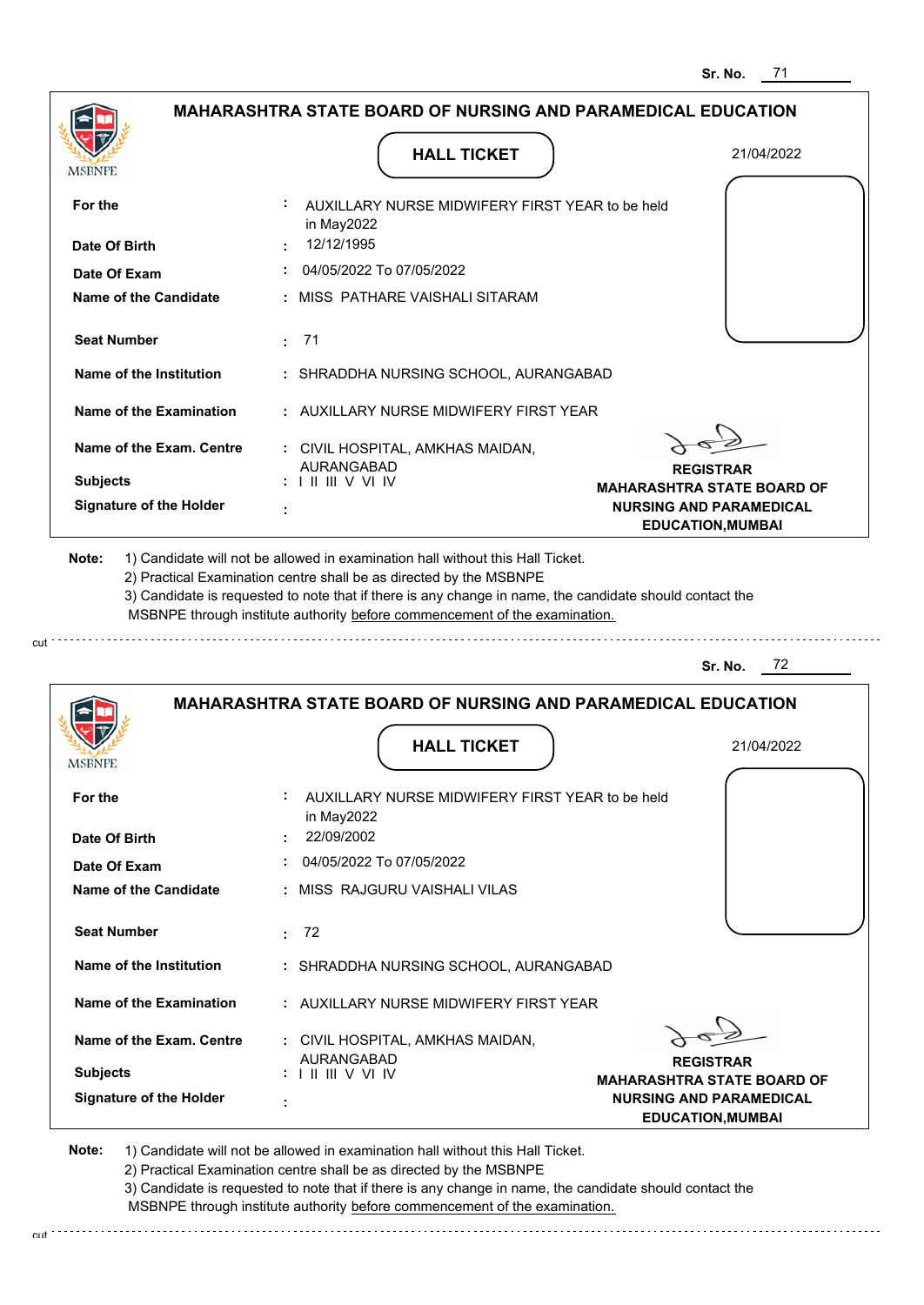Sr. No. 71

## MAHARASHTRA STATE BOARD OF NURSING AND PARAMEDICAL EDUCATION

MSBNPE

**HALL TICKET**

21/04/2022

| | | |
|---|---|---|
| **For the** | : | AUXILLARY NURSE MIDWIFERY FIRST YEAR to be held in May2022 |
| **Date Of Birth** | : | 12/12/1995 |
| **Date Of Exam** | : | 04/05/2022 To 07/05/2022 |
| **Name of the Candidate** | : | MISS PATHARE VAISHALI SITARAM |
| **Seat Number** | : | 71 |
| **Name of the Institution** | : | SHRADDHA NURSING SCHOOL, AURANGABAD |
| **Name of the Examination** | : | AUXILLARY NURSE MIDWIFERY FIRST YEAR |
| **Name of the Exam. Centre** | : | CIVIL HOSPITAL, AMKHAS MAIDAN, AURANGABAD |
| **Subjects** | : | I II III V VI IV |
| **Signature of the Holder** | : | |

**REGISTRAR**
**MAHARASHTRA STATE BOARD OF NURSING AND PARAMEDICAL EDUCATION,MUMBAI**

**Note:**
1) Candidate will not be allowed in examination hall without this Hall Ticket.
2) Practical Examination centre shall be as directed by the MSBNPE
3) Candidate is requested to note that if there is any change in name, the candidate should contact the MSBNPE through institute authority before commencement of the examination.

cut

Sr. No. 72

## MAHARASHTRA STATE BOARD OF NURSING AND PARAMEDICAL EDUCATION

MSBNPE

**HALL TICKET**

21/04/2022

| | | |
|---|---|---|
| **For the** | : | AUXILLARY NURSE MIDWIFERY FIRST YEAR to be held in May2022 |
| **Date Of Birth** | : | 22/09/2002 |
| **Date Of Exam** | : | 04/05/2022 To 07/05/2022 |
| **Name of the Candidate** | : | MISS RAJGURU VAISHALI VILAS |
| **Seat Number** | : | 72 |
| **Name of the Institution** | : | SHRADDHA NURSING SCHOOL, AURANGABAD |
| **Name of the Examination** | : | AUXILLARY NURSE MIDWIFERY FIRST YEAR |
| **Name of the Exam. Centre** | : | CIVIL HOSPITAL, AMKHAS MAIDAN, AURANGABAD |
| **Subjects** | : | I II III V VI IV |
| **Signature of the Holder** | : | |

**REGISTRAR**
**MAHARASHTRA STATE BOARD OF NURSING AND PARAMEDICAL EDUCATION,MUMBAI**

**Note:**
1) Candidate will not be allowed in examination hall without this Hall Ticket.
2) Practical Examination centre shall be as directed by the MSBNPE
3) Candidate is requested to note that if there is any change in name, the candidate should contact the MSBNPE through institute authority before commencement of the examination.

cut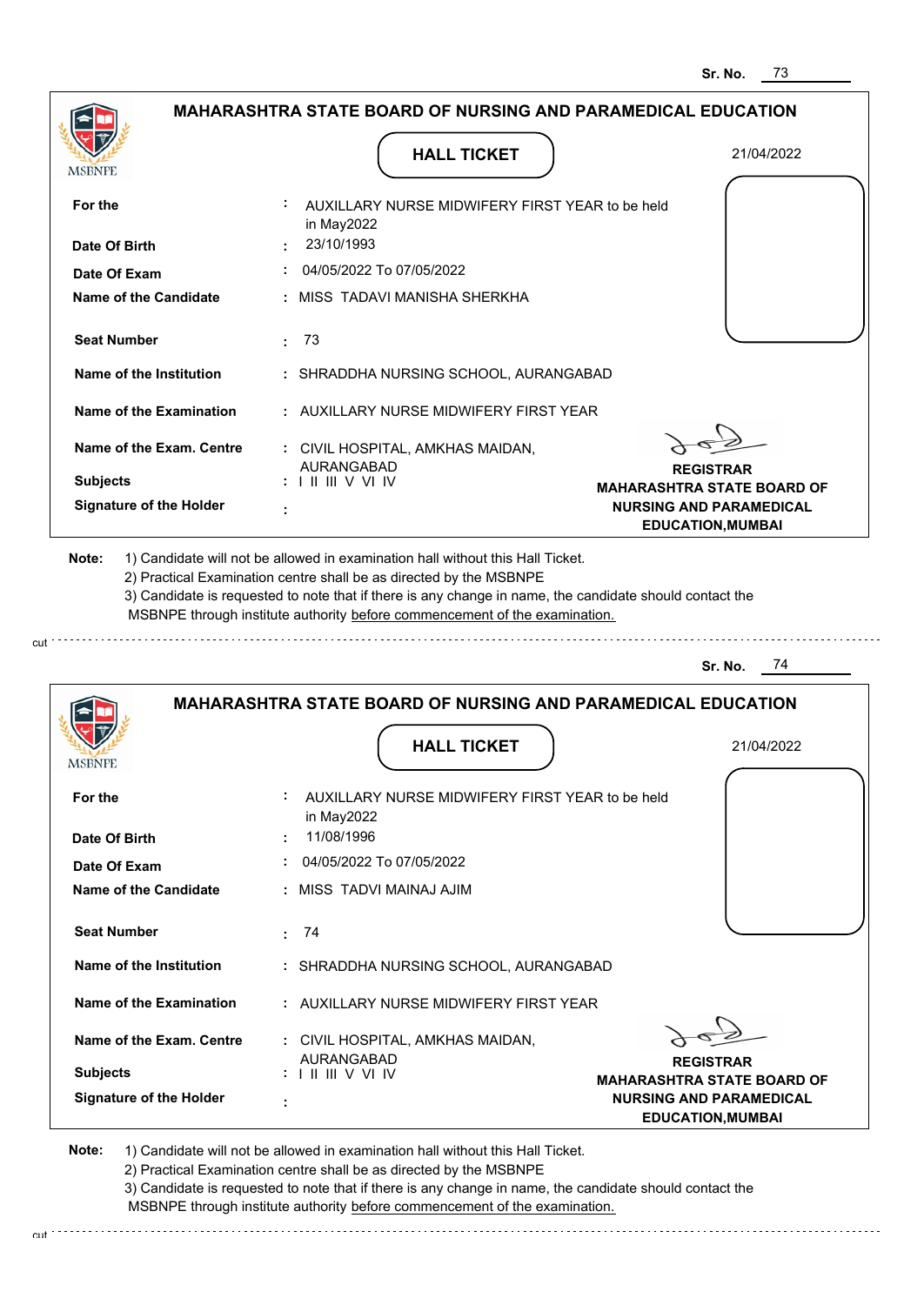Sr. No. 73

## MAHARASHTRA STATE BOARD OF NURSING AND PARAMEDICAL EDUCATION

MSBNPE

**HALL TICKET**

21/04/2022

| | | |
|---|---|---|
| **For the** | : | AUXILLARY NURSE MIDWIFERY FIRST YEAR to be held in May2022 |
| **Date Of Birth** | : | 23/10/1993 |
| **Date Of Exam** | : | 04/05/2022 To 07/05/2022 |
| **Name of the Candidate** | : | MISS TADAVI MANISHA SHERKHA |
| **Seat Number** | : | 73 |
| **Name of the Institution** | : | SHRADDHA NURSING SCHOOL, AURANGABAD |
| **Name of the Examination** | : | AUXILLARY NURSE MIDWIFERY FIRST YEAR |
| **Name of the Exam. Centre** | : | CIVIL HOSPITAL, AMKHAS MAIDAN, AURANGABAD |
| **Subjects** | : | I II III V VI IV |
| **Signature of the Holder** | : | |

**REGISTRAR**
**MAHARASHTRA STATE BOARD OF NURSING AND PARAMEDICAL EDUCATION,MUMBAI**

**Note:**
1) Candidate will not be allowed in examination hall without this Hall Ticket.
2) Practical Examination centre shall be as directed by the MSBNPE
3) Candidate is requested to note that if there is any change in name, the candidate should contact the MSBNPE through institute authority before commencement of the examination.

cut

---

Sr. No. 74

## MAHARASHTRA STATE BOARD OF NURSING AND PARAMEDICAL EDUCATION

MSBNPE

**HALL TICKET**

21/04/2022

| | | |
|---|---|---|
| **For the** | : | AUXILLARY NURSE MIDWIFERY FIRST YEAR to be held in May2022 |
| **Date Of Birth** | : | 11/08/1996 |
| **Date Of Exam** | : | 04/05/2022 To 07/05/2022 |
| **Name of the Candidate** | : | MISS TADVI MAINAJ AJIM |
| **Seat Number** | : | 74 |
| **Name of the Institution** | : | SHRADDHA NURSING SCHOOL, AURANGABAD |
| **Name of the Examination** | : | AUXILLARY NURSE MIDWIFERY FIRST YEAR |
| **Name of the Exam. Centre** | : | CIVIL HOSPITAL, AMKHAS MAIDAN, AURANGABAD |
| **Subjects** | : | I II III V VI IV |
| **Signature of the Holder** | : | |

**REGISTRAR**
**MAHARASHTRA STATE BOARD OF NURSING AND PARAMEDICAL EDUCATION,MUMBAI**

**Note:**
1) Candidate will not be allowed in examination hall without this Hall Ticket.
2) Practical Examination centre shall be as directed by the MSBNPE
3) Candidate is requested to note that if there is any change in name, the candidate should contact the MSBNPE through institute authority before commencement of the examination.

cut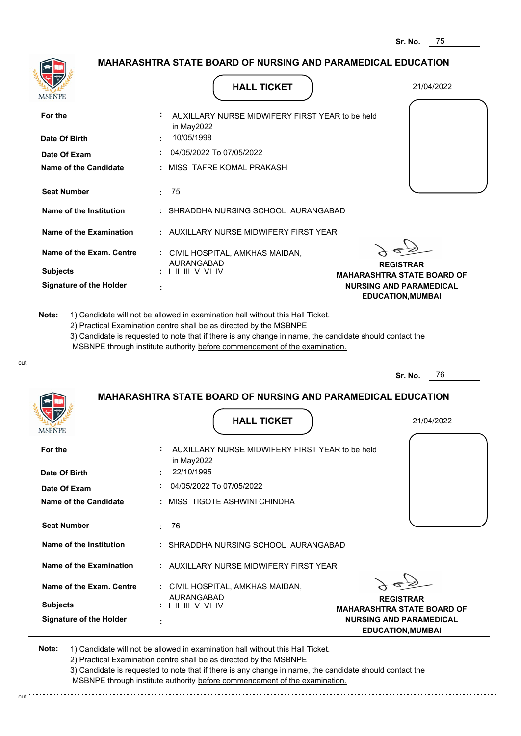Sr. No. 75

## MAHARASHTRA STATE BOARD OF NURSING AND PARAMEDICAL EDUCATION

MSBNPE

**HALL TICKET**

21/04/2022

| | | |
|---|---|---|
| **For the** | : | AUXILLARY NURSE MIDWIFERY FIRST YEAR to be held in May2022 |
| **Date Of Birth** | : | 10/05/1998 |
| **Date Of Exam** | : | 04/05/2022 To 07/05/2022 |
| **Name of the Candidate** | : | MISS TAFRE KOMAL PRAKASH |
| **Seat Number** | : | 75 |
| **Name of the Institution** | : | SHRADDHA NURSING SCHOOL, AURANGABAD |
| **Name of the Examination** | : | AUXILLARY NURSE MIDWIFERY FIRST YEAR |
| **Name of the Exam. Centre** | : | CIVIL HOSPITAL, AMKHAS MAIDAN, AURANGABAD |
| **Subjects** | : | I II III V VI IV |
| **Signature of the Holder** | : | |

**REGISTRAR**
**MAHARASHTRA STATE BOARD OF NURSING AND PARAMEDICAL EDUCATION,MUMBAI**

**Note:**
1) Candidate will not be allowed in examination hall without this Hall Ticket.
2) Practical Examination centre shall be as directed by the MSBNPE
3) Candidate is requested to note that if there is any change in name, the candidate should contact the MSBNPE through institute authority before commencement of the examination.

cut

Sr. No. 76

## MAHARASHTRA STATE BOARD OF NURSING AND PARAMEDICAL EDUCATION

MSBNPE

**HALL TICKET**

21/04/2022

| | | |
|---|---|---|
| **For the** | : | AUXILLARY NURSE MIDWIFERY FIRST YEAR to be held in May2022 |
| **Date Of Birth** | : | 22/10/1995 |
| **Date Of Exam** | : | 04/05/2022 To 07/05/2022 |
| **Name of the Candidate** | : | MISS TIGOTE ASHWINI CHINDHA |
| **Seat Number** | : | 76 |
| **Name of the Institution** | : | SHRADDHA NURSING SCHOOL, AURANGABAD |
| **Name of the Examination** | : | AUXILLARY NURSE MIDWIFERY FIRST YEAR |
| **Name of the Exam. Centre** | : | CIVIL HOSPITAL, AMKHAS MAIDAN, AURANGABAD |
| **Subjects** | : | I II III V VI IV |
| **Signature of the Holder** | : | |

**REGISTRAR**
**MAHARASHTRA STATE BOARD OF NURSING AND PARAMEDICAL EDUCATION,MUMBAI**

**Note:**
1) Candidate will not be allowed in examination hall without this Hall Ticket.
2) Practical Examination centre shall be as directed by the MSBNPE
3) Candidate is requested to note that if there is any change in name, the candidate should contact the MSBNPE through institute authority before commencement of the examination.

cut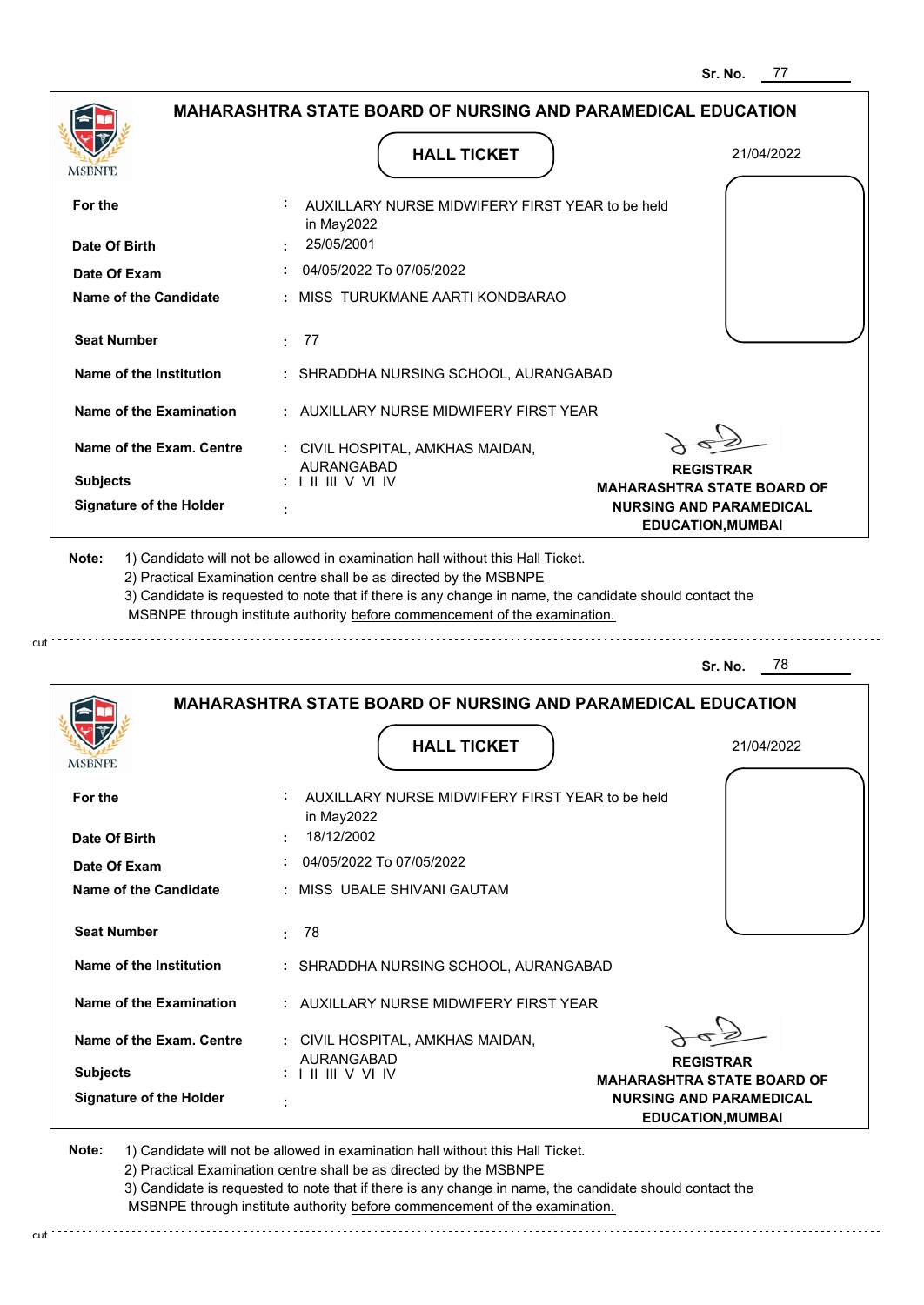Sr. No. 77

## MAHARASHTRA STATE BOARD OF NURSING AND PARAMEDICAL EDUCATION

MSBNPE

### HALL TICKET

21/04/2022

| | | |
|---|---|---|
| **For the** | : | AUXILLARY NURSE MIDWIFERY FIRST YEAR to be held in May2022 |
| **Date Of Birth** | : | 25/05/2001 |
| **Date Of Exam** | : | 04/05/2022 To 07/05/2022 |
| **Name of the Candidate** | : | MISS TURUKMANE AARTI KONDBARAO |
| **Seat Number** | : | 77 |
| **Name of the Institution** | : | SHRADDHA NURSING SCHOOL, AURANGABAD |
| **Name of the Examination** | : | AUXILLARY NURSE MIDWIFERY FIRST YEAR |
| **Name of the Exam. Centre** | : | CIVIL HOSPITAL, AMKHAS MAIDAN, AURANGABAD |
| **Subjects** | : | I II III V VI IV |
| **Signature of the Holder** | : | |

**REGISTRAR**
**MAHARASHTRA STATE BOARD OF NURSING AND PARAMEDICAL EDUCATION,MUMBAI**

**Note:** 1) Candidate will not be allowed in examination hall without this Hall Ticket.
2) Practical Examination centre shall be as directed by the MSBNPE
3) Candidate is requested to note that if there is any change in name, the candidate should contact the MSBNPE through institute authority before commencement of the examination.

cut

Sr. No. 78

## MAHARASHTRA STATE BOARD OF NURSING AND PARAMEDICAL EDUCATION

MSBNPE

### HALL TICKET

21/04/2022

| | | |
|---|---|---|
| **For the** | : | AUXILLARY NURSE MIDWIFERY FIRST YEAR to be held in May2022 |
| **Date Of Birth** | : | 18/12/2002 |
| **Date Of Exam** | : | 04/05/2022 To 07/05/2022 |
| **Name of the Candidate** | : | MISS UBALE SHIVANI GAUTAM |
| **Seat Number** | : | 78 |
| **Name of the Institution** | : | SHRADDHA NURSING SCHOOL, AURANGABAD |
| **Name of the Examination** | : | AUXILLARY NURSE MIDWIFERY FIRST YEAR |
| **Name of the Exam. Centre** | : | CIVIL HOSPITAL, AMKHAS MAIDAN, AURANGABAD |
| **Subjects** | : | I II III V VI IV |
| **Signature of the Holder** | : | |

**REGISTRAR**
**MAHARASHTRA STATE BOARD OF NURSING AND PARAMEDICAL EDUCATION,MUMBAI**

**Note:** 1) Candidate will not be allowed in examination hall without this Hall Ticket.
2) Practical Examination centre shall be as directed by the MSBNPE
3) Candidate is requested to note that if there is any change in name, the candidate should contact the MSBNPE through institute authority before commencement of the examination.

cut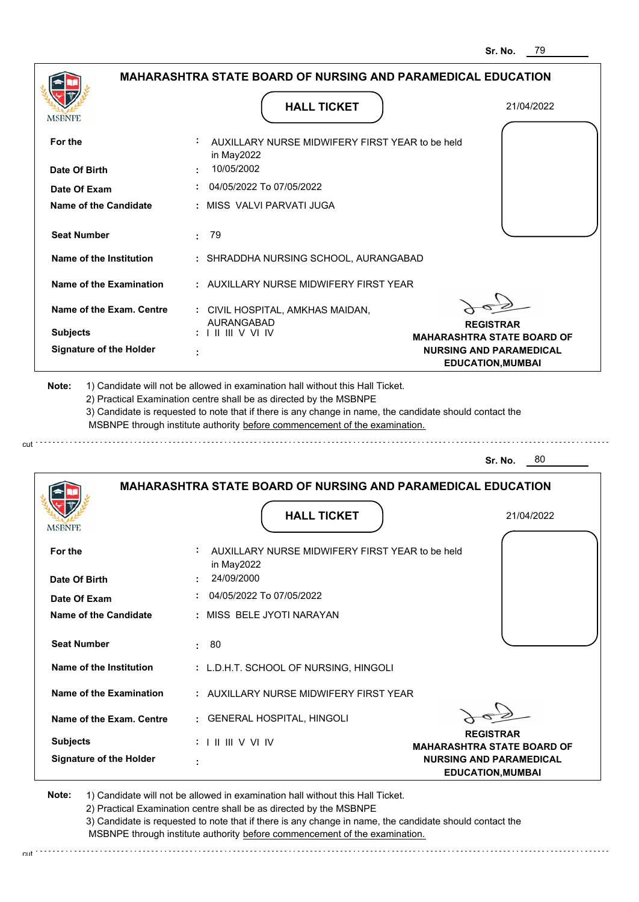Sr. No. 79

## MAHARASHTRA STATE BOARD OF NURSING AND PARAMEDICAL EDUCATION

MSBNPE

**HALL TICKET**

21/04/2022

| | |
|---|---|
| **For the** | : AUXILLARY NURSE MIDWIFERY FIRST YEAR to be held in May2022 |
| **Date Of Birth** | : 10/05/2002 |
| **Date Of Exam** | : 04/05/2022 To 07/05/2022 |
| **Name of the Candidate** | : MISS VALVI PARVATI JUGA |
| **Seat Number** | : 79 |
| **Name of the Institution** | : SHRADDHA NURSING SCHOOL, AURANGABAD |
| **Name of the Examination** | : AUXILLARY NURSE MIDWIFERY FIRST YEAR |
| **Name of the Exam. Centre** | : CIVIL HOSPITAL, AMKHAS MAIDAN, AURANGABAD |
| **Subjects** | : I II III V VI IV |
| **Signature of the Holder** | : |

**REGISTRAR**
**MAHARASHTRA STATE BOARD OF NURSING AND PARAMEDICAL EDUCATION,MUMBAI**

**Note:**
1) Candidate will not be allowed in examination hall without this Hall Ticket.
2) Practical Examination centre shall be as directed by the MSBNPE
3) Candidate is requested to note that if there is any change in name, the candidate should contact the MSBNPE through institute authority before commencement of the examination.

cut

---

Sr. No. 80

## MAHARASHTRA STATE BOARD OF NURSING AND PARAMEDICAL EDUCATION

MSBNPE

**HALL TICKET**

21/04/2022

| | |
|---|---|
| **For the** | : AUXILLARY NURSE MIDWIFERY FIRST YEAR to be held in May2022 |
| **Date Of Birth** | : 24/09/2000 |
| **Date Of Exam** | : 04/05/2022 To 07/05/2022 |
| **Name of the Candidate** | : MISS BELE JYOTI NARAYAN |
| **Seat Number** | : 80 |
| **Name of the Institution** | : L.D.H.T. SCHOOL OF NURSING, HINGOLI |
| **Name of the Examination** | : AUXILLARY NURSE MIDWIFERY FIRST YEAR |
| **Name of the Exam. Centre** | : GENERAL HOSPITAL, HINGOLI |
| **Subjects** | : I II III V VI IV |
| **Signature of the Holder** | : |

**REGISTRAR**
**MAHARASHTRA STATE BOARD OF NURSING AND PARAMEDICAL EDUCATION,MUMBAI**

**Note:**
1) Candidate will not be allowed in examination hall without this Hall Ticket.
2) Practical Examination centre shall be as directed by the MSBNPE
3) Candidate is requested to note that if there is any change in name, the candidate should contact the MSBNPE through institute authority before commencement of the examination.

cut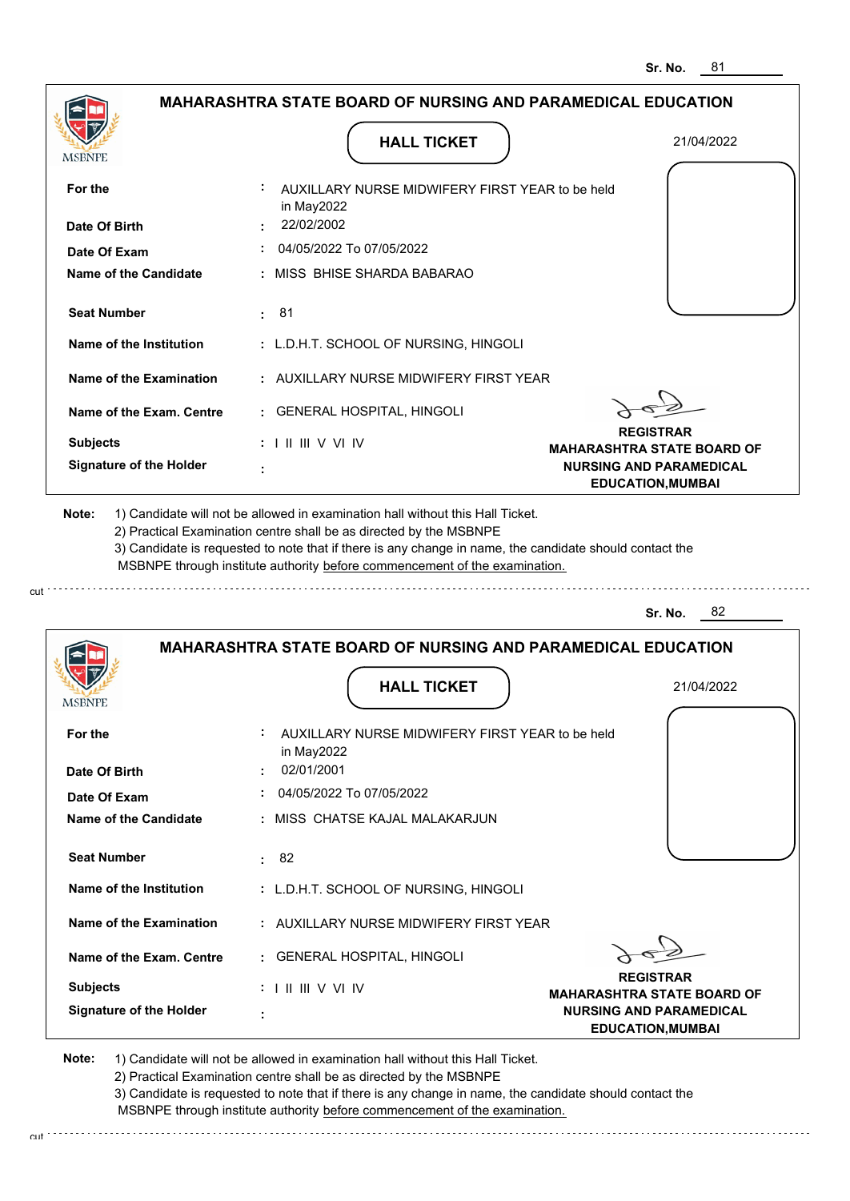Sr. No. 81

## MAHARASHTRA STATE BOARD OF NURSING AND PARAMEDICAL EDUCATION

MSBNPE

**HALL TICKET**

21/04/2022

| | | |
|---|---|---|
| **For the** | : | AUXILLARY NURSE MIDWIFERY FIRST YEAR to be held in May2022 |
| **Date Of Birth** | : | 22/02/2002 |
| **Date Of Exam** | : | 04/05/2022 To 07/05/2022 |
| **Name of the Candidate** | : | MISS BHISE SHARDA BABARAO |
| **Seat Number** | : | 81 |
| **Name of the Institution** | : | L.D.H.T. SCHOOL OF NURSING, HINGOLI |
| **Name of the Examination** | : | AUXILLARY NURSE MIDWIFERY FIRST YEAR |
| **Name of the Exam. Centre** | : | GENERAL HOSPITAL, HINGOLI |
| **Subjects** | : | I II III V VI IV |
| **Signature of the Holder** | : | |

**REGISTRAR**
**MAHARASHTRA STATE BOARD OF NURSING AND PARAMEDICAL EDUCATION,MUMBAI**

**Note:** 1) Candidate will not be allowed in examination hall without this Hall Ticket.
2) Practical Examination centre shall be as directed by the MSBNPE
3) Candidate is requested to note that if there is any change in name, the candidate should contact the MSBNPE through institute authority before commencement of the examination.

cut

Sr. No. 82

## MAHARASHTRA STATE BOARD OF NURSING AND PARAMEDICAL EDUCATION

MSBNPE

**HALL TICKET**

21/04/2022

| | | |
|---|---|---|
| **For the** | : | AUXILLARY NURSE MIDWIFERY FIRST YEAR to be held in May2022 |
| **Date Of Birth** | : | 02/01/2001 |
| **Date Of Exam** | : | 04/05/2022 To 07/05/2022 |
| **Name of the Candidate** | : | MISS CHATSE KAJAL MALAKARJUN |
| **Seat Number** | : | 82 |
| **Name of the Institution** | : | L.D.H.T. SCHOOL OF NURSING, HINGOLI |
| **Name of the Examination** | : | AUXILLARY NURSE MIDWIFERY FIRST YEAR |
| **Name of the Exam. Centre** | : | GENERAL HOSPITAL, HINGOLI |
| **Subjects** | : | I II III V VI IV |
| **Signature of the Holder** | : | |

**REGISTRAR**
**MAHARASHTRA STATE BOARD OF NURSING AND PARAMEDICAL EDUCATION,MUMBAI**

**Note:** 1) Candidate will not be allowed in examination hall without this Hall Ticket.
2) Practical Examination centre shall be as directed by the MSBNPE
3) Candidate is requested to note that if there is any change in name, the candidate should contact the MSBNPE through institute authority before commencement of the examination.

cut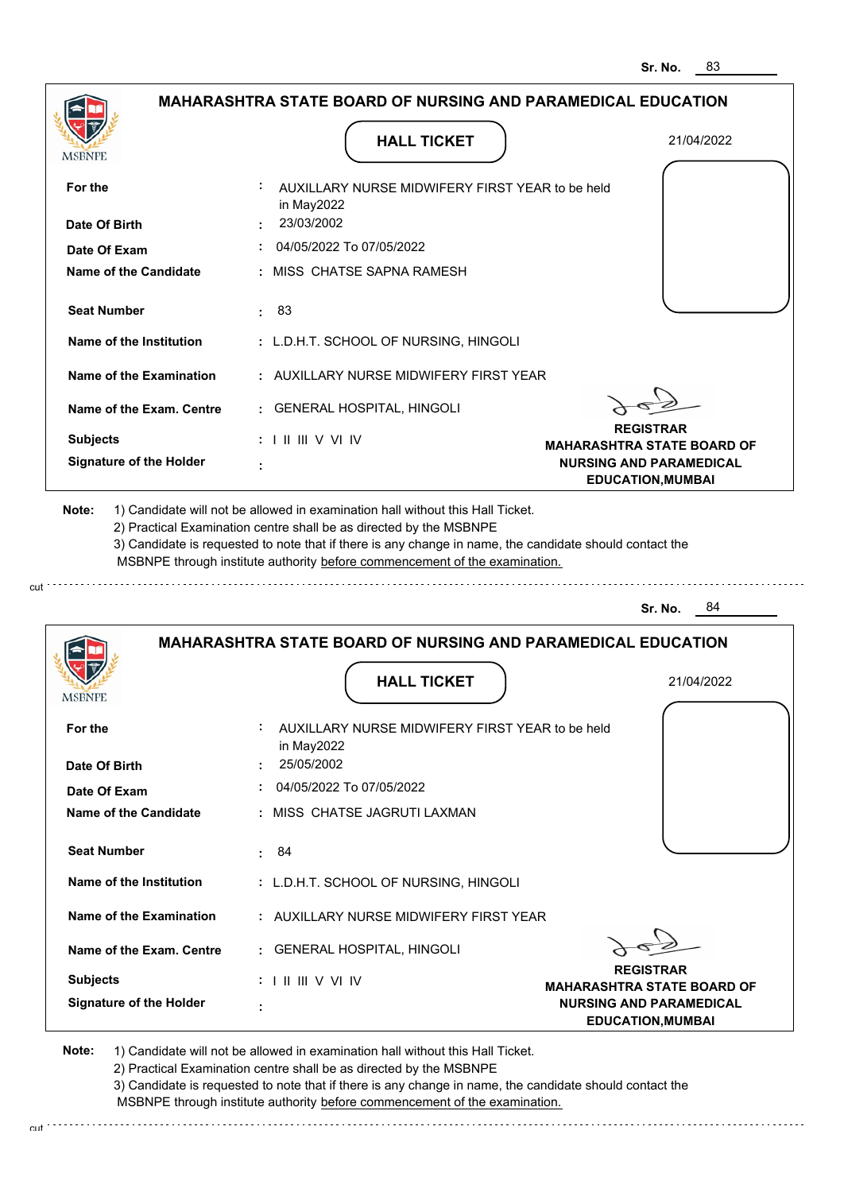Sr. No. 83

## MAHARASHTRA STATE BOARD OF NURSING AND PARAMEDICAL EDUCATION

MSBNPE

### HALL TICKET

21/04/2022

| | | |
|---|---|---|
| **For the** | : | AUXILLARY NURSE MIDWIFERY FIRST YEAR to be held in May2022 |
| **Date Of Birth** | : | 23/03/2002 |
| **Date Of Exam** | : | 04/05/2022 To 07/05/2022 |
| **Name of the Candidate** | : | MISS CHATSE SAPNA RAMESH |
| **Seat Number** | : | 83 |
| **Name of the Institution** | : | L.D.H.T. SCHOOL OF NURSING, HINGOLI |
| **Name of the Examination** | : | AUXILLARY NURSE MIDWIFERY FIRST YEAR |
| **Name of the Exam. Centre** | : | GENERAL HOSPITAL, HINGOLI |
| **Subjects** | : | I II III V VI IV |
| **Signature of the Holder** | : | |

**REGISTRAR**
**MAHARASHTRA STATE BOARD OF NURSING AND PARAMEDICAL EDUCATION,MUMBAI**

**Note:**
1) Candidate will not be allowed in examination hall without this Hall Ticket.
2) Practical Examination centre shall be as directed by the MSBNPE
3) Candidate is requested to note that if there is any change in name, the candidate should contact the MSBNPE through institute authority before commencement of the examination.

cut

Sr. No. 84

## MAHARASHTRA STATE BOARD OF NURSING AND PARAMEDICAL EDUCATION

MSBNPE

### HALL TICKET

21/04/2022

| | | |
|---|---|---|
| **For the** | : | AUXILLARY NURSE MIDWIFERY FIRST YEAR to be held in May2022 |
| **Date Of Birth** | : | 25/05/2002 |
| **Date Of Exam** | : | 04/05/2022 To 07/05/2022 |
| **Name of the Candidate** | : | MISS CHATSE JAGRUTI LAXMAN |
| **Seat Number** | : | 84 |
| **Name of the Institution** | : | L.D.H.T. SCHOOL OF NURSING, HINGOLI |
| **Name of the Examination** | : | AUXILLARY NURSE MIDWIFERY FIRST YEAR |
| **Name of the Exam. Centre** | : | GENERAL HOSPITAL, HINGOLI |
| **Subjects** | : | I II III V VI IV |
| **Signature of the Holder** | : | |

**REGISTRAR**
**MAHARASHTRA STATE BOARD OF NURSING AND PARAMEDICAL EDUCATION,MUMBAI**

**Note:**
1) Candidate will not be allowed in examination hall without this Hall Ticket.
2) Practical Examination centre shall be as directed by the MSBNPE
3) Candidate is requested to note that if there is any change in name, the candidate should contact the MSBNPE through institute authority before commencement of the examination.

cut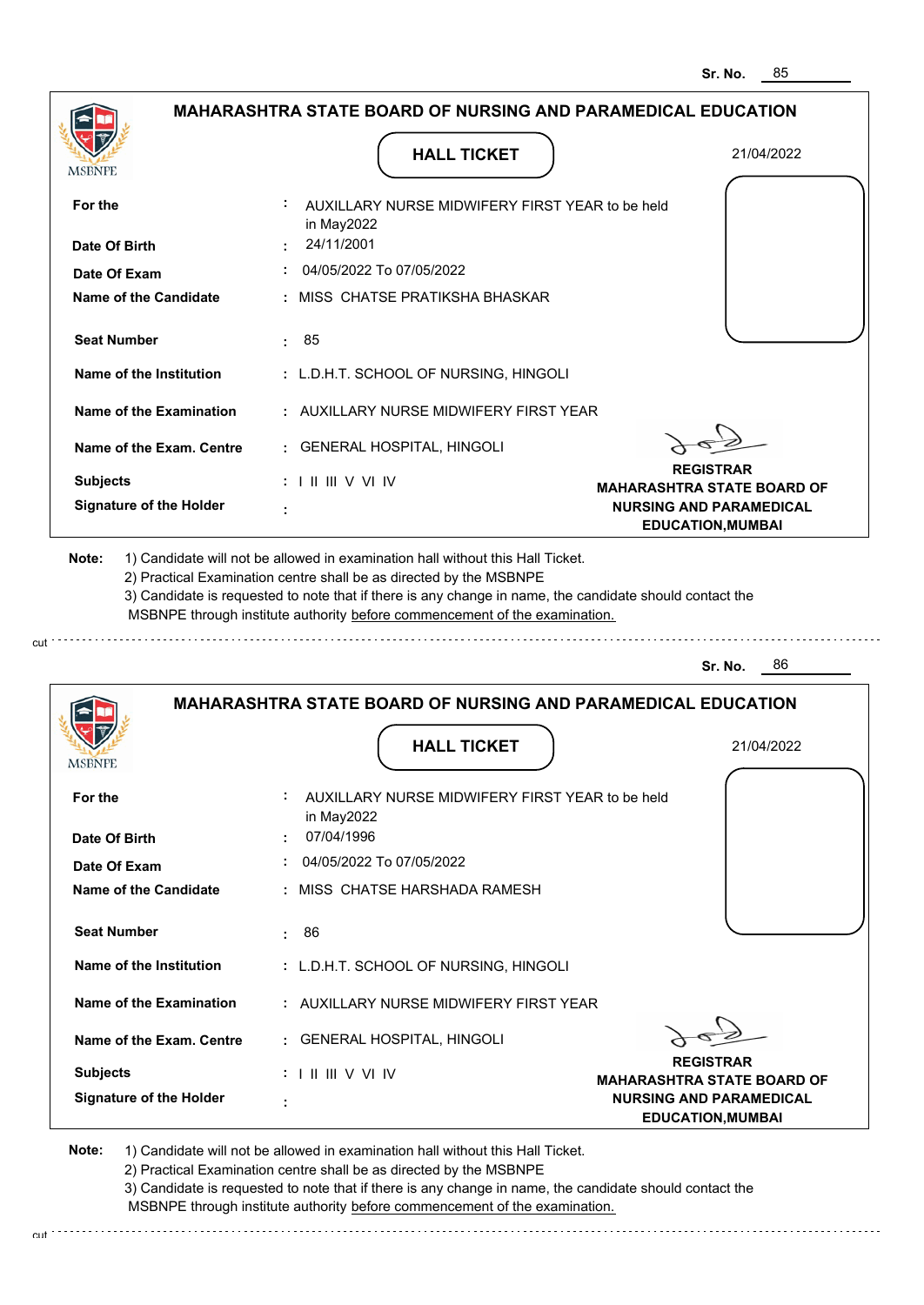Sr. No. 85

## MAHARASHTRA STATE BOARD OF NURSING AND PARAMEDICAL EDUCATION

MSBNPE

**HALL TICKET**

21/04/2022

| | | |
|---|---|---|
| **For the** | : | AUXILLARY NURSE MIDWIFERY FIRST YEAR to be held in May2022 |
| **Date Of Birth** | : | 24/11/2001 |
| **Date Of Exam** | : | 04/05/2022 To 07/05/2022 |
| **Name of the Candidate** | : | MISS CHATSE PRATIKSHA BHASKAR |
| **Seat Number** | : | 85 |
| **Name of the Institution** | : | L.D.H.T. SCHOOL OF NURSING, HINGOLI |
| **Name of the Examination** | : | AUXILLARY NURSE MIDWIFERY FIRST YEAR |
| **Name of the Exam. Centre** | : | GENERAL HOSPITAL, HINGOLI |
| **Subjects** | : | I II III V VI IV |
| **Signature of the Holder** | : | |

**REGISTRAR**
**MAHARASHTRA STATE BOARD OF NURSING AND PARAMEDICAL EDUCATION,MUMBAI**

**Note:** 1) Candidate will not be allowed in examination hall without this Hall Ticket.
2) Practical Examination centre shall be as directed by the MSBNPE
3) Candidate is requested to note that if there is any change in name, the candidate should contact the MSBNPE through institute authority before commencement of the examination.

cut

Sr. No. 86

## MAHARASHTRA STATE BOARD OF NURSING AND PARAMEDICAL EDUCATION

MSBNPE

**HALL TICKET**

21/04/2022

| | | |
|---|---|---|
| **For the** | : | AUXILLARY NURSE MIDWIFERY FIRST YEAR to be held in May2022 |
| **Date Of Birth** | : | 07/04/1996 |
| **Date Of Exam** | : | 04/05/2022 To 07/05/2022 |
| **Name of the Candidate** | : | MISS CHATSE HARSHADA RAMESH |
| **Seat Number** | : | 86 |
| **Name of the Institution** | : | L.D.H.T. SCHOOL OF NURSING, HINGOLI |
| **Name of the Examination** | : | AUXILLARY NURSE MIDWIFERY FIRST YEAR |
| **Name of the Exam. Centre** | : | GENERAL HOSPITAL, HINGOLI |
| **Subjects** | : | I II III V VI IV |
| **Signature of the Holder** | : | |

**REGISTRAR**
**MAHARASHTRA STATE BOARD OF NURSING AND PARAMEDICAL EDUCATION,MUMBAI**

**Note:** 1) Candidate will not be allowed in examination hall without this Hall Ticket.
2) Practical Examination centre shall be as directed by the MSBNPE
3) Candidate is requested to note that if there is any change in name, the candidate should contact the MSBNPE through institute authority before commencement of the examination.

cut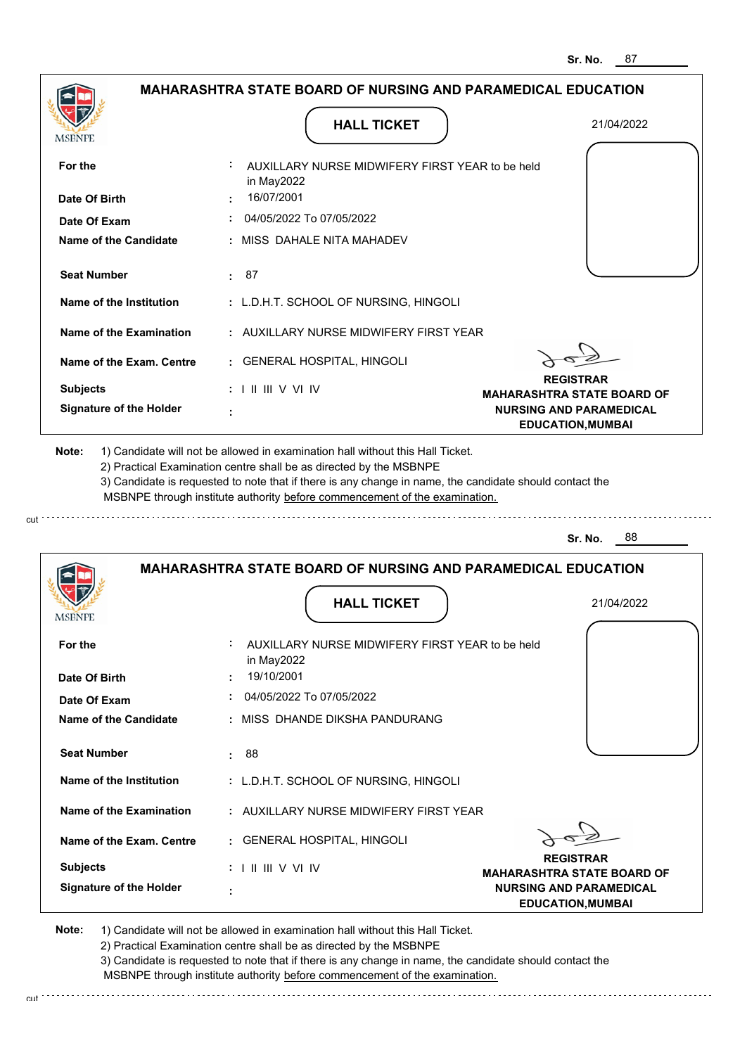Sr. No. 87

## MAHARASHTRA STATE BOARD OF NURSING AND PARAMEDICAL EDUCATION

MSBNPE

### HALL TICKET

21/04/2022

| | | |
|---|---|---|
| **For the** | : | AUXILLARY NURSE MIDWIFERY FIRST YEAR to be held in May2022 |
| **Date Of Birth** | : | 16/07/2001 |
| **Date Of Exam** | : | 04/05/2022 To 07/05/2022 |
| **Name of the Candidate** | : | MISS DAHALE NITA MAHADEV |
| **Seat Number** | : | 87 |
| **Name of the Institution** | : | L.D.H.T. SCHOOL OF NURSING, HINGOLI |
| **Name of the Examination** | : | AUXILLARY NURSE MIDWIFERY FIRST YEAR |
| **Name of the Exam. Centre** | : | GENERAL HOSPITAL, HINGOLI |
| **Subjects** | : | I II III V VI IV |
| **Signature of the Holder** | : | |

**REGISTRAR**
**MAHARASHTRA STATE BOARD OF NURSING AND PARAMEDICAL EDUCATION,MUMBAI**

**Note:**
1) Candidate will not be allowed in examination hall without this Hall Ticket.
2) Practical Examination centre shall be as directed by the MSBNPE
3) Candidate is requested to note that if there is any change in name, the candidate should contact the MSBNPE through institute authority before commencement of the examination.

cut

---

Sr. No. 88

## MAHARASHTRA STATE BOARD OF NURSING AND PARAMEDICAL EDUCATION

MSBNPE

### HALL TICKET

21/04/2022

| | | |
|---|---|---|
| **For the** | : | AUXILLARY NURSE MIDWIFERY FIRST YEAR to be held in May2022 |
| **Date Of Birth** | : | 19/10/2001 |
| **Date Of Exam** | : | 04/05/2022 To 07/05/2022 |
| **Name of the Candidate** | : | MISS DHANDE DIKSHA PANDURANG |
| **Seat Number** | : | 88 |
| **Name of the Institution** | : | L.D.H.T. SCHOOL OF NURSING, HINGOLI |
| **Name of the Examination** | : | AUXILLARY NURSE MIDWIFERY FIRST YEAR |
| **Name of the Exam. Centre** | : | GENERAL HOSPITAL, HINGOLI |
| **Subjects** | : | I II III V VI IV |
| **Signature of the Holder** | : | |

**REGISTRAR**
**MAHARASHTRA STATE BOARD OF NURSING AND PARAMEDICAL EDUCATION,MUMBAI**

**Note:**
1) Candidate will not be allowed in examination hall without this Hall Ticket.
2) Practical Examination centre shall be as directed by the MSBNPE
3) Candidate is requested to note that if there is any change in name, the candidate should contact the MSBNPE through institute authority before commencement of the examination.

cut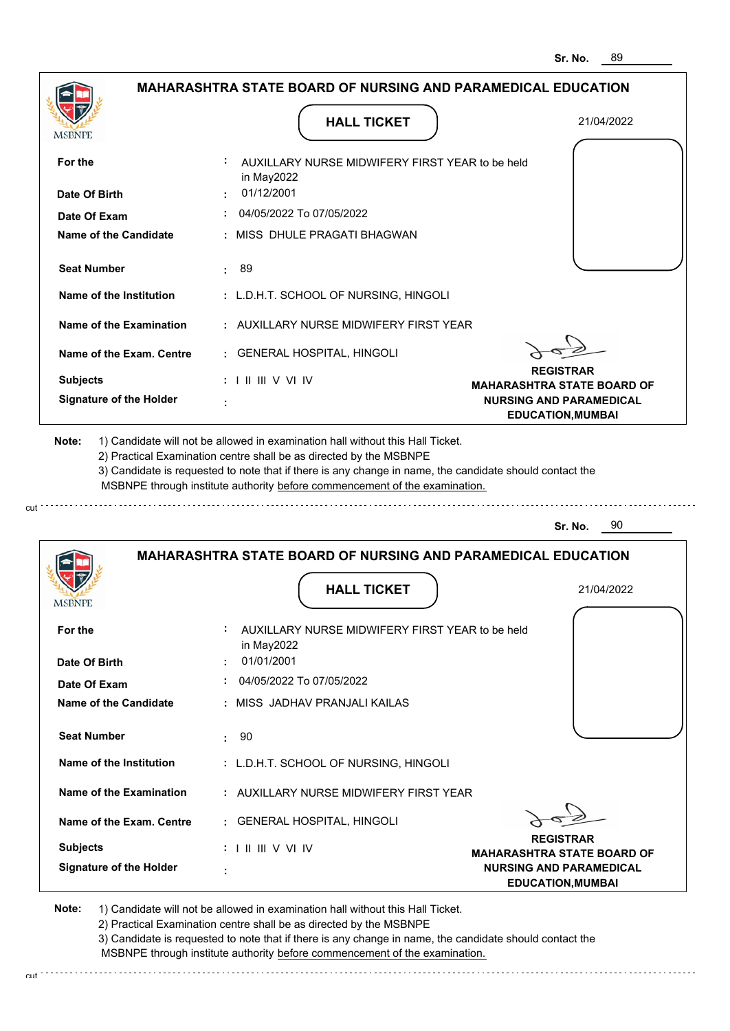Sr. No. 89

## MAHARASHTRA STATE BOARD OF NURSING AND PARAMEDICAL EDUCATION

MSBNPE

### HALL TICKET

21/04/2022

| | | |
|---|---|---|
| **For the** | : | AUXILLARY NURSE MIDWIFERY FIRST YEAR to be held in May2022 |
| **Date Of Birth** | : | 01/12/2001 |
| **Date Of Exam** | : | 04/05/2022 To 07/05/2022 |
| **Name of the Candidate** | : | MISS DHULE PRAGATI BHAGWAN |
| **Seat Number** | : | 89 |
| **Name of the Institution** | : | L.D.H.T. SCHOOL OF NURSING, HINGOLI |
| **Name of the Examination** | : | AUXILLARY NURSE MIDWIFERY FIRST YEAR |
| **Name of the Exam. Centre** | : | GENERAL HOSPITAL, HINGOLI |
| **Subjects** | : | I II III V VI IV |
| **Signature of the Holder** | : | |

**REGISTRAR**
**MAHARASHTRA STATE BOARD OF NURSING AND PARAMEDICAL EDUCATION,MUMBAI**

**Note:**
1) Candidate will not be allowed in examination hall without this Hall Ticket.
2) Practical Examination centre shall be as directed by the MSBNPE
3) Candidate is requested to note that if there is any change in name, the candidate should contact the MSBNPE through institute authority before commencement of the examination.

cut

Sr. No. 90

## MAHARASHTRA STATE BOARD OF NURSING AND PARAMEDICAL EDUCATION

MSBNPE

### HALL TICKET

21/04/2022

| | | |
|---|---|---|
| **For the** | : | AUXILLARY NURSE MIDWIFERY FIRST YEAR to be held in May2022 |
| **Date Of Birth** | : | 01/01/2001 |
| **Date Of Exam** | : | 04/05/2022 To 07/05/2022 |
| **Name of the Candidate** | : | MISS JADHAV PRANJALI KAILAS |
| **Seat Number** | : | 90 |
| **Name of the Institution** | : | L.D.H.T. SCHOOL OF NURSING, HINGOLI |
| **Name of the Examination** | : | AUXILLARY NURSE MIDWIFERY FIRST YEAR |
| **Name of the Exam. Centre** | : | GENERAL HOSPITAL, HINGOLI |
| **Subjects** | : | I II III V VI IV |
| **Signature of the Holder** | : | |

**REGISTRAR**
**MAHARASHTRA STATE BOARD OF NURSING AND PARAMEDICAL EDUCATION,MUMBAI**

**Note:**
1) Candidate will not be allowed in examination hall without this Hall Ticket.
2) Practical Examination centre shall be as directed by the MSBNPE
3) Candidate is requested to note that if there is any change in name, the candidate should contact the MSBNPE through institute authority before commencement of the examination.

cut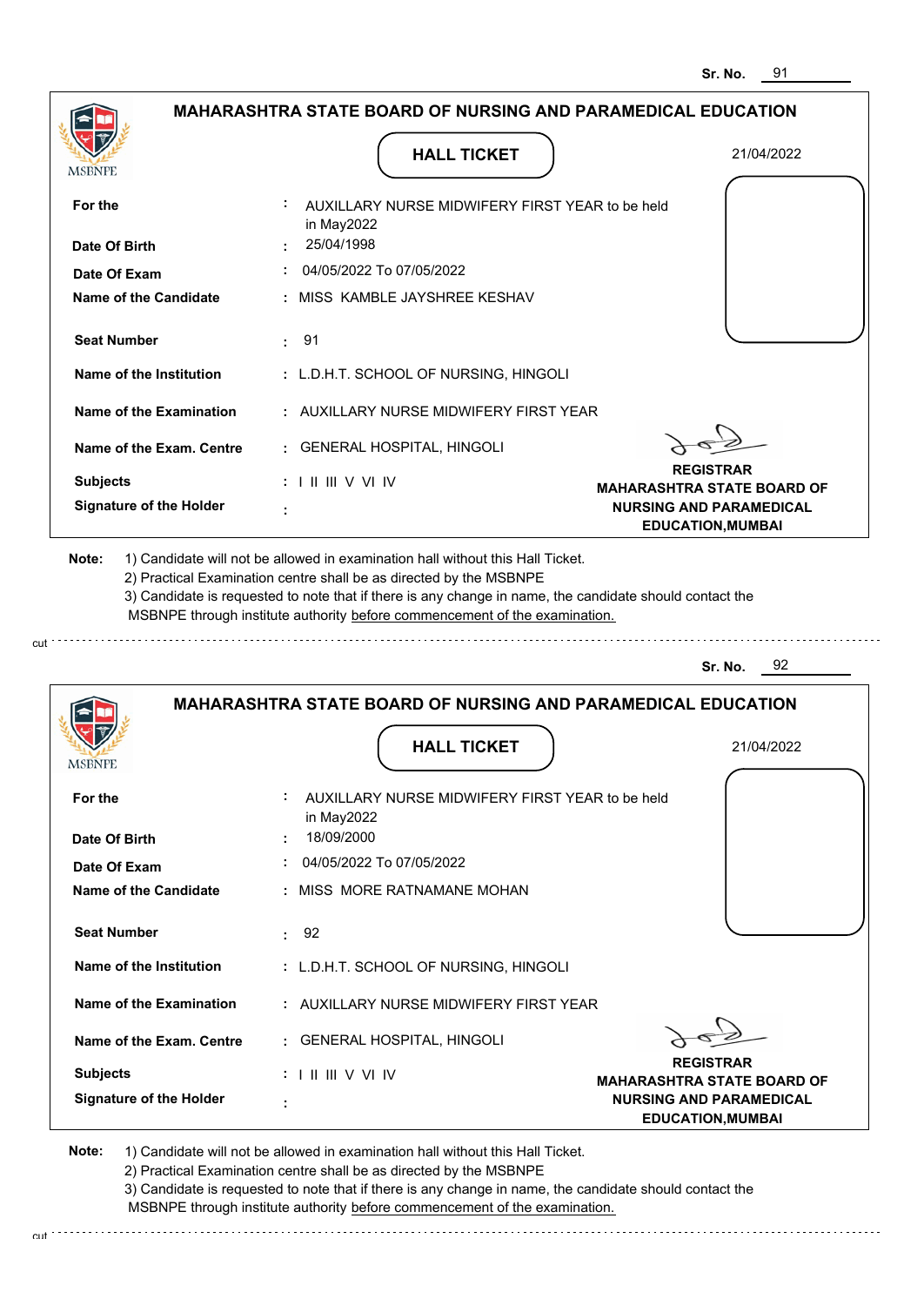Sr. No. 91

## MAHARASHTRA STATE BOARD OF NURSING AND PARAMEDICAL EDUCATION

MSBNPE

**HALL TICKET**

21/04/2022

| | | |
|---|---|---|
| **For the** | : | AUXILLARY NURSE MIDWIFERY FIRST YEAR to be held in May2022 |
| **Date Of Birth** | : | 25/04/1998 |
| **Date Of Exam** | : | 04/05/2022 To 07/05/2022 |
| **Name of the Candidate** | : | MISS KAMBLE JAYSHREE KESHAV |
| **Seat Number** | : | 91 |
| **Name of the Institution** | : | L.D.H.T. SCHOOL OF NURSING, HINGOLI |
| **Name of the Examination** | : | AUXILLARY NURSE MIDWIFERY FIRST YEAR |
| **Name of the Exam. Centre** | : | GENERAL HOSPITAL, HINGOLI |
| **Subjects** | : | I II III V VI IV |
| **Signature of the Holder** | : | |

**REGISTRAR**
**MAHARASHTRA STATE BOARD OF NURSING AND PARAMEDICAL EDUCATION,MUMBAI**

**Note:**
1) Candidate will not be allowed in examination hall without this Hall Ticket.
2) Practical Examination centre shall be as directed by the MSBNPE
3) Candidate is requested to note that if there is any change in name, the candidate should contact the MSBNPE through institute authority before commencement of the examination.

cut

Sr. No. 92

## MAHARASHTRA STATE BOARD OF NURSING AND PARAMEDICAL EDUCATION

MSBNPE

**HALL TICKET**

21/04/2022

| | | |
|---|---|---|
| **For the** | : | AUXILLARY NURSE MIDWIFERY FIRST YEAR to be held in May2022 |
| **Date Of Birth** | : | 18/09/2000 |
| **Date Of Exam** | : | 04/05/2022 To 07/05/2022 |
| **Name of the Candidate** | : | MISS MORE RATNAMANE MOHAN |
| **Seat Number** | : | 92 |
| **Name of the Institution** | : | L.D.H.T. SCHOOL OF NURSING, HINGOLI |
| **Name of the Examination** | : | AUXILLARY NURSE MIDWIFERY FIRST YEAR |
| **Name of the Exam. Centre** | : | GENERAL HOSPITAL, HINGOLI |
| **Subjects** | : | I II III V VI IV |
| **Signature of the Holder** | : | |

**REGISTRAR**
**MAHARASHTRA STATE BOARD OF NURSING AND PARAMEDICAL EDUCATION,MUMBAI**

**Note:**
1) Candidate will not be allowed in examination hall without this Hall Ticket.
2) Practical Examination centre shall be as directed by the MSBNPE
3) Candidate is requested to note that if there is any change in name, the candidate should contact the MSBNPE through institute authority before commencement of the examination.

cut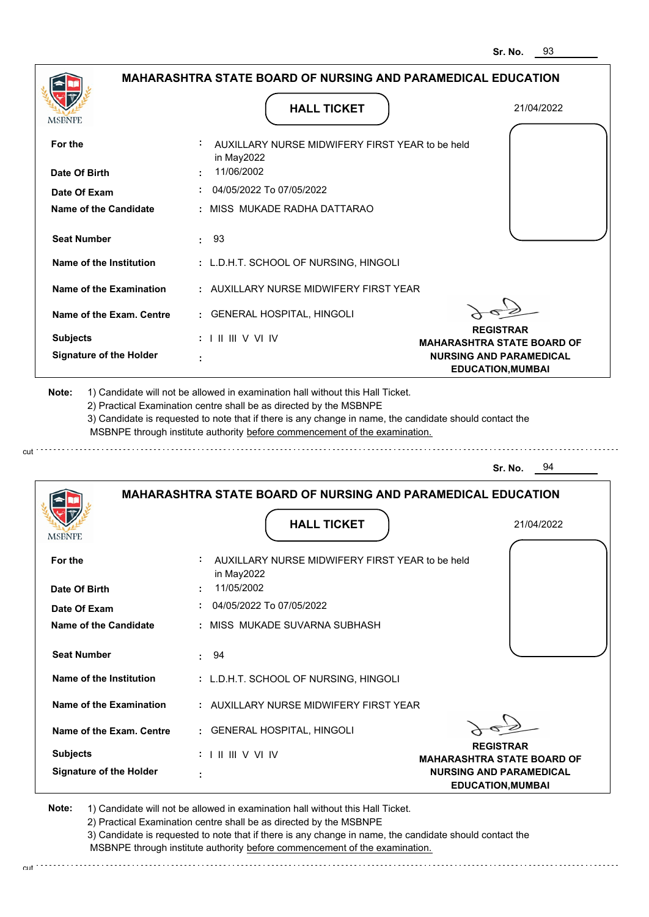Sr. No. 93

## MAHARASHTRA STATE BOARD OF NURSING AND PARAMEDICAL EDUCATION

MSBNPE

### HALL TICKET

21/04/2022

| | | |
|---|---|---|
| **For the** | : | AUXILLARY NURSE MIDWIFERY FIRST YEAR to be held in May2022 |
| **Date Of Birth** | : | 11/06/2002 |
| **Date Of Exam** | : | 04/05/2022 To 07/05/2022 |
| **Name of the Candidate** | : | MISS MUKADE RADHA DATTARAO |
| **Seat Number** | : | 93 |
| **Name of the Institution** | : | L.D.H.T. SCHOOL OF NURSING, HINGOLI |
| **Name of the Examination** | : | AUXILLARY NURSE MIDWIFERY FIRST YEAR |
| **Name of the Exam. Centre** | : | GENERAL HOSPITAL, HINGOLI |
| **Subjects** | : | I II III V VI IV |
| **Signature of the Holder** | : | |

**REGISTRAR**
**MAHARASHTRA STATE BOARD OF NURSING AND PARAMEDICAL EDUCATION,MUMBAI**

**Note:** 1) Candidate will not be allowed in examination hall without this Hall Ticket.
2) Practical Examination centre shall be as directed by the MSBNPE
3) Candidate is requested to note that if there is any change in name, the candidate should contact the MSBNPE through institute authority before commencement of the examination.

cut

Sr. No. 94

## MAHARASHTRA STATE BOARD OF NURSING AND PARAMEDICAL EDUCATION

MSBNPE

### HALL TICKET

21/04/2022

| | | |
|---|---|---|
| **For the** | : | AUXILLARY NURSE MIDWIFERY FIRST YEAR to be held in May2022 |
| **Date Of Birth** | : | 11/05/2002 |
| **Date Of Exam** | : | 04/05/2022 To 07/05/2022 |
| **Name of the Candidate** | : | MISS MUKADE SUVARNA SUBHASH |
| **Seat Number** | : | 94 |
| **Name of the Institution** | : | L.D.H.T. SCHOOL OF NURSING, HINGOLI |
| **Name of the Examination** | : | AUXILLARY NURSE MIDWIFERY FIRST YEAR |
| **Name of the Exam. Centre** | : | GENERAL HOSPITAL, HINGOLI |
| **Subjects** | : | I II III V VI IV |
| **Signature of the Holder** | : | |

**REGISTRAR**
**MAHARASHTRA STATE BOARD OF NURSING AND PARAMEDICAL EDUCATION,MUMBAI**

**Note:** 1) Candidate will not be allowed in examination hall without this Hall Ticket.
2) Practical Examination centre shall be as directed by the MSBNPE
3) Candidate is requested to note that if there is any change in name, the candidate should contact the MSBNPE through institute authority before commencement of the examination.

cut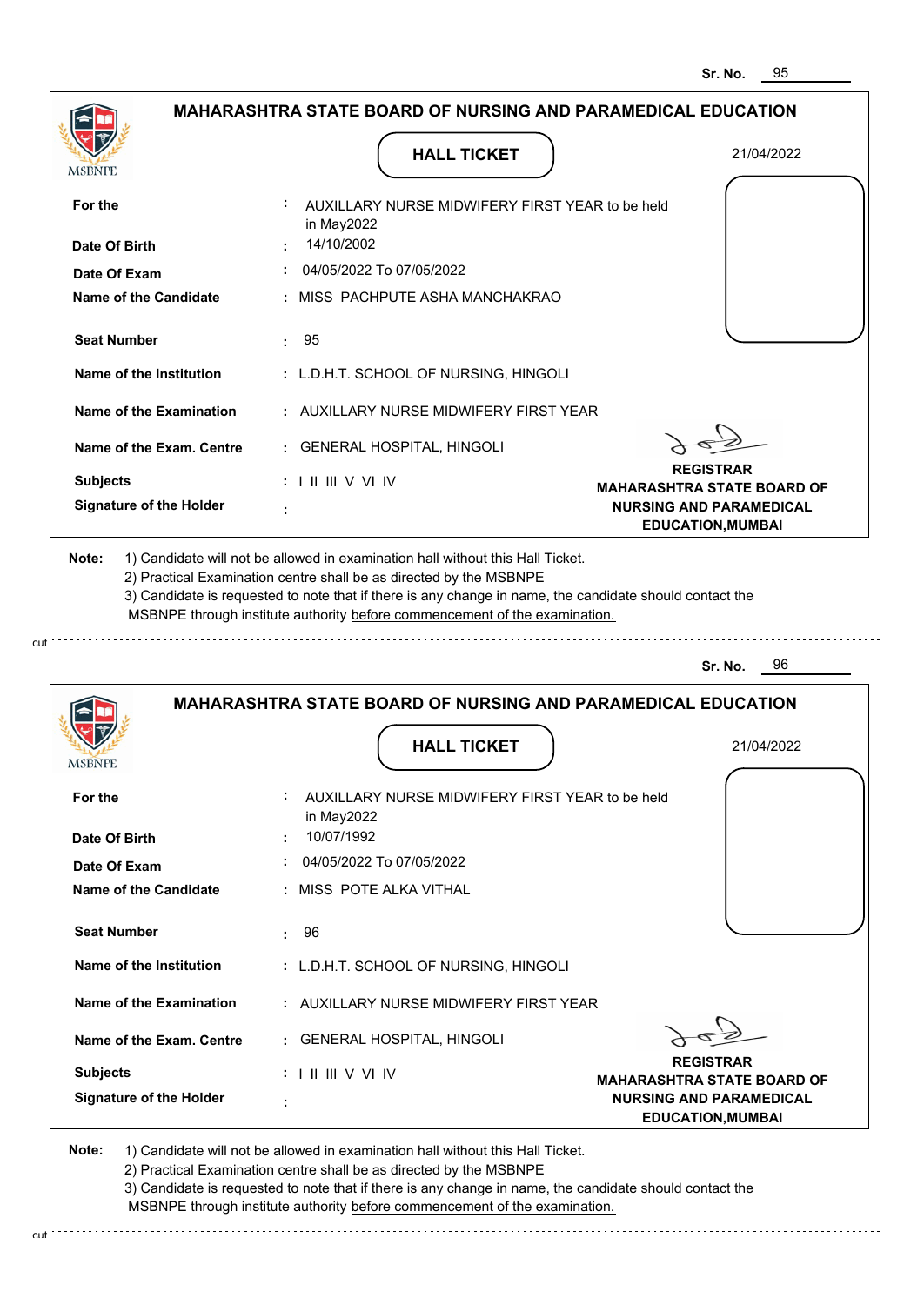Sr. No. 95

## MAHARASHTRA STATE BOARD OF NURSING AND PARAMEDICAL EDUCATION

MSBNPE

### HALL TICKET

21/04/2022

| | | |
|---|---|---|
| **For the** | : | AUXILLARY NURSE MIDWIFERY FIRST YEAR to be held in May2022 |
| **Date Of Birth** | : | 14/10/2002 |
| **Date Of Exam** | : | 04/05/2022 To 07/05/2022 |
| **Name of the Candidate** | : | MISS PACHPUTE ASHA MANCHAKRAO |
| **Seat Number** | : | 95 |
| **Name of the Institution** | : | L.D.H.T. SCHOOL OF NURSING, HINGOLI |
| **Name of the Examination** | : | AUXILLARY NURSE MIDWIFERY FIRST YEAR |
| **Name of the Exam. Centre** | : | GENERAL HOSPITAL, HINGOLI |
| **Subjects** | : | I II III V VI IV |
| **Signature of the Holder** | : | |

**REGISTRAR**
**MAHARASHTRA STATE BOARD OF NURSING AND PARAMEDICAL EDUCATION,MUMBAI**

**Note:** 1) Candidate will not be allowed in examination hall without this Hall Ticket.
2) Practical Examination centre shall be as directed by the MSBNPE
3) Candidate is requested to note that if there is any change in name, the candidate should contact the MSBNPE through institute authority before commencement of the examination.

cut

Sr. No. 96

## MAHARASHTRA STATE BOARD OF NURSING AND PARAMEDICAL EDUCATION

MSBNPE

### HALL TICKET

21/04/2022

| | | |
|---|---|---|
| **For the** | : | AUXILLARY NURSE MIDWIFERY FIRST YEAR to be held in May2022 |
| **Date Of Birth** | : | 10/07/1992 |
| **Date Of Exam** | : | 04/05/2022 To 07/05/2022 |
| **Name of the Candidate** | : | MISS POTE ALKA VITHAL |
| **Seat Number** | : | 96 |
| **Name of the Institution** | : | L.D.H.T. SCHOOL OF NURSING, HINGOLI |
| **Name of the Examination** | : | AUXILLARY NURSE MIDWIFERY FIRST YEAR |
| **Name of the Exam. Centre** | : | GENERAL HOSPITAL, HINGOLI |
| **Subjects** | : | I II III V VI IV |
| **Signature of the Holder** | : | |

**REGISTRAR**
**MAHARASHTRA STATE BOARD OF NURSING AND PARAMEDICAL EDUCATION,MUMBAI**

**Note:** 1) Candidate will not be allowed in examination hall without this Hall Ticket.
2) Practical Examination centre shall be as directed by the MSBNPE
3) Candidate is requested to note that if there is any change in name, the candidate should contact the MSBNPE through institute authority before commencement of the examination.

cut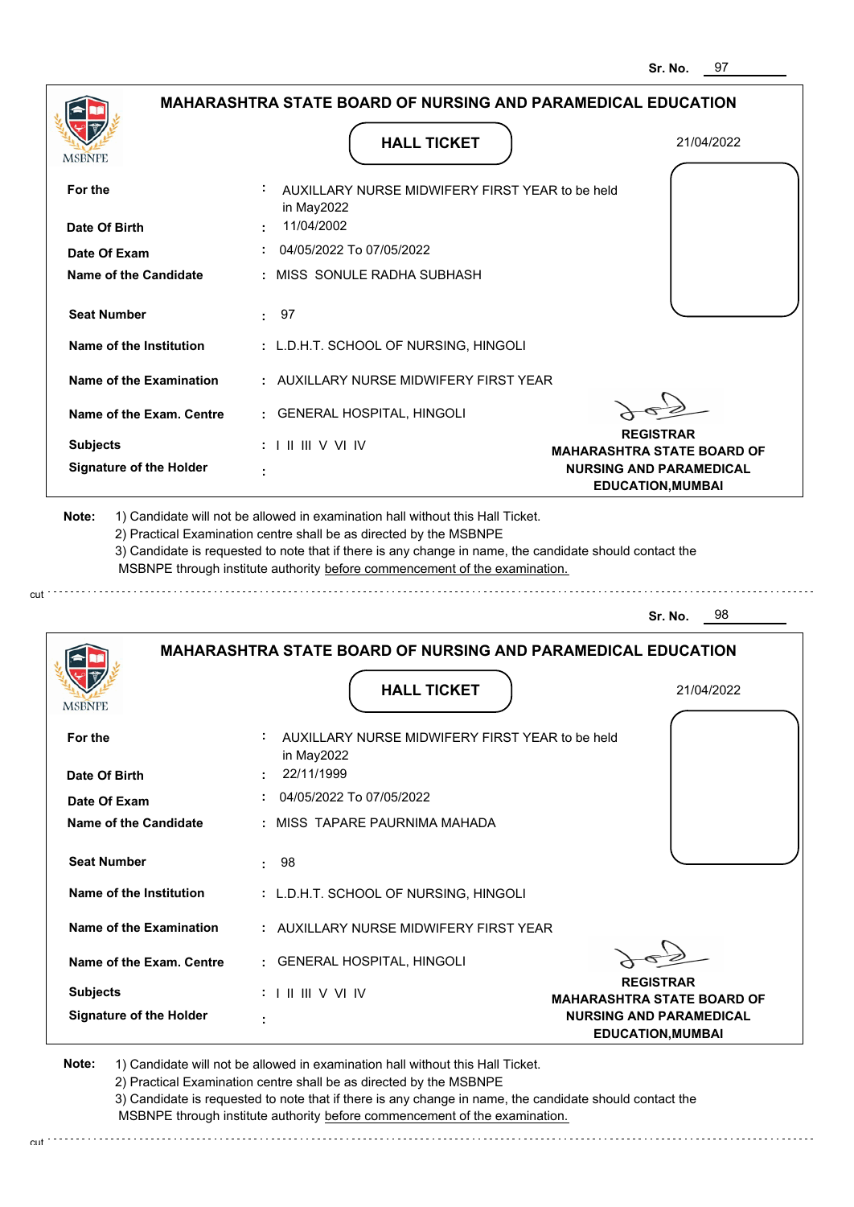Sr. No. 97

## MAHARASHTRA STATE BOARD OF NURSING AND PARAMEDICAL EDUCATION

MSBNPE

### HALL TICKET

21/04/2022

| | | |
|---|---|---|
| **For the** | : | AUXILLARY NURSE MIDWIFERY FIRST YEAR to be held in May2022 |
| **Date Of Birth** | : | 11/04/2002 |
| **Date Of Exam** | : | 04/05/2022 To 07/05/2022 |
| **Name of the Candidate** | : | MISS SONULE RADHA SUBHASH |
| **Seat Number** | : | 97 |
| **Name of the Institution** | : | L.D.H.T. SCHOOL OF NURSING, HINGOLI |
| **Name of the Examination** | : | AUXILLARY NURSE MIDWIFERY FIRST YEAR |
| **Name of the Exam. Centre** | : | GENERAL HOSPITAL, HINGOLI |
| **Subjects** | : | I II III V VI IV |
| **Signature of the Holder** | : | |

**REGISTRAR**
**MAHARASHTRA STATE BOARD OF NURSING AND PARAMEDICAL EDUCATION,MUMBAI**

**Note:**
1) Candidate will not be allowed in examination hall without this Hall Ticket.
2) Practical Examination centre shall be as directed by the MSBNPE
3) Candidate is requested to note that if there is any change in name, the candidate should contact the MSBNPE through institute authority before commencement of the examination.

cut

---

Sr. No. 98

## MAHARASHTRA STATE BOARD OF NURSING AND PARAMEDICAL EDUCATION

MSBNPE

### HALL TICKET

21/04/2022

| | | |
|---|---|---|
| **For the** | : | AUXILLARY NURSE MIDWIFERY FIRST YEAR to be held in May2022 |
| **Date Of Birth** | : | 22/11/1999 |
| **Date Of Exam** | : | 04/05/2022 To 07/05/2022 |
| **Name of the Candidate** | : | MISS TAPARE PAURNIMA MAHADA |
| **Seat Number** | : | 98 |
| **Name of the Institution** | : | L.D.H.T. SCHOOL OF NURSING, HINGOLI |
| **Name of the Examination** | : | AUXILLARY NURSE MIDWIFERY FIRST YEAR |
| **Name of the Exam. Centre** | : | GENERAL HOSPITAL, HINGOLI |
| **Subjects** | : | I II III V VI IV |
| **Signature of the Holder** | : | |

**REGISTRAR**
**MAHARASHTRA STATE BOARD OF NURSING AND PARAMEDICAL EDUCATION,MUMBAI**

**Note:**
1) Candidate will not be allowed in examination hall without this Hall Ticket.
2) Practical Examination centre shall be as directed by the MSBNPE
3) Candidate is requested to note that if there is any change in name, the candidate should contact the MSBNPE through institute authority before commencement of the examination.

cut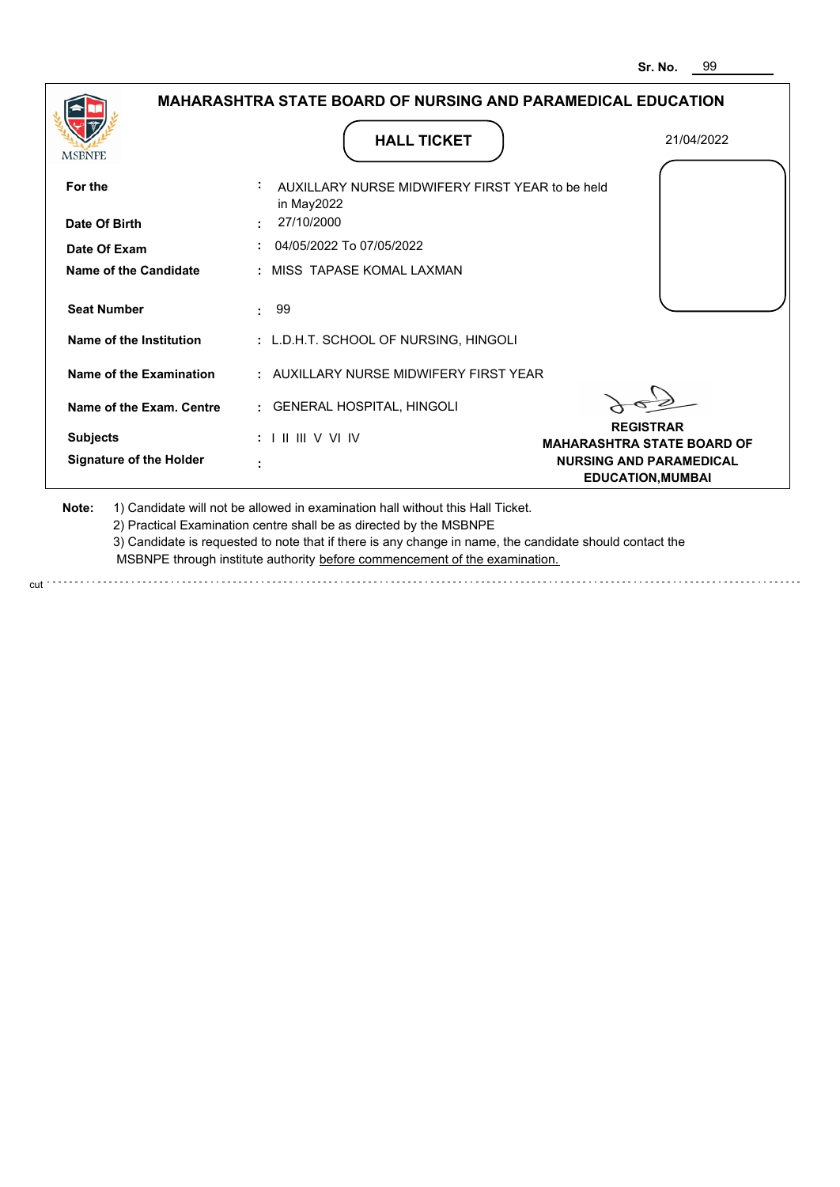Sr. No. 99

# MAHARASHTRA STATE BOARD OF NURSING AND PARAMEDICAL EDUCATION

## HALL TICKET

21/04/2022

MSBNPE

| | | |
|---|---|---|
| **For the** | : | AUXILLARY NURSE MIDWIFERY FIRST YEAR to be held in May2022 |
| **Date Of Birth** | : | 27/10/2000 |
| **Date Of Exam** | : | 04/05/2022 To 07/05/2022 |
| **Name of the Candidate** | : | MISS TAPASE KOMAL LAXMAN |
| **Seat Number** | : | 99 |
| **Name of the Institution** | : | L.D.H.T. SCHOOL OF NURSING, HINGOLI |
| **Name of the Examination** | : | AUXILLARY NURSE MIDWIFERY FIRST YEAR |
| **Name of the Exam. Centre** | : | GENERAL HOSPITAL, HINGOLI |
| **Subjects** | : | I II III V VI IV |
| **Signature of the Holder** | : | |

**REGISTRAR**
**MAHARASHTRA STATE BOARD OF NURSING AND PARAMEDICAL EDUCATION,MUMBAI**

**Note:**
1) Candidate will not be allowed in examination hall without this Hall Ticket.
2) Practical Examination centre shall be as directed by the MSBNPE
3) Candidate is requested to note that if there is any change in name, the candidate should contact the MSBNPE through institute authority before commencement of the examination.

cut